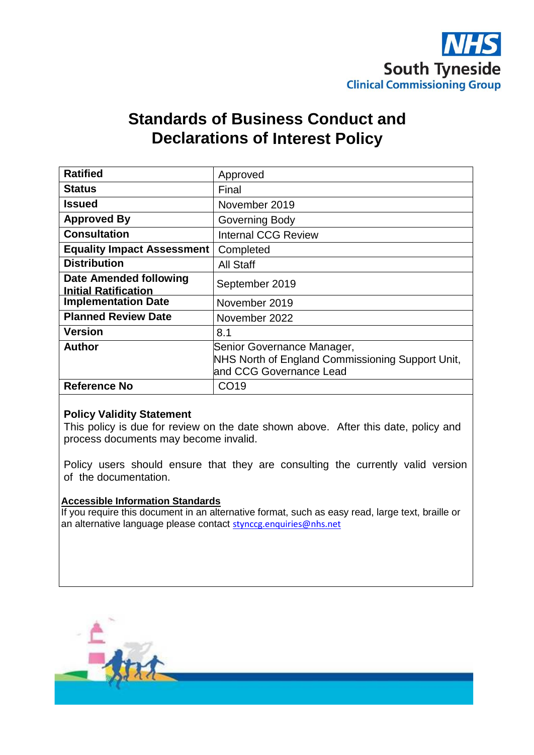NHS South Tyneside Clinical Commissioning Group

# Standards of Business Conduct and Declarations of Interest Policy

| | |
|---|---|
| **Ratified** | Approved |
| **Status** | Final |
| **Issued** | November 2019 |
| **Approved By** | Governing Body |
| **Consultation** | Internal CCG Review |
| **Equality Impact Assessment** | Completed |
| **Distribution** | All Staff |
| **Date Amended following Initial Ratification** | September 2019 |
| **Implementation Date** | November 2019 |
| **Planned Review Date** | November 2022 |
| **Version** | 8.1 |
| **Author** | Senior Governance Manager, NHS North of England Commissioning Support Unit, and CCG Governance Lead |
| **Reference No** | CO19 |

**Policy Validity Statement**

This policy is due for review on the date shown above. After this date, policy and process documents may become invalid.

Policy users should ensure that they are consulting the currently valid version of the documentation.

**Accessible Information Standards**

If you require this document in an alternative format, such as easy read, large text, braille or an alternative language please contact styncc g.enquiries@nhs.net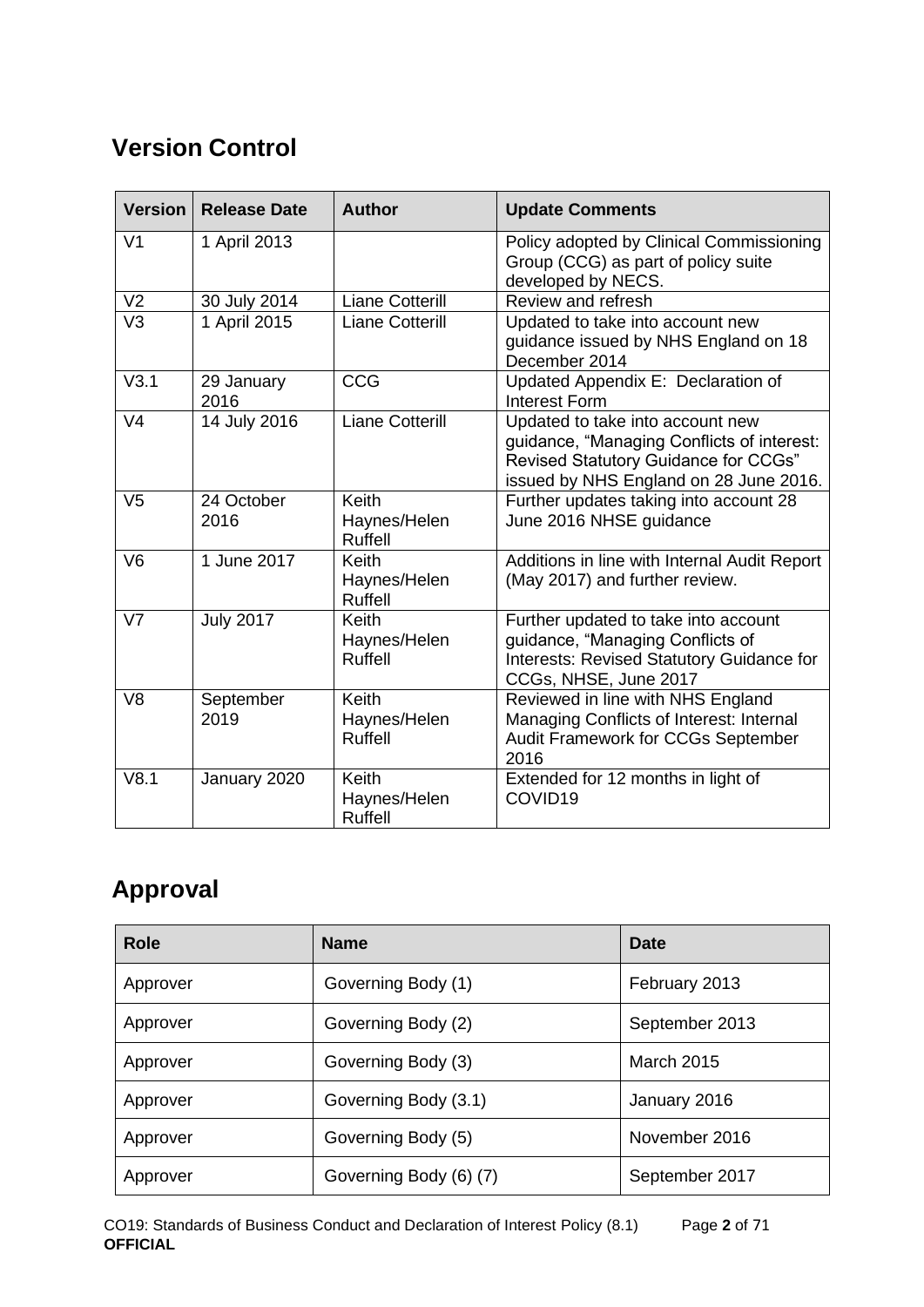## Version Control

| Version | Release Date | Author | Update Comments |
|---|---|---|---|
| V1 | 1 April 2013 | | Policy adopted by Clinical Commissioning Group (CCG) as part of policy suite developed by NECS. |
| V2 | 30 July 2014 | Liane Cotterill | Review and refresh |
| V3 | 1 April 2015 | Liane Cotterill | Updated to take into account new guidance issued by NHS England on 18 December 2014 |
| V3.1 | 29 January 2016 | CCG | Updated Appendix E: Declaration of Interest Form |
| V4 | 14 July 2016 | Liane Cotterill | Updated to take into account new guidance, “Managing Conflicts of interest: Revised Statutory Guidance for CCGs” issued by NHS England on 28 June 2016. |
| V5 | 24 October 2016 | Keith Haynes/Helen Ruffell | Further updates taking into account 28 June 2016 NHSE guidance |
| V6 | 1 June 2017 | Keith Haynes/Helen Ruffell | Additions in line with Internal Audit Report (May 2017) and further review. |
| V7 | July 2017 | Keith Haynes/Helen Ruffell | Further updated to take into account guidance, “Managing Conflicts of Interests: Revised Statutory Guidance for CCGs, NHSE, June 2017 |
| V8 | September 2019 | Keith Haynes/Helen Ruffell | Reviewed in line with NHS England Managing Conflicts of Interest: Internal Audit Framework for CCGs September 2016 |
| V8.1 | January 2020 | Keith Haynes/Helen Ruffell | Extended for 12 months in light of COVID19 |

## Approval

| Role | Name | Date |
|---|---|---|
| Approver | Governing Body (1) | February 2013 |
| Approver | Governing Body (2) | September 2013 |
| Approver | Governing Body (3) | March 2015 |
| Approver | Governing Body (3.1) | January 2016 |
| Approver | Governing Body (5) | November 2016 |
| Approver | Governing Body (6) (7) | September 2017 |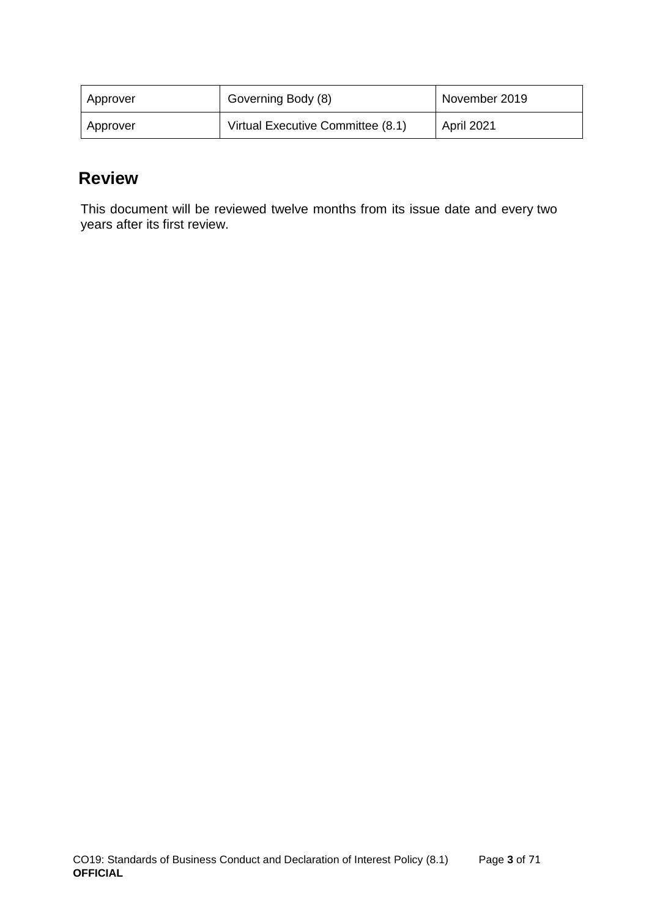| Approver | Governing Body (8) | November 2019 |
|---|---|---|
| Approver | Virtual Executive Committee (8.1) | April 2021 |

## Review

This document will be reviewed twelve months from its issue date and every two years after its first review.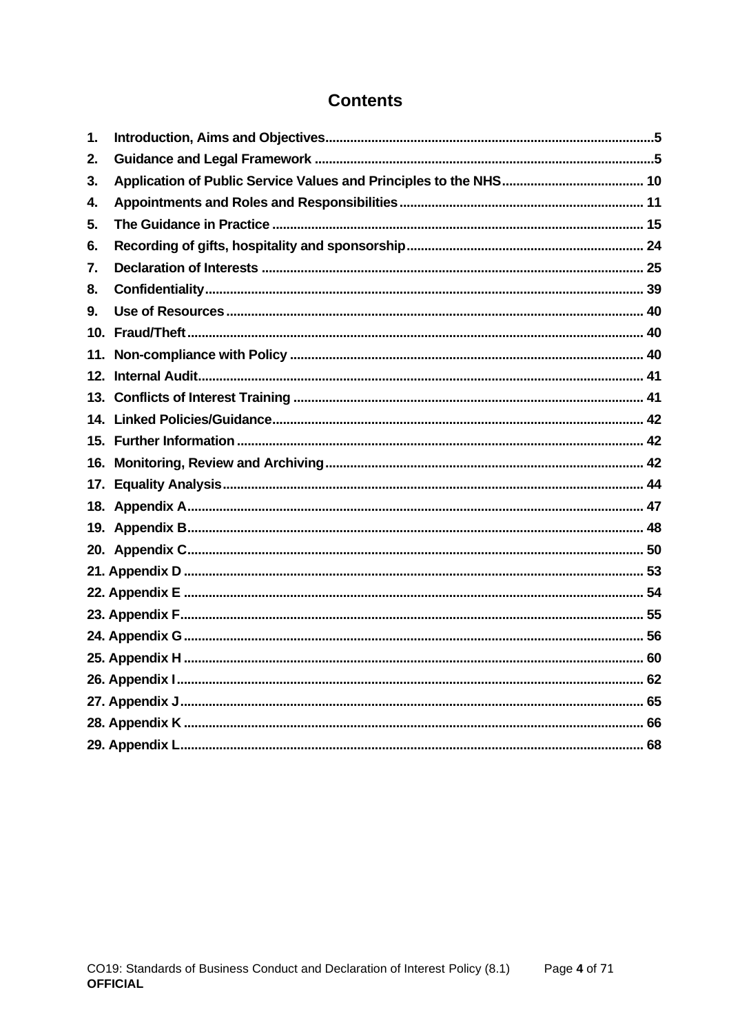# Contents

1. Introduction, Aims and Objectives ... 5
2. Guidance and Legal Framework ... 5
3. Application of Public Service Values and Principles to the NHS ... 10
4. Appointments and Roles and Responsibilities ... 11
5. The Guidance in Practice ... 15
6. Recording of gifts, hospitality and sponsorship ... 24
7. Declaration of Interests ... 25
8. Confidentiality ... 39
9. Use of Resources ... 40
10. Fraud/Theft ... 40
11. Non-compliance with Policy ... 40
12. Internal Audit ... 41
13. Conflicts of Interest Training ... 41
14. Linked Policies/Guidance ... 42
15. Further Information ... 42
16. Monitoring, Review and Archiving ... 42
17. Equality Analysis ... 44
18. Appendix A ... 47
19. Appendix B ... 48
20. Appendix C ... 50
21. Appendix D ... 53
22. Appendix E ... 54
23. Appendix F ... 55
24. Appendix G ... 56
25. Appendix H ... 60
26. Appendix I ... 62
27. Appendix J ... 65
28. Appendix K ... 66
29. Appendix L ... 68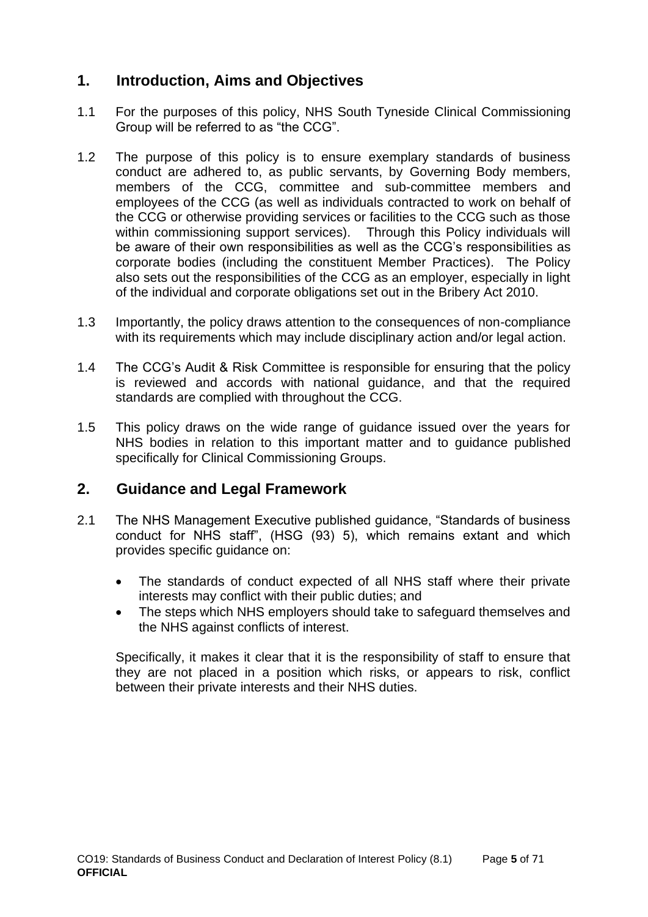## 1. Introduction, Aims and Objectives

1.1 For the purposes of this policy, NHS South Tyneside Clinical Commissioning Group will be referred to as "the CCG".

1.2 The purpose of this policy is to ensure exemplary standards of business conduct are adhered to, as public servants, by Governing Body members, members of the CCG, committee and sub-committee members and employees of the CCG (as well as individuals contracted to work on behalf of the CCG or otherwise providing services or facilities to the CCG such as those within commissioning support services). Through this Policy individuals will be aware of their own responsibilities as well as the CCG's responsibilities as corporate bodies (including the constituent Member Practices). The Policy also sets out the responsibilities of the CCG as an employer, especially in light of the individual and corporate obligations set out in the Bribery Act 2010.

1.3 Importantly, the policy draws attention to the consequences of non-compliance with its requirements which may include disciplinary action and/or legal action.

1.4 The CCG's Audit & Risk Committee is responsible for ensuring that the policy is reviewed and accords with national guidance, and that the required standards are complied with throughout the CCG.

1.5 This policy draws on the wide range of guidance issued over the years for NHS bodies in relation to this important matter and to guidance published specifically for Clinical Commissioning Groups.

## 2. Guidance and Legal Framework

2.1 The NHS Management Executive published guidance, "Standards of business conduct for NHS staff", (HSG (93) 5), which remains extant and which provides specific guidance on:

- The standards of conduct expected of all NHS staff where their private interests may conflict with their public duties; and
- The steps which NHS employers should take to safeguard themselves and the NHS against conflicts of interest.

Specifically, it makes it clear that it is the responsibility of staff to ensure that they are not placed in a position which risks, or appears to risk, conflict between their private interests and their NHS duties.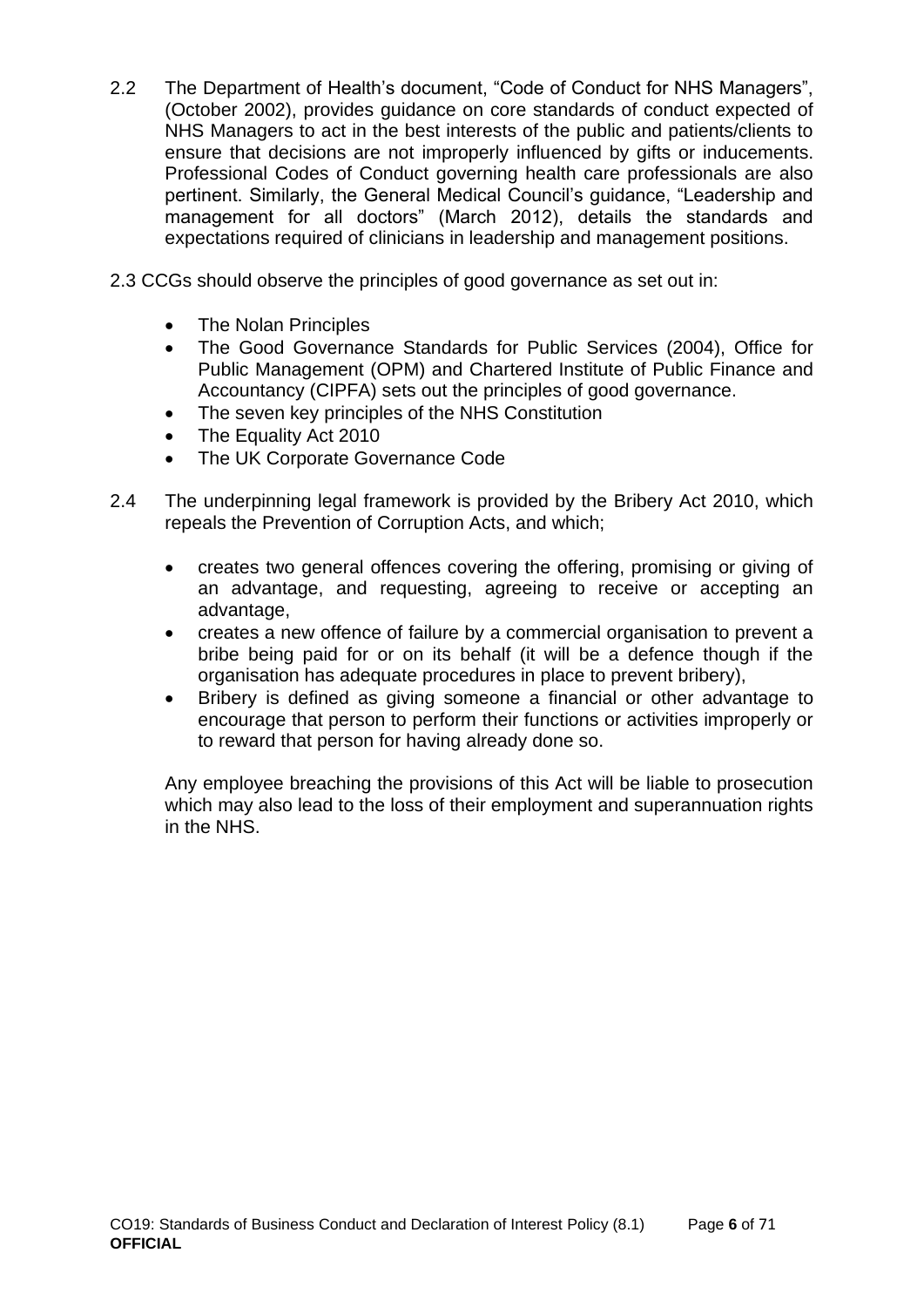2.2 The Department of Health's document, "Code of Conduct for NHS Managers", (October 2002), provides guidance on core standards of conduct expected of NHS Managers to act in the best interests of the public and patients/clients to ensure that decisions are not improperly influenced by gifts or inducements. Professional Codes of Conduct governing health care professionals are also pertinent. Similarly, the General Medical Council's guidance, "Leadership and management for all doctors" (March 2012), details the standards and expectations required of clinicians in leadership and management positions.

2.3 CCGs should observe the principles of good governance as set out in:

- The Nolan Principles
- The Good Governance Standards for Public Services (2004), Office for Public Management (OPM) and Chartered Institute of Public Finance and Accountancy (CIPFA) sets out the principles of good governance.
- The seven key principles of the NHS Constitution
- The Equality Act 2010
- The UK Corporate Governance Code

2.4 The underpinning legal framework is provided by the Bribery Act 2010, which repeals the Prevention of Corruption Acts, and which;

- creates two general offences covering the offering, promising or giving of an advantage, and requesting, agreeing to receive or accepting an advantage,
- creates a new offence of failure by a commercial organisation to prevent a bribe being paid for or on its behalf (it will be a defence though if the organisation has adequate procedures in place to prevent bribery),
- Bribery is defined as giving someone a financial or other advantage to encourage that person to perform their functions or activities improperly or to reward that person for having already done so.

Any employee breaching the provisions of this Act will be liable to prosecution which may also lead to the loss of their employment and superannuation rights in the NHS.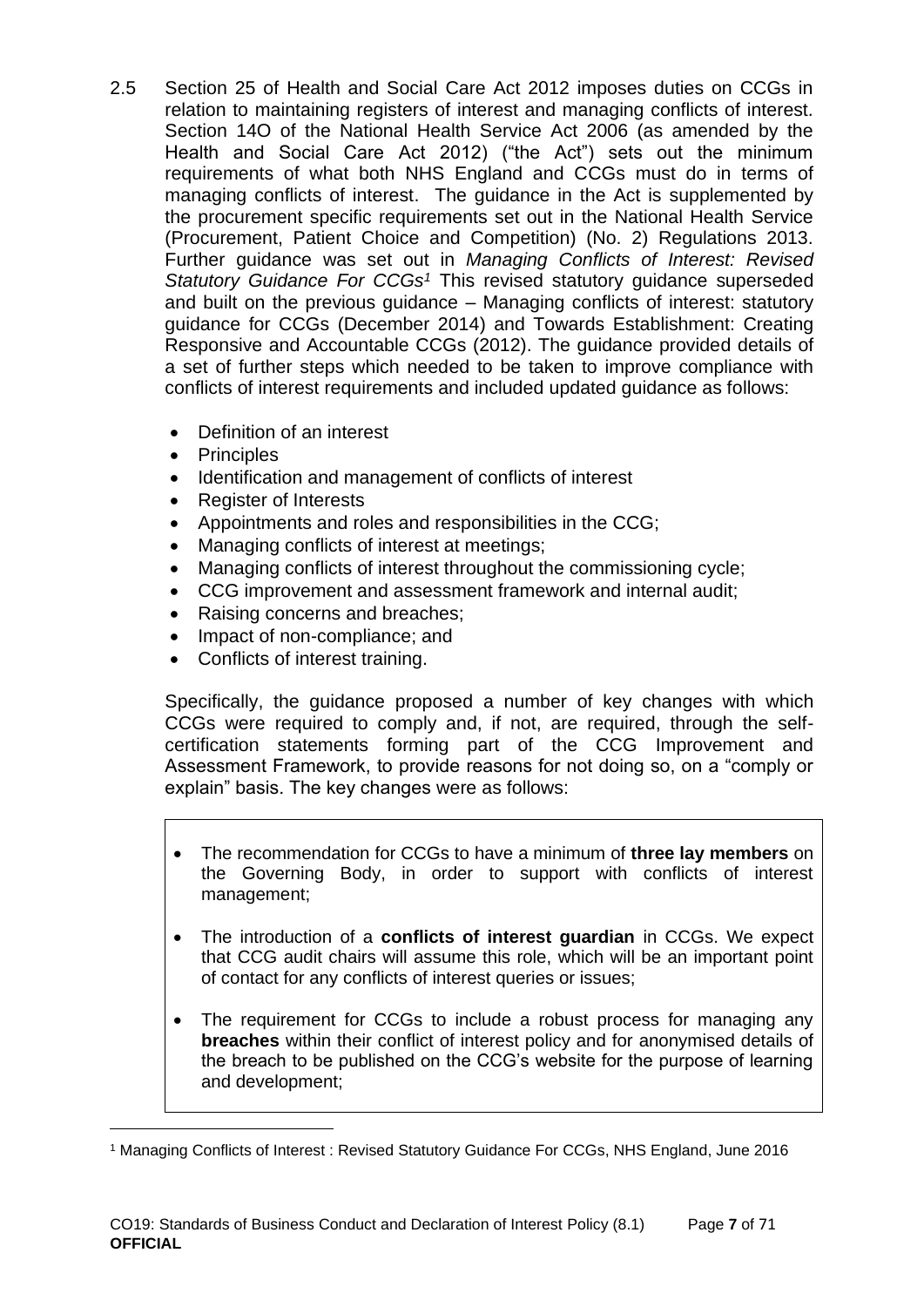2.5 Section 25 of Health and Social Care Act 2012 imposes duties on CCGs in relation to maintaining registers of interest and managing conflicts of interest. Section 14O of the National Health Service Act 2006 (as amended by the Health and Social Care Act 2012) ("the Act") sets out the minimum requirements of what both NHS England and CCGs must do in terms of managing conflicts of interest. The guidance in the Act is supplemented by the procurement specific requirements set out in the National Health Service (Procurement, Patient Choice and Competition) (No. 2) Regulations 2013. Further guidance was set out in *Managing Conflicts of Interest: Revised Statutory Guidance For CCGs*[1] This revised statutory guidance superseded and built on the previous guidance – Managing conflicts of interest: statutory guidance for CCGs (December 2014) and Towards Establishment: Creating Responsive and Accountable CCGs (2012). The guidance provided details of a set of further steps which needed to be taken to improve compliance with conflicts of interest requirements and included updated guidance as follows:

- Definition of an interest
- Principles
- Identification and management of conflicts of interest
- Register of Interests
- Appointments and roles and responsibilities in the CCG;
- Managing conflicts of interest at meetings;
- Managing conflicts of interest throughout the commissioning cycle;
- CCG improvement and assessment framework and internal audit;
- Raising concerns and breaches;
- Impact of non-compliance; and
- Conflicts of interest training.

Specifically, the guidance proposed a number of key changes with which CCGs were required to comply and, if not, are required, through the self-certification statements forming part of the CCG Improvement and Assessment Framework, to provide reasons for not doing so, on a "comply or explain" basis. The key changes were as follows:

- The recommendation for CCGs to have a minimum of **three lay members** on the Governing Body, in order to support with conflicts of interest management;
- The introduction of a **conflicts of interest guardian** in CCGs. We expect that CCG audit chairs will assume this role, which will be an important point of contact for any conflicts of interest queries or issues;
- The requirement for CCGs to include a robust process for managing any **breaches** within their conflict of interest policy and for anonymised details of the breach to be published on the CCG's website for the purpose of learning and development;

[1] Managing Conflicts of Interest : Revised Statutory Guidance For CCGs, NHS England, June 2016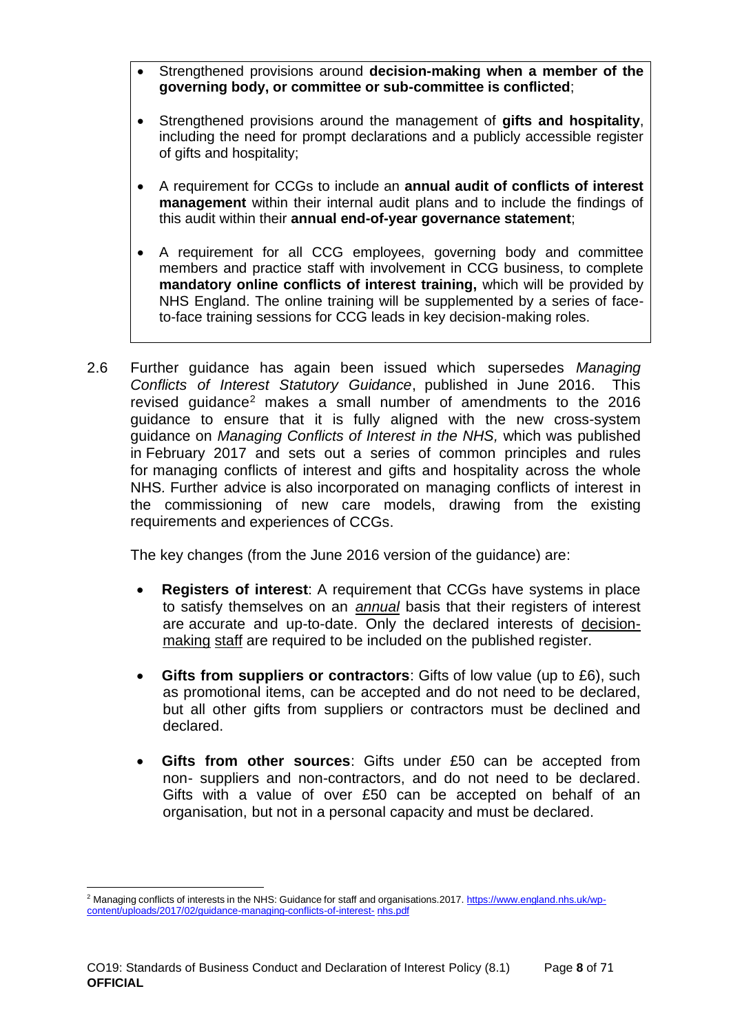- Strengthened provisions around **decision-making when a member of the governing body, or committee or sub-committee is conflicted**;
- Strengthened provisions around the management of **gifts and hospitality**, including the need for prompt declarations and a publicly accessible register of gifts and hospitality;
- A requirement for CCGs to include an **annual audit of conflicts of interest management** within their internal audit plans and to include the findings of this audit within their **annual end-of-year governance statement**;
- A requirement for all CCG employees, governing body and committee members and practice staff with involvement in CCG business, to complete **mandatory online conflicts of interest training,** which will be provided by NHS England. The online training will be supplemented by a series of face-to-face training sessions for CCG leads in key decision-making roles.

2.6 Further guidance has again been issued which supersedes *Managing Conflicts of Interest Statutory Guidance*, published in June 2016. This revised guidance[2] makes a small number of amendments to the 2016 guidance to ensure that it is fully aligned with the new cross-system guidance on *Managing Conflicts of Interest in the NHS,* which was published in February 2017 and sets out a series of common principles and rules for managing conflicts of interest and gifts and hospitality across the whole NHS. Further advice is also incorporated on managing conflicts of interest in the commissioning of new care models, drawing from the existing requirements and experiences of CCGs.

The key changes (from the June 2016 version of the guidance) are:

- **Registers of interest**: A requirement that CCGs have systems in place to satisfy themselves on an *annual* basis that their registers of interest are accurate and up-to-date. Only the declared interests of decision-making staff are required to be included on the published register.
- **Gifts from suppliers or contractors**: Gifts of low value (up to £6), such as promotional items, can be accepted and do not need to be declared, but all other gifts from suppliers or contractors must be declined and declared.
- **Gifts from other sources**: Gifts under £50 can be accepted from non- suppliers and non-contractors, and do not need to be declared. Gifts with a value of over £50 can be accepted on behalf of an organisation, but not in a personal capacity and must be declared.

[2] Managing conflicts of interests in the NHS: Guidance for staff and organisations.2017. https://www.england.nhs.uk/wp-content/uploads/2017/02/guidance-managing-conflicts-of-interest-nhs.pdf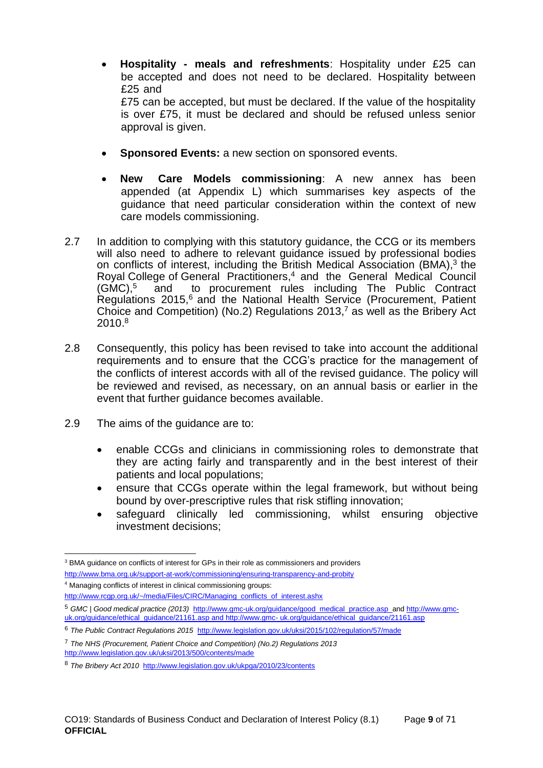- **Hospitality - meals and refreshments**: Hospitality under £25 can be accepted and does not need to be declared. Hospitality between £25 and
  £75 can be accepted, but must be declared. If the value of the hospitality is over £75, it must be declared and should be refused unless senior approval is given.

- **Sponsored Events:** a new section on sponsored events.

- **New Care Models commissioning**: A new annex has been appended (at Appendix L) which summarises key aspects of the guidance that need particular consideration within the context of new care models commissioning.

2.7 In addition to complying with this statutory guidance, the CCG or its members will also need to adhere to relevant guidance issued by professional bodies on conflicts of interest, including the British Medical Association (BMA),[3] the Royal College of General Practitioners,[4] and the General Medical Council (GMC),[5] and to procurement rules including The Public Contract Regulations 2015,[6] and the National Health Service (Procurement, Patient Choice and Competition) (No.2) Regulations 2013,[7] as well as the Bribery Act 2010.[8]

2.8 Consequently, this policy has been revised to take into account the additional requirements and to ensure that the CCG's practice for the management of the conflicts of interest accords with all of the revised guidance. The policy will be reviewed and revised, as necessary, on an annual basis or earlier in the event that further guidance becomes available.

2.9 The aims of the guidance are to:

- enable CCGs and clinicians in commissioning roles to demonstrate that they are acting fairly and transparently and in the best interest of their patients and local populations;
- ensure that CCGs operate within the legal framework, but without being bound by over-prescriptive rules that risk stifling innovation;
- safeguard clinically led commissioning, whilst ensuring objective investment decisions;

---

[3] BMA guidance on conflicts of interest for GPs in their role as commissioners and providers http://www.bma.org.uk/support-at-work/commissioning/ensuring-transparency-and-probity

[4] Managing conflicts of interest in clinical commissioning groups: http://www.rcgp.org.uk/~/media/Files/CIRC/Managing_conflicts_of_interest.ashx

[5] *GMC | Good medical practice (2013)* http://www.gmc-uk.org/guidance/good_medical_practice.asp and http://www.gmc-uk.org/guidance/ethical_guidance/21161.asp and http://www.gmc- uk.org/guidance/ethical_guidance/21161.asp

[6] *The Public Contract Regulations 2015* http://www.legislation.gov.uk/uksi/2015/102/regulation/57/made

[7] *The NHS (Procurement, Patient Choice and Competition) (No.2) Regulations 2013* http://www.legislation.gov.uk/uksi/2013/500/contents/made

[8] *The Bribery Act 2010* http://www.legislation.gov.uk/ukpga/2010/23/contents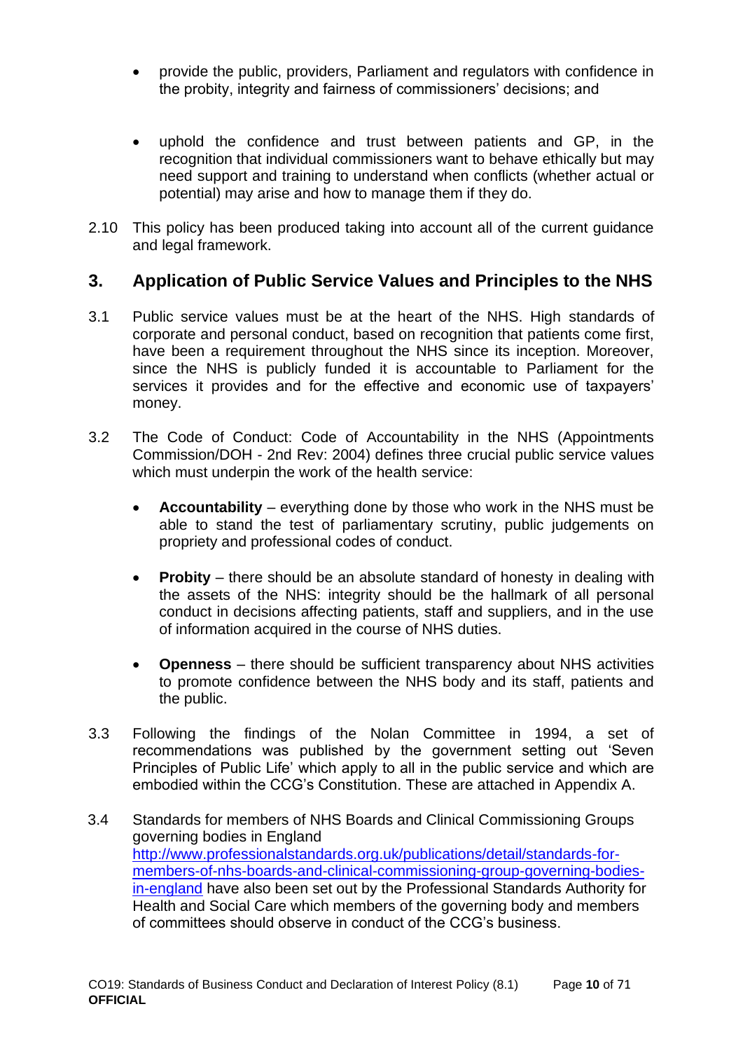- provide the public, providers, Parliament and regulators with confidence in the probity, integrity and fairness of commissioners' decisions; and

- uphold the confidence and trust between patients and GP, in the recognition that individual commissioners want to behave ethically but may need support and training to understand when conflicts (whether actual or potential) may arise and how to manage them if they do.

2.10 This policy has been produced taking into account all of the current guidance and legal framework.

## 3. Application of Public Service Values and Principles to the NHS

3.1 Public service values must be at the heart of the NHS. High standards of corporate and personal conduct, based on recognition that patients come first, have been a requirement throughout the NHS since its inception. Moreover, since the NHS is publicly funded it is accountable to Parliament for the services it provides and for the effective and economic use of taxpayers' money.

3.2 The Code of Conduct: Code of Accountability in the NHS (Appointments Commission/DOH - 2nd Rev: 2004) defines three crucial public service values which must underpin the work of the health service:

- **Accountability** – everything done by those who work in the NHS must be able to stand the test of parliamentary scrutiny, public judgements on propriety and professional codes of conduct.

- **Probity** – there should be an absolute standard of honesty in dealing with the assets of the NHS: integrity should be the hallmark of all personal conduct in decisions affecting patients, staff and suppliers, and in the use of information acquired in the course of NHS duties.

- **Openness** – there should be sufficient transparency about NHS activities to promote confidence between the NHS body and its staff, patients and the public.

3.3 Following the findings of the Nolan Committee in 1994, a set of recommendations was published by the government setting out 'Seven Principles of Public Life' which apply to all in the public service and which are embodied within the CCG's Constitution. These are attached in Appendix A.

3.4 Standards for members of NHS Boards and Clinical Commissioning Groups governing bodies in England [http://www.professionalstandards.org.uk/publications/detail/standards-for-members-of-nhs-boards-and-clinical-commissioning-group-governing-bodies-in-england](http://www.professionalstandards.org.uk/publications/detail/standards-for-members-of-nhs-boards-and-clinical-commissioning-group-governing-bodies-in-england) have also been set out by the Professional Standards Authority for Health and Social Care which members of the governing body and members of committees should observe in conduct of the CCG's business.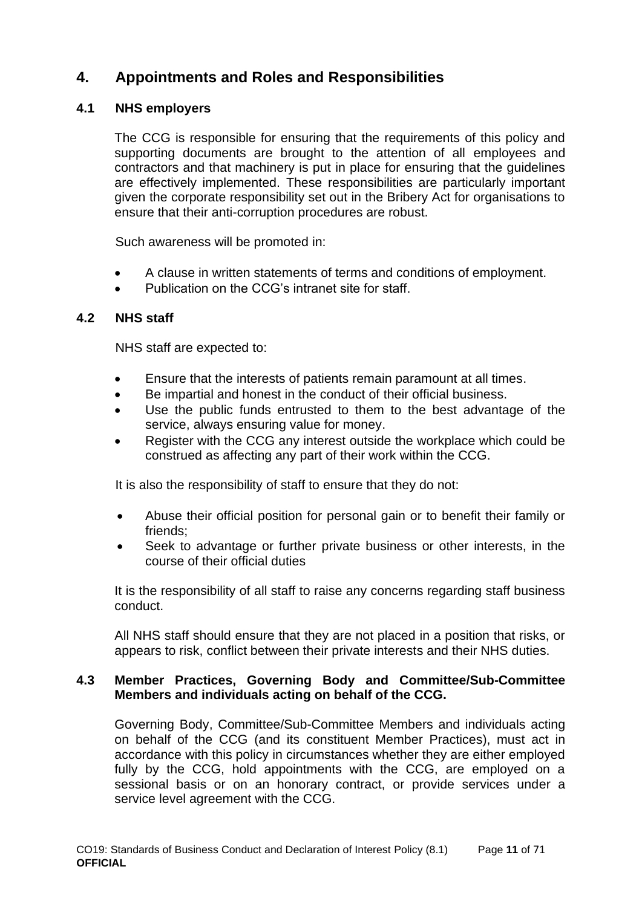## 4. Appointments and Roles and Responsibilities

### 4.1 NHS employers

The CCG is responsible for ensuring that the requirements of this policy and supporting documents are brought to the attention of all employees and contractors and that machinery is put in place for ensuring that the guidelines are effectively implemented. These responsibilities are particularly important given the corporate responsibility set out in the Bribery Act for organisations to ensure that their anti-corruption procedures are robust.

Such awareness will be promoted in:

- A clause in written statements of terms and conditions of employment.
- Publication on the CCG's intranet site for staff.

### 4.2 NHS staff

NHS staff are expected to:

- Ensure that the interests of patients remain paramount at all times.
- Be impartial and honest in the conduct of their official business.
- Use the public funds entrusted to them to the best advantage of the service, always ensuring value for money.
- Register with the CCG any interest outside the workplace which could be construed as affecting any part of their work within the CCG.

It is also the responsibility of staff to ensure that they do not:

- Abuse their official position for personal gain or to benefit their family or friends;
- Seek to advantage or further private business or other interests, in the course of their official duties

It is the responsibility of all staff to raise any concerns regarding staff business conduct.

All NHS staff should ensure that they are not placed in a position that risks, or appears to risk, conflict between their private interests and their NHS duties.

### 4.3 Member Practices, Governing Body and Committee/Sub-Committee Members and individuals acting on behalf of the CCG.

Governing Body, Committee/Sub-Committee Members and individuals acting on behalf of the CCG (and its constituent Member Practices), must act in accordance with this policy in circumstances whether they are either employed fully by the CCG, hold appointments with the CCG, are employed on a sessional basis or on an honorary contract, or provide services under a service level agreement with the CCG.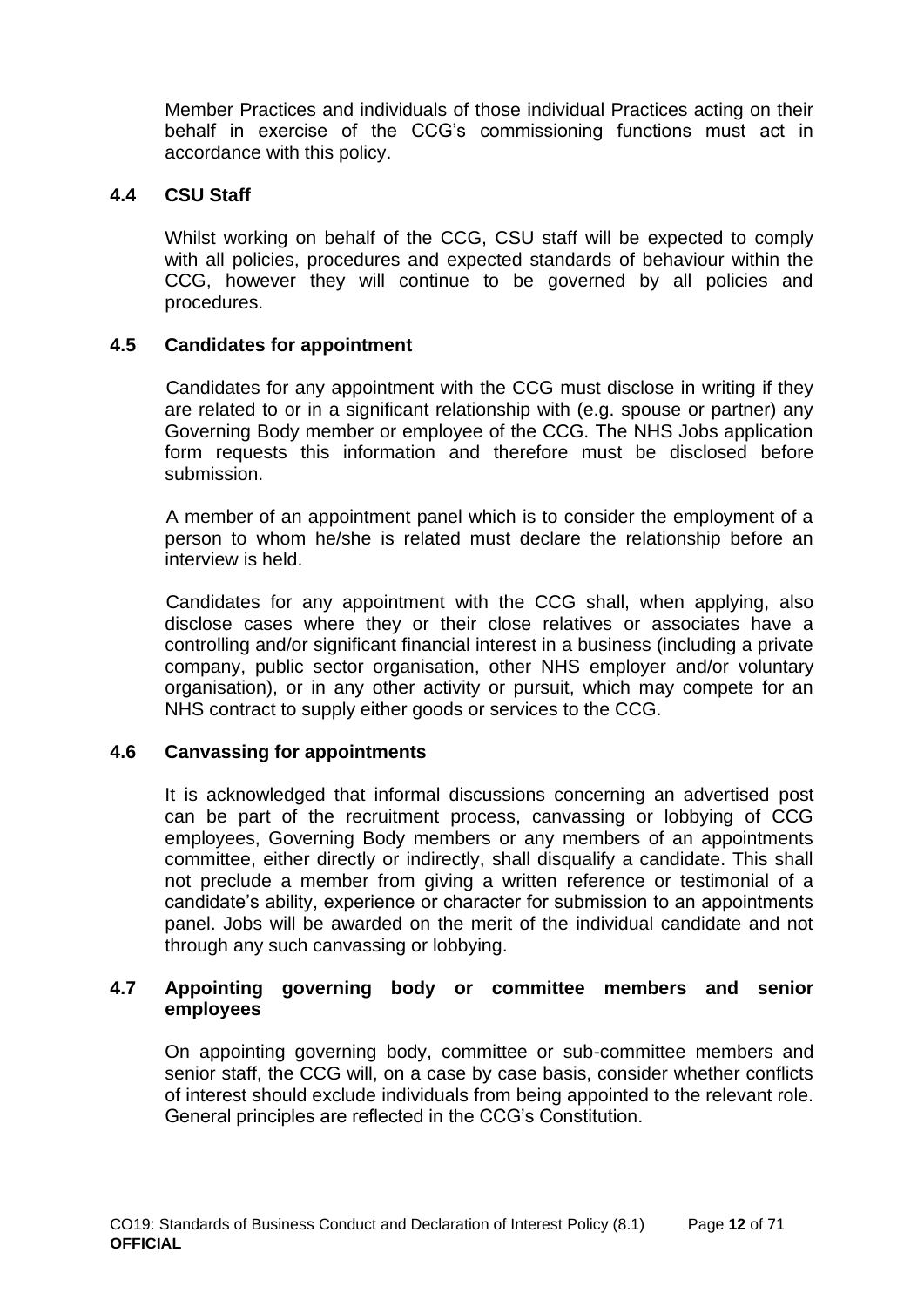Member Practices and individuals of those individual Practices acting on their behalf in exercise of the CCG's commissioning functions must act in accordance with this policy.

### 4.4 CSU Staff

Whilst working on behalf of the CCG, CSU staff will be expected to comply with all policies, procedures and expected standards of behaviour within the CCG, however they will continue to be governed by all policies and procedures.

### 4.5 Candidates for appointment

Candidates for any appointment with the CCG must disclose in writing if they are related to or in a significant relationship with (e.g. spouse or partner) any Governing Body member or employee of the CCG. The NHS Jobs application form requests this information and therefore must be disclosed before submission.

A member of an appointment panel which is to consider the employment of a person to whom he/she is related must declare the relationship before an interview is held.

Candidates for any appointment with the CCG shall, when applying, also disclose cases where they or their close relatives or associates have a controlling and/or significant financial interest in a business (including a private company, public sector organisation, other NHS employer and/or voluntary organisation), or in any other activity or pursuit, which may compete for an NHS contract to supply either goods or services to the CCG.

### 4.6 Canvassing for appointments

It is acknowledged that informal discussions concerning an advertised post can be part of the recruitment process, canvassing or lobbying of CCG employees, Governing Body members or any members of an appointments committee, either directly or indirectly, shall disqualify a candidate. This shall not preclude a member from giving a written reference or testimonial of a candidate's ability, experience or character for submission to an appointments panel. Jobs will be awarded on the merit of the individual candidate and not through any such canvassing or lobbying.

### 4.7 Appointing governing body or committee members and senior employees

On appointing governing body, committee or sub-committee members and senior staff, the CCG will, on a case by case basis, consider whether conflicts of interest should exclude individuals from being appointed to the relevant role. General principles are reflected in the CCG's Constitution.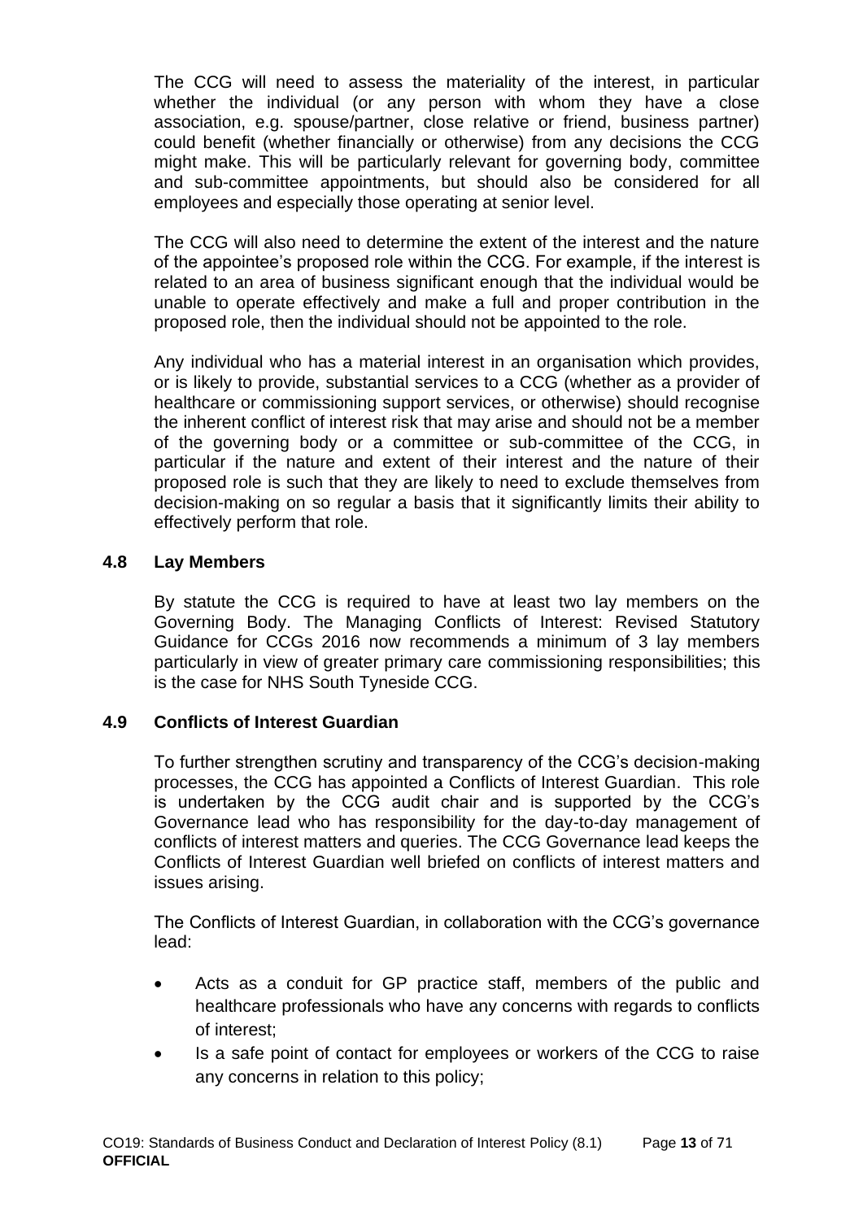The CCG will need to assess the materiality of the interest, in particular whether the individual (or any person with whom they have a close association, e.g. spouse/partner, close relative or friend, business partner) could benefit (whether financially or otherwise) from any decisions the CCG might make. This will be particularly relevant for governing body, committee and sub-committee appointments, but should also be considered for all employees and especially those operating at senior level.

The CCG will also need to determine the extent of the interest and the nature of the appointee's proposed role within the CCG. For example, if the interest is related to an area of business significant enough that the individual would be unable to operate effectively and make a full and proper contribution in the proposed role, then the individual should not be appointed to the role.

Any individual who has a material interest in an organisation which provides, or is likely to provide, substantial services to a CCG (whether as a provider of healthcare or commissioning support services, or otherwise) should recognise the inherent conflict of interest risk that may arise and should not be a member of the governing body or a committee or sub-committee of the CCG, in particular if the nature and extent of their interest and the nature of their proposed role is such that they are likely to need to exclude themselves from decision-making on so regular a basis that it significantly limits their ability to effectively perform that role.

### 4.8 Lay Members

By statute the CCG is required to have at least two lay members on the Governing Body. The Managing Conflicts of Interest: Revised Statutory Guidance for CCGs 2016 now recommends a minimum of 3 lay members particularly in view of greater primary care commissioning responsibilities; this is the case for NHS South Tyneside CCG.

### 4.9 Conflicts of Interest Guardian

To further strengthen scrutiny and transparency of the CCG's decision-making processes, the CCG has appointed a Conflicts of Interest Guardian. This role is undertaken by the CCG audit chair and is supported by the CCG's Governance lead who has responsibility for the day-to-day management of conflicts of interest matters and queries. The CCG Governance lead keeps the Conflicts of Interest Guardian well briefed on conflicts of interest matters and issues arising.

The Conflicts of Interest Guardian, in collaboration with the CCG's governance lead:

- Acts as a conduit for GP practice staff, members of the public and healthcare professionals who have any concerns with regards to conflicts of interest;
- Is a safe point of contact for employees or workers of the CCG to raise any concerns in relation to this policy;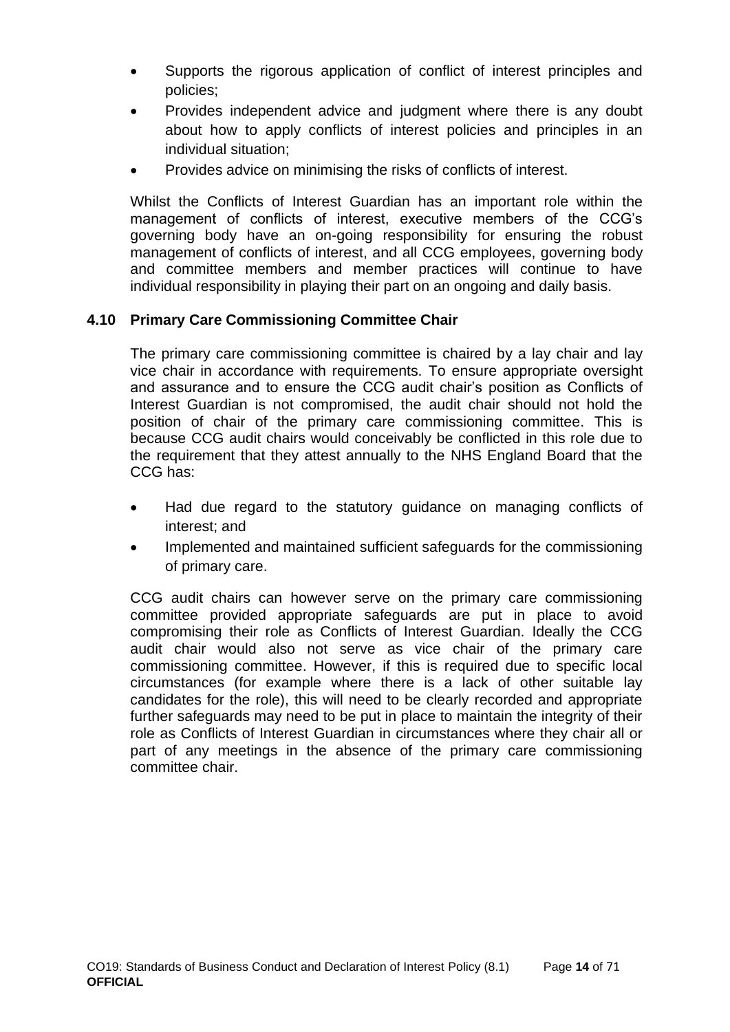- Supports the rigorous application of conflict of interest principles and policies;
- Provides independent advice and judgment where there is any doubt about how to apply conflicts of interest policies and principles in an individual situation;
- Provides advice on minimising the risks of conflicts of interest.

Whilst the Conflicts of Interest Guardian has an important role within the management of conflicts of interest, executive members of the CCG's governing body have an on-going responsibility for ensuring the robust management of conflicts of interest, and all CCG employees, governing body and committee members and member practices will continue to have individual responsibility in playing their part on an ongoing and daily basis.

### 4.10 Primary Care Commissioning Committee Chair

The primary care commissioning committee is chaired by a lay chair and lay vice chair in accordance with requirements. To ensure appropriate oversight and assurance and to ensure the CCG audit chair's position as Conflicts of Interest Guardian is not compromised, the audit chair should not hold the position of chair of the primary care commissioning committee. This is because CCG audit chairs would conceivably be conflicted in this role due to the requirement that they attest annually to the NHS England Board that the CCG has:

- Had due regard to the statutory guidance on managing conflicts of interest; and
- Implemented and maintained sufficient safeguards for the commissioning of primary care.

CCG audit chairs can however serve on the primary care commissioning committee provided appropriate safeguards are put in place to avoid compromising their role as Conflicts of Interest Guardian. Ideally the CCG audit chair would also not serve as vice chair of the primary care commissioning committee. However, if this is required due to specific local circumstances (for example where there is a lack of other suitable lay candidates for the role), this will need to be clearly recorded and appropriate further safeguards may need to be put in place to maintain the integrity of their role as Conflicts of Interest Guardian in circumstances where they chair all or part of any meetings in the absence of the primary care commissioning committee chair.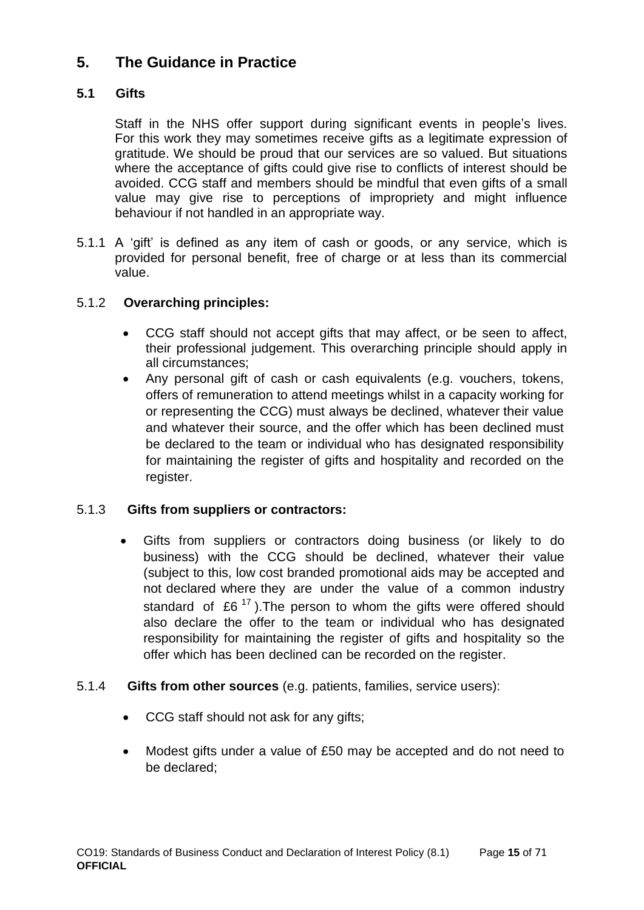## 5. The Guidance in Practice

### 5.1 Gifts

Staff in the NHS offer support during significant events in people's lives. For this work they may sometimes receive gifts as a legitimate expression of gratitude. We should be proud that our services are so valued. But situations where the acceptance of gifts could give rise to conflicts of interest should be avoided. CCG staff and members should be mindful that even gifts of a small value may give rise to perceptions of impropriety and might influence behaviour if not handled in an appropriate way.

5.1.1 A 'gift' is defined as any item of cash or goods, or any service, which is provided for personal benefit, free of charge or at less than its commercial value.

5.1.2 **Overarching principles:**

- CCG staff should not accept gifts that may affect, or be seen to affect, their professional judgement. This overarching principle should apply in all circumstances;
- Any personal gift of cash or cash equivalents (e.g. vouchers, tokens, offers of remuneration to attend meetings whilst in a capacity working for or representing the CCG) must always be declined, whatever their value and whatever their source, and the offer which has been declined must be declared to the team or individual who has designated responsibility for maintaining the register of gifts and hospitality and recorded on the register.

5.1.3 **Gifts from suppliers or contractors:**

- Gifts from suppliers or contractors doing business (or likely to do business) with the CCG should be declined, whatever their value (subject to this, low cost branded promotional aids may be accepted and not declared where they are under the value of a common industry standard of £6 [17]).The person to whom the gifts were offered should also declare the offer to the team or individual who has designated responsibility for maintaining the register of gifts and hospitality so the offer which has been declined can be recorded on the register.

5.1.4 **Gifts from other sources** (e.g. patients, families, service users):

- CCG staff should not ask for any gifts;
- Modest gifts under a value of £50 may be accepted and do not need to be declared;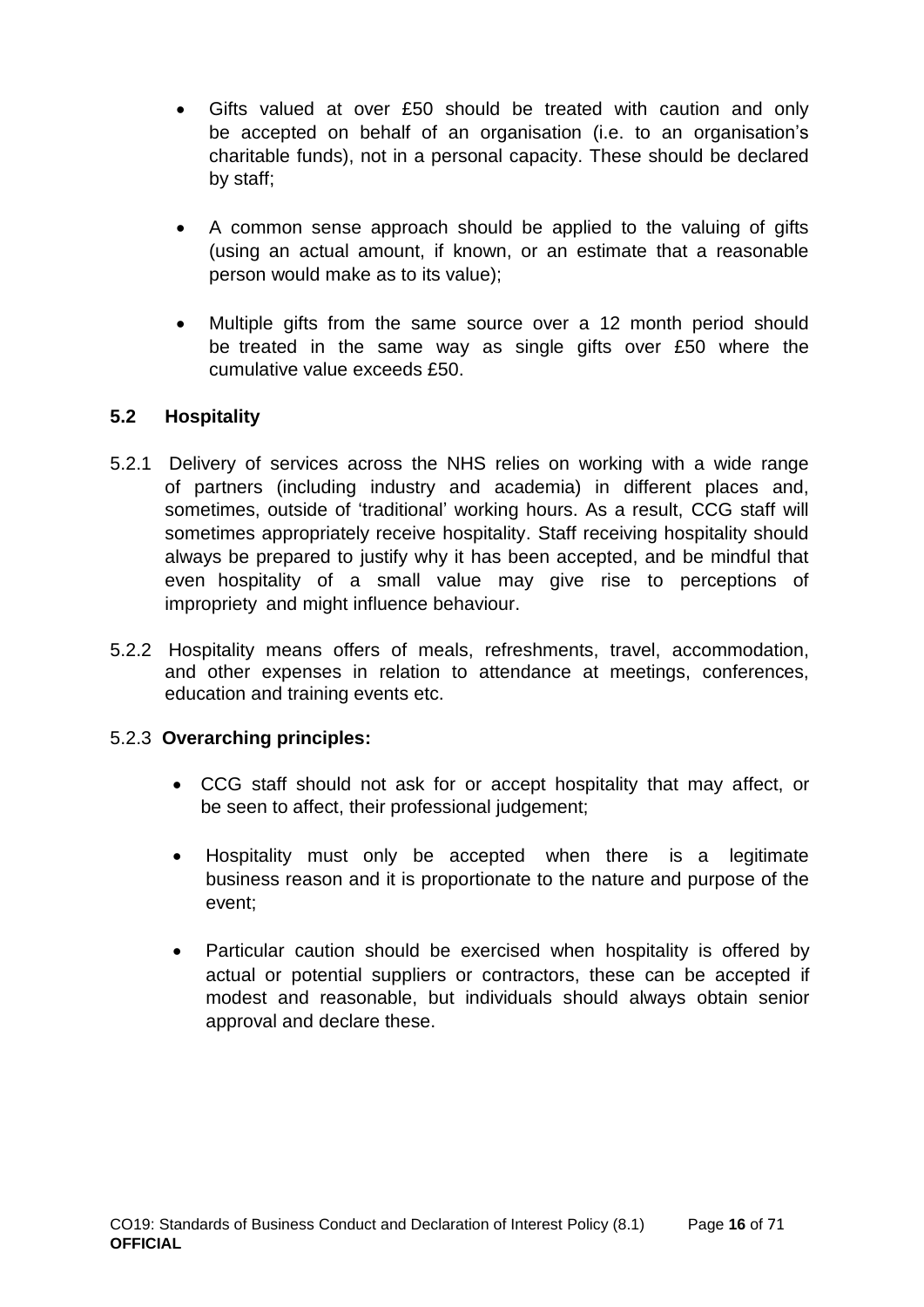- Gifts valued at over £50 should be treated with caution and only be accepted on behalf of an organisation (i.e. to an organisation's charitable funds), not in a personal capacity. These should be declared by staff;

- A common sense approach should be applied to the valuing of gifts (using an actual amount, if known, or an estimate that a reasonable person would make as to its value);

- Multiple gifts from the same source over a 12 month period should be treated in the same way as single gifts over £50 where the cumulative value exceeds £50.

## 5.2 Hospitality

5.2.1 Delivery of services across the NHS relies on working with a wide range of partners (including industry and academia) in different places and, sometimes, outside of 'traditional' working hours. As a result, CCG staff will sometimes appropriately receive hospitality. Staff receiving hospitality should always be prepared to justify why it has been accepted, and be mindful that even hospitality of a small value may give rise to perceptions of impropriety and might influence behaviour.

5.2.2 Hospitality means offers of meals, refreshments, travel, accommodation, and other expenses in relation to attendance at meetings, conferences, education and training events etc.

5.2.3 **Overarching principles:**

- CCG staff should not ask for or accept hospitality that may affect, or be seen to affect, their professional judgement;

- Hospitality must only be accepted when there is a legitimate business reason and it is proportionate to the nature and purpose of the event;

- Particular caution should be exercised when hospitality is offered by actual or potential suppliers or contractors, these can be accepted if modest and reasonable, but individuals should always obtain senior approval and declare these.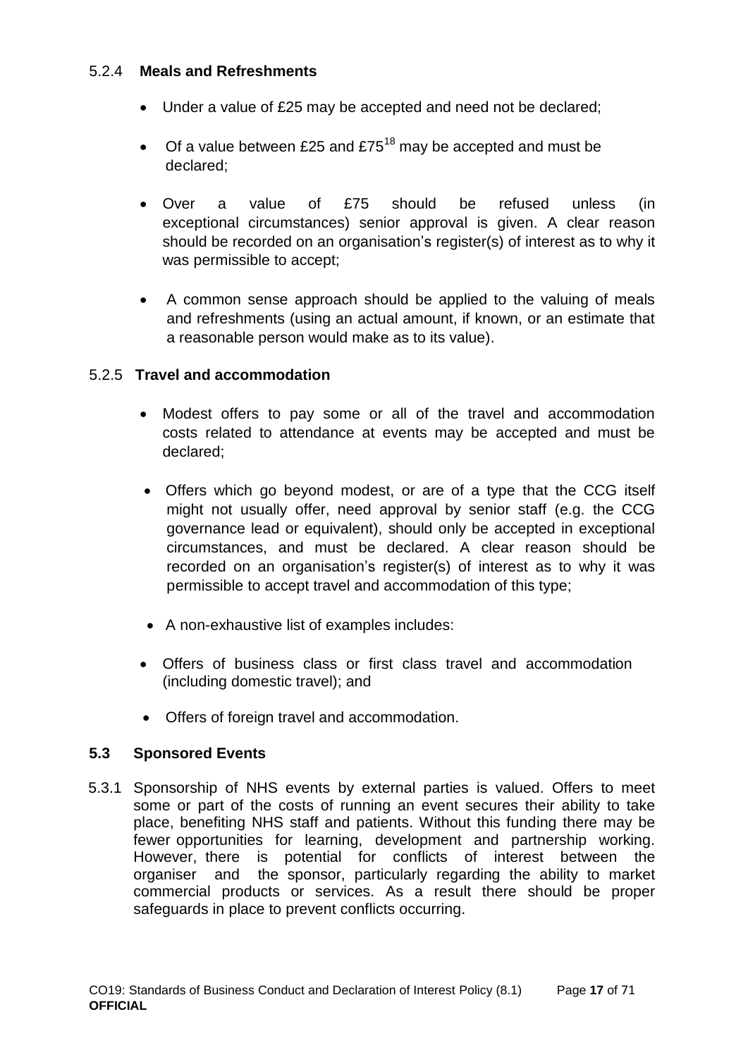#### 5.2.4 **Meals and Refreshments**

- Under a value of £25 may be accepted and need not be declared;
- Of a value between £25 and £75[18] may be accepted and must be declared;
- Over a value of £75 should be refused unless (in exceptional circumstances) senior approval is given. A clear reason should be recorded on an organisation's register(s) of interest as to why it was permissible to accept;
- A common sense approach should be applied to the valuing of meals and refreshments (using an actual amount, if known, or an estimate that a reasonable person would make as to its value).

#### 5.2.5 **Travel and accommodation**

- Modest offers to pay some or all of the travel and accommodation costs related to attendance at events may be accepted and must be declared;
- Offers which go beyond modest, or are of a type that the CCG itself might not usually offer, need approval by senior staff (e.g. the CCG governance lead or equivalent), should only be accepted in exceptional circumstances, and must be declared. A clear reason should be recorded on an organisation's register(s) of interest as to why it was permissible to accept travel and accommodation of this type;
- A non-exhaustive list of examples includes:
- Offers of business class or first class travel and accommodation (including domestic travel); and
- Offers of foreign travel and accommodation.

### 5.3 Sponsored Events

5.3.1 Sponsorship of NHS events by external parties is valued. Offers to meet some or part of the costs of running an event secures their ability to take place, benefiting NHS staff and patients. Without this funding there may be fewer opportunities for learning, development and partnership working. However, there is potential for conflicts of interest between the organiser and the sponsor, particularly regarding the ability to market commercial products or services. As a result there should be proper safeguards in place to prevent conflicts occurring.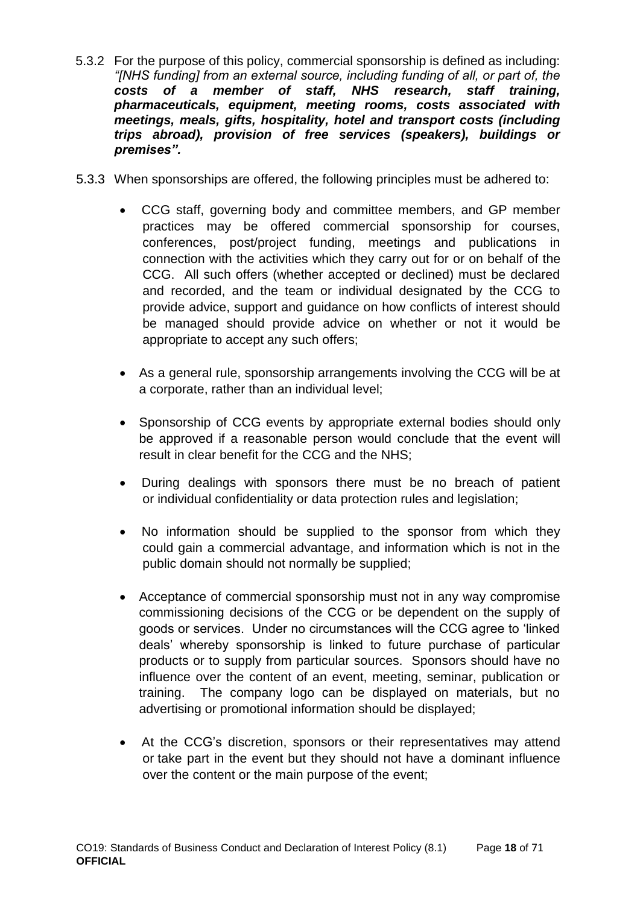5.3.2 For the purpose of this policy, commercial sponsorship is defined as including: *"[NHS funding] from an external source, including funding of all, or part of, the* ***costs of a member of staff, NHS research, staff training, pharmaceuticals, equipment, meeting rooms, costs associated with meetings, meals, gifts, hospitality, hotel and transport costs (including trips abroad), provision of free services (speakers), buildings or premises".***

5.3.3 When sponsorships are offered, the following principles must be adhered to:

- CCG staff, governing body and committee members, and GP member practices may be offered commercial sponsorship for courses, conferences, post/project funding, meetings and publications in connection with the activities which they carry out for or on behalf of the CCG. All such offers (whether accepted or declined) must be declared and recorded, and the team or individual designated by the CCG to provide advice, support and guidance on how conflicts of interest should be managed should provide advice on whether or not it would be appropriate to accept any such offers;
- As a general rule, sponsorship arrangements involving the CCG will be at a corporate, rather than an individual level;
- Sponsorship of CCG events by appropriate external bodies should only be approved if a reasonable person would conclude that the event will result in clear benefit for the CCG and the NHS;
- During dealings with sponsors there must be no breach of patient or individual confidentiality or data protection rules and legislation;
- No information should be supplied to the sponsor from which they could gain a commercial advantage, and information which is not in the public domain should not normally be supplied;
- Acceptance of commercial sponsorship must not in any way compromise commissioning decisions of the CCG or be dependent on the supply of goods or services. Under no circumstances will the CCG agree to 'linked deals' whereby sponsorship is linked to future purchase of particular products or to supply from particular sources. Sponsors should have no influence over the content of an event, meeting, seminar, publication or training. The company logo can be displayed on materials, but no advertising or promotional information should be displayed;
- At the CCG's discretion, sponsors or their representatives may attend or take part in the event but they should not have a dominant influence over the content or the main purpose of the event;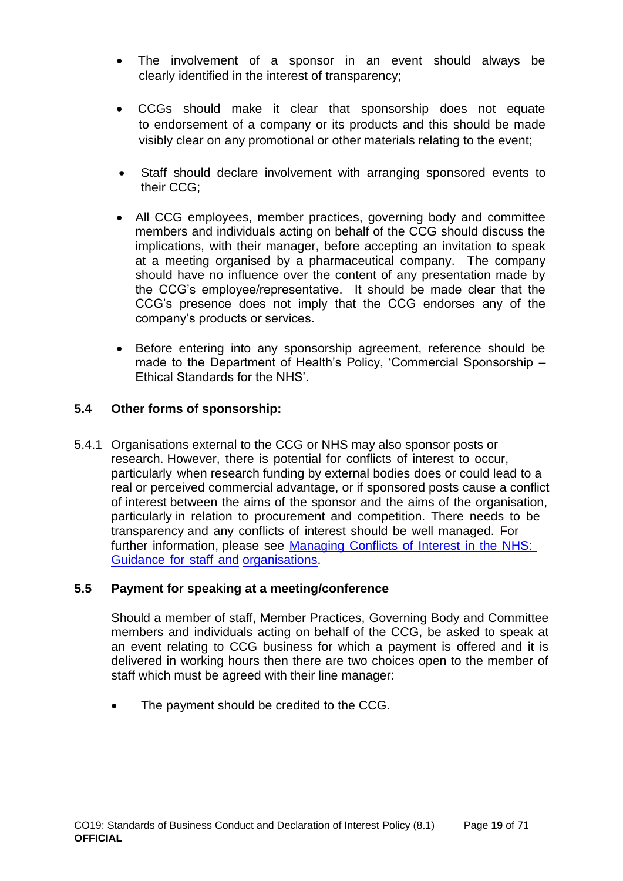- The involvement of a sponsor in an event should always be clearly identified in the interest of transparency;

- CCGs should make it clear that sponsorship does not equate to endorsement of a company or its products and this should be made visibly clear on any promotional or other materials relating to the event;

- Staff should declare involvement with arranging sponsored events to their CCG;

- All CCG employees, member practices, governing body and committee members and individuals acting on behalf of the CCG should discuss the implications, with their manager, before accepting an invitation to speak at a meeting organised by a pharmaceutical company. The company should have no influence over the content of any presentation made by the CCG's employee/representative. It should be made clear that the CCG's presence does not imply that the CCG endorses any of the company's products or services.

- Before entering into any sponsorship agreement, reference should be made to the Department of Health's Policy, 'Commercial Sponsorship – Ethical Standards for the NHS'.

### 5.4 Other forms of sponsorship:

5.4.1 Organisations external to the CCG or NHS may also sponsor posts or research. However, there is potential for conflicts of interest to occur, particularly when research funding by external bodies does or could lead to a real or perceived commercial advantage, or if sponsored posts cause a conflict of interest between the aims of the sponsor and the aims of the organisation, particularly in relation to procurement and competition. There needs to be transparency and any conflicts of interest should be well managed. For further information, please see [Managing Conflicts of Interest in the NHS: Guidance for staff and organisations](#).

### 5.5 Payment for speaking at a meeting/conference

Should a member of staff, Member Practices, Governing Body and Committee members and individuals acting on behalf of the CCG, be asked to speak at an event relating to CCG business for which a payment is offered and it is delivered in working hours then there are two choices open to the member of staff which must be agreed with their line manager:

- The payment should be credited to the CCG.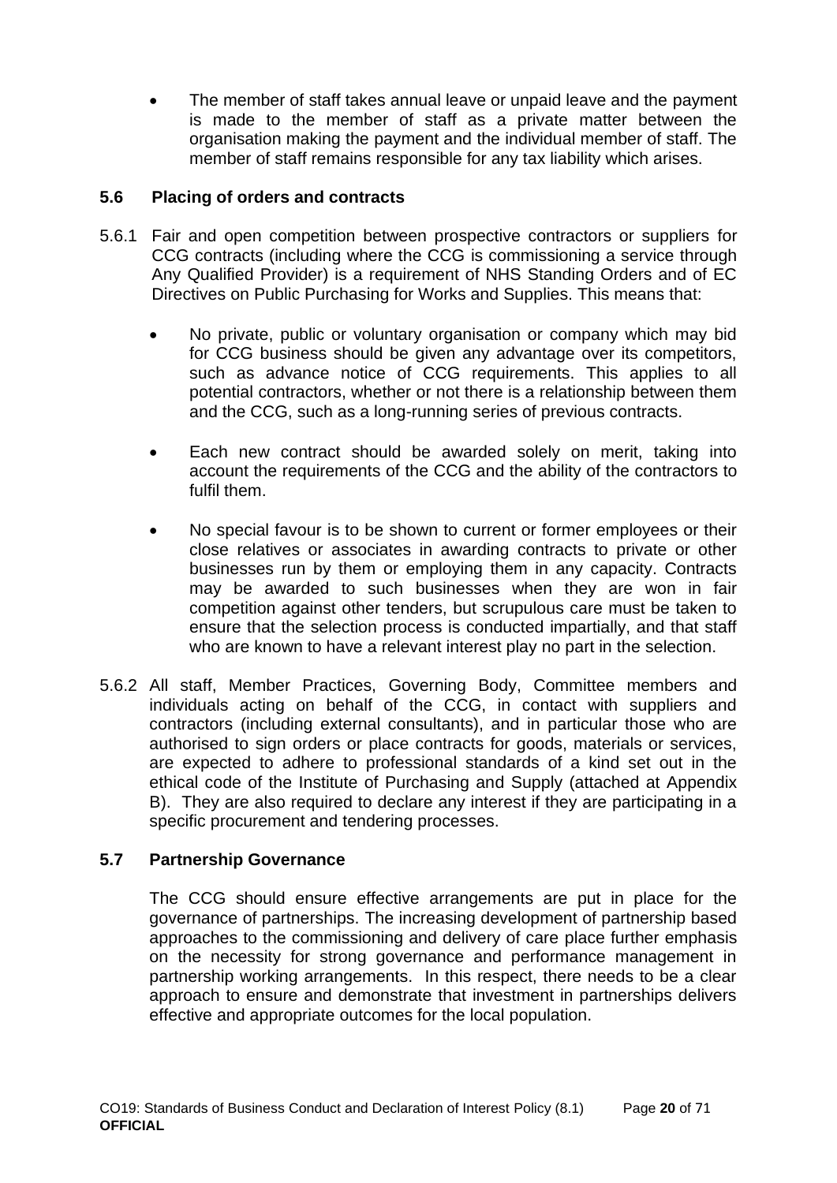- The member of staff takes annual leave or unpaid leave and the payment is made to the member of staff as a private matter between the organisation making the payment and the individual member of staff. The member of staff remains responsible for any tax liability which arises.

### 5.6 Placing of orders and contracts

5.6.1 Fair and open competition between prospective contractors or suppliers for CCG contracts (including where the CCG is commissioning a service through Any Qualified Provider) is a requirement of NHS Standing Orders and of EC Directives on Public Purchasing for Works and Supplies. This means that:

- No private, public or voluntary organisation or company which may bid for CCG business should be given any advantage over its competitors, such as advance notice of CCG requirements. This applies to all potential contractors, whether or not there is a relationship between them and the CCG, such as a long-running series of previous contracts.

- Each new contract should be awarded solely on merit, taking into account the requirements of the CCG and the ability of the contractors to fulfil them.

- No special favour is to be shown to current or former employees or their close relatives or associates in awarding contracts to private or other businesses run by them or employing them in any capacity. Contracts may be awarded to such businesses when they are won in fair competition against other tenders, but scrupulous care must be taken to ensure that the selection process is conducted impartially, and that staff who are known to have a relevant interest play no part in the selection.

5.6.2 All staff, Member Practices, Governing Body, Committee members and individuals acting on behalf of the CCG, in contact with suppliers and contractors (including external consultants), and in particular those who are authorised to sign orders or place contracts for goods, materials or services, are expected to adhere to professional standards of a kind set out in the ethical code of the Institute of Purchasing and Supply (attached at Appendix B). They are also required to declare any interest if they are participating in a specific procurement and tendering processes.

### 5.7 Partnership Governance

The CCG should ensure effective arrangements are put in place for the governance of partnerships. The increasing development of partnership based approaches to the commissioning and delivery of care place further emphasis on the necessity for strong governance and performance management in partnership working arrangements. In this respect, there needs to be a clear approach to ensure and demonstrate that investment in partnerships delivers effective and appropriate outcomes for the local population.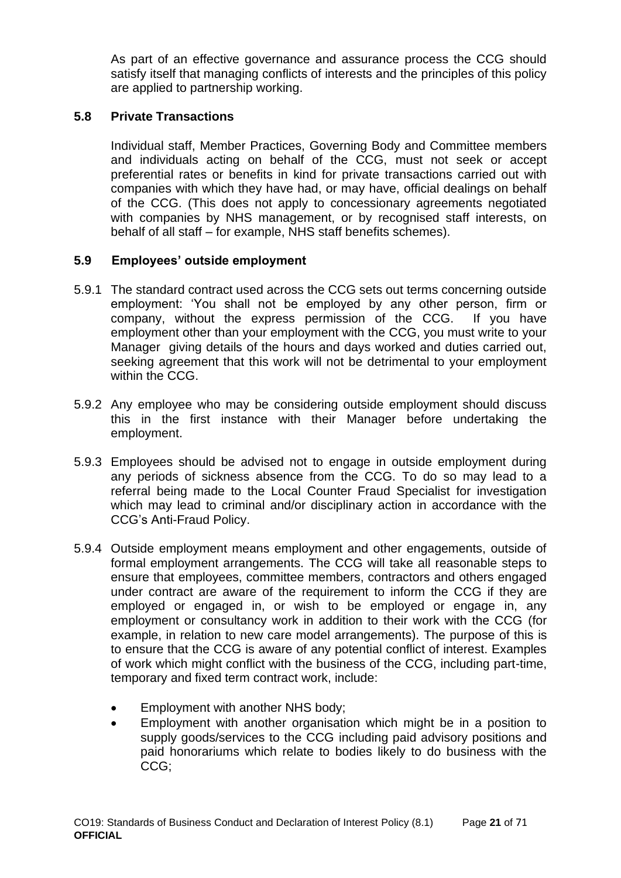As part of an effective governance and assurance process the CCG should satisfy itself that managing conflicts of interests and the principles of this policy are applied to partnership working.

### 5.8 Private Transactions

Individual staff, Member Practices, Governing Body and Committee members and individuals acting on behalf of the CCG, must not seek or accept preferential rates or benefits in kind for private transactions carried out with companies with which they have had, or may have, official dealings on behalf of the CCG. (This does not apply to concessionary agreements negotiated with companies by NHS management, or by recognised staff interests, on behalf of all staff – for example, NHS staff benefits schemes).

### 5.9 Employees' outside employment

5.9.1 The standard contract used across the CCG sets out terms concerning outside employment: 'You shall not be employed by any other person, firm or company, without the express permission of the CCG. If you have employment other than your employment with the CCG, you must write to your Manager giving details of the hours and days worked and duties carried out, seeking agreement that this work will not be detrimental to your employment within the CCG.

5.9.2 Any employee who may be considering outside employment should discuss this in the first instance with their Manager before undertaking the employment.

5.9.3 Employees should be advised not to engage in outside employment during any periods of sickness absence from the CCG. To do so may lead to a referral being made to the Local Counter Fraud Specialist for investigation which may lead to criminal and/or disciplinary action in accordance with the CCG's Anti-Fraud Policy.

5.9.4 Outside employment means employment and other engagements, outside of formal employment arrangements. The CCG will take all reasonable steps to ensure that employees, committee members, contractors and others engaged under contract are aware of the requirement to inform the CCG if they are employed or engaged in, or wish to be employed or engage in, any employment or consultancy work in addition to their work with the CCG (for example, in relation to new care model arrangements). The purpose of this is to ensure that the CCG is aware of any potential conflict of interest. Examples of work which might conflict with the business of the CCG, including part-time, temporary and fixed term contract work, include:

- Employment with another NHS body;
- Employment with another organisation which might be in a position to supply goods/services to the CCG including paid advisory positions and paid honorariums which relate to bodies likely to do business with the CCG;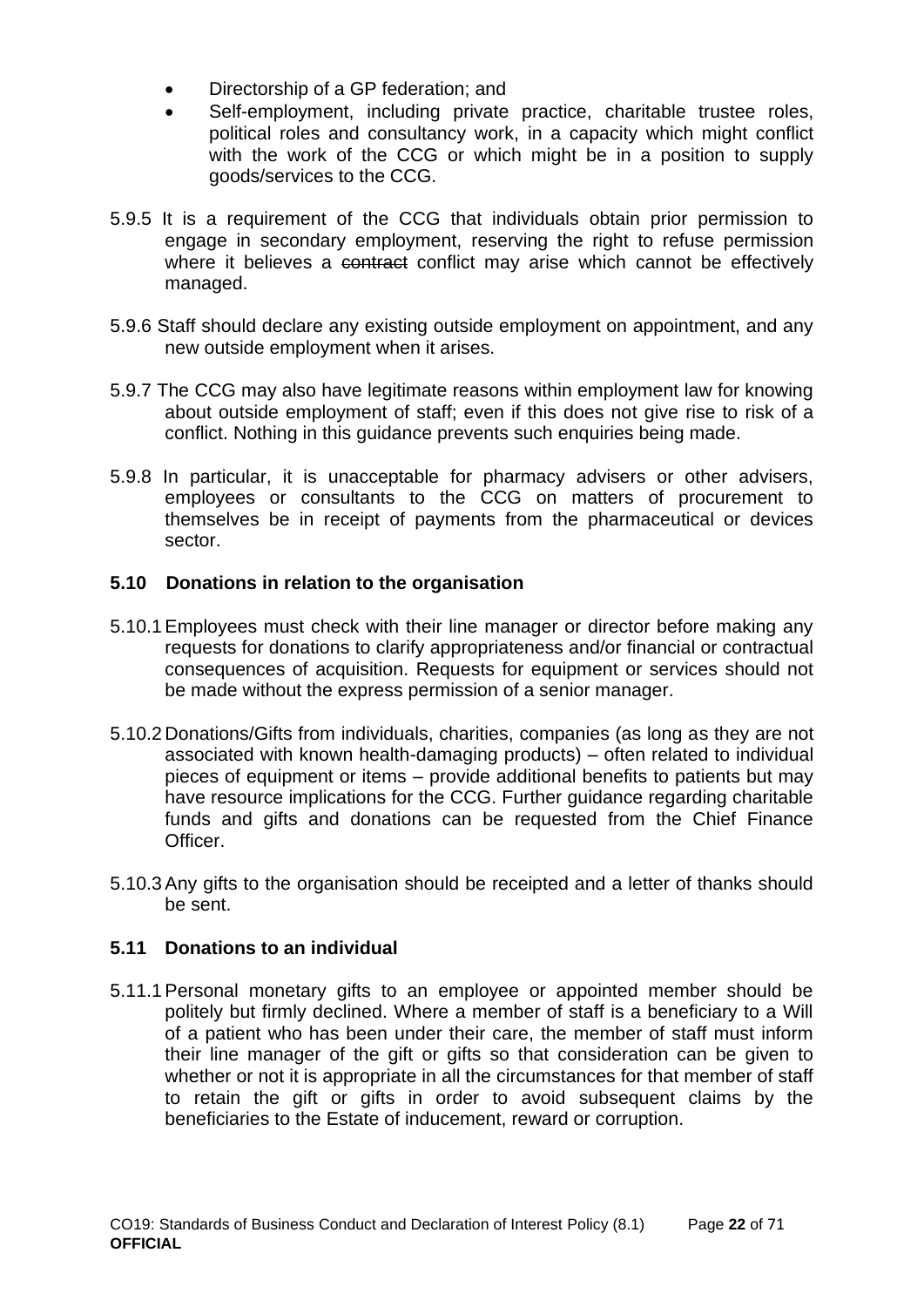- Directorship of a GP federation; and
- Self-employment, including private practice, charitable trustee roles, political roles and consultancy work, in a capacity which might conflict with the work of the CCG or which might be in a position to supply goods/services to the CCG.

5.9.5 It is a requirement of the CCG that individuals obtain prior permission to engage in secondary employment, reserving the right to refuse permission where it believes a ~~contract~~ conflict may arise which cannot be effectively managed.

5.9.6 Staff should declare any existing outside employment on appointment, and any new outside employment when it arises.

5.9.7 The CCG may also have legitimate reasons within employment law for knowing about outside employment of staff; even if this does not give rise to risk of a conflict. Nothing in this guidance prevents such enquiries being made.

5.9.8 In particular, it is unacceptable for pharmacy advisers or other advisers, employees or consultants to the CCG on matters of procurement to themselves be in receipt of payments from the pharmaceutical or devices sector.

### 5.10 Donations in relation to the organisation

5.10.1 Employees must check with their line manager or director before making any requests for donations to clarify appropriateness and/or financial or contractual consequences of acquisition. Requests for equipment or services should not be made without the express permission of a senior manager.

5.10.2 Donations/Gifts from individuals, charities, companies (as long as they are not associated with known health-damaging products) – often related to individual pieces of equipment or items – provide additional benefits to patients but may have resource implications for the CCG. Further guidance regarding charitable funds and gifts and donations can be requested from the Chief Finance Officer.

5.10.3 Any gifts to the organisation should be receipted and a letter of thanks should be sent.

### 5.11 Donations to an individual

5.11.1 Personal monetary gifts to an employee or appointed member should be politely but firmly declined. Where a member of staff is a beneficiary to a Will of a patient who has been under their care, the member of staff must inform their line manager of the gift or gifts so that consideration can be given to whether or not it is appropriate in all the circumstances for that member of staff to retain the gift or gifts in order to avoid subsequent claims by the beneficiaries to the Estate of inducement, reward or corruption.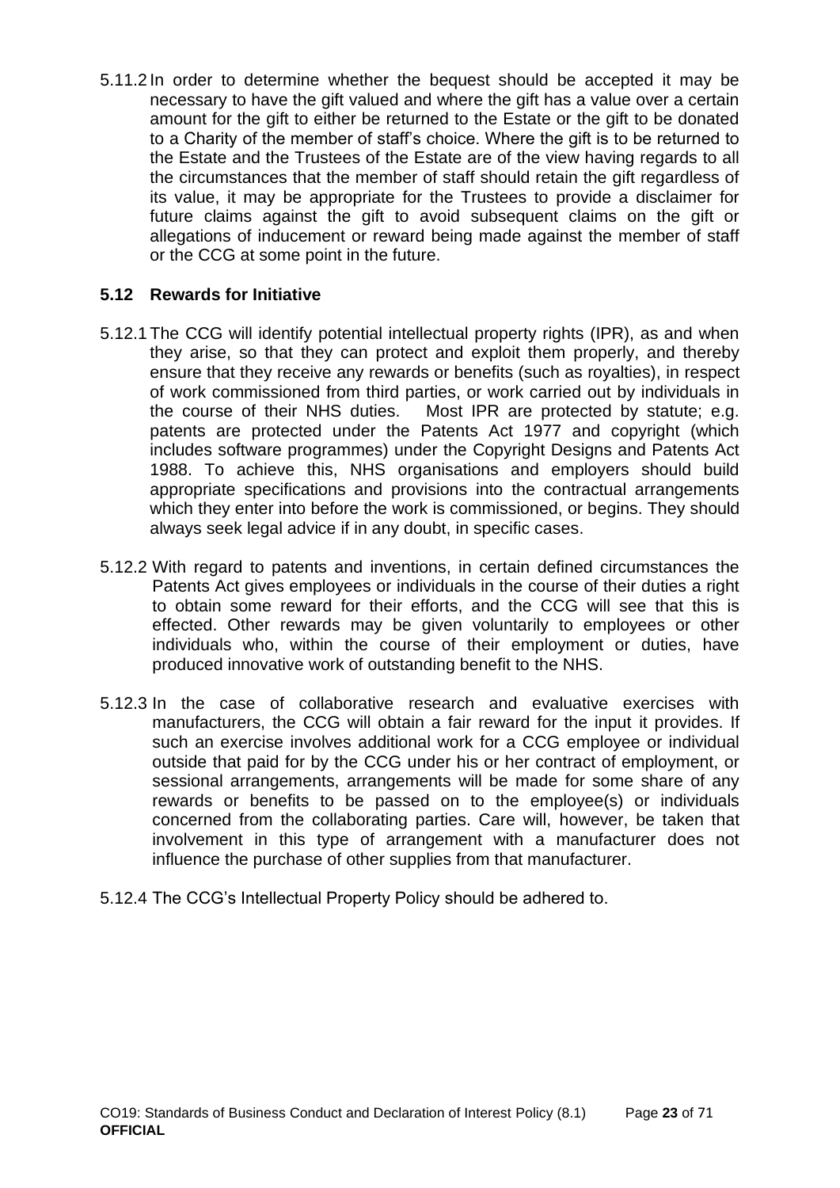5.11.2 In order to determine whether the bequest should be accepted it may be necessary to have the gift valued and where the gift has a value over a certain amount for the gift to either be returned to the Estate or the gift to be donated to a Charity of the member of staff's choice. Where the gift is to be returned to the Estate and the Trustees of the Estate are of the view having regards to all the circumstances that the member of staff should retain the gift regardless of its value, it may be appropriate for the Trustees to provide a disclaimer for future claims against the gift to avoid subsequent claims on the gift or allegations of inducement or reward being made against the member of staff or the CCG at some point in the future.

### 5.12 Rewards for Initiative

5.12.1 The CCG will identify potential intellectual property rights (IPR), as and when they arise, so that they can protect and exploit them properly, and thereby ensure that they receive any rewards or benefits (such as royalties), in respect of work commissioned from third parties, or work carried out by individuals in the course of their NHS duties. Most IPR are protected by statute; e.g. patents are protected under the Patents Act 1977 and copyright (which includes software programmes) under the Copyright Designs and Patents Act 1988. To achieve this, NHS organisations and employers should build appropriate specifications and provisions into the contractual arrangements which they enter into before the work is commissioned, or begins. They should always seek legal advice if in any doubt, in specific cases.

5.12.2 With regard to patents and inventions, in certain defined circumstances the Patents Act gives employees or individuals in the course of their duties a right to obtain some reward for their efforts, and the CCG will see that this is effected. Other rewards may be given voluntarily to employees or other individuals who, within the course of their employment or duties, have produced innovative work of outstanding benefit to the NHS.

5.12.3 In the case of collaborative research and evaluative exercises with manufacturers, the CCG will obtain a fair reward for the input it provides. If such an exercise involves additional work for a CCG employee or individual outside that paid for by the CCG under his or her contract of employment, or sessional arrangements, arrangements will be made for some share of any rewards or benefits to be passed on to the employee(s) or individuals concerned from the collaborating parties. Care will, however, be taken that involvement in this type of arrangement with a manufacturer does not influence the purchase of other supplies from that manufacturer.

5.12.4 The CCG's Intellectual Property Policy should be adhered to.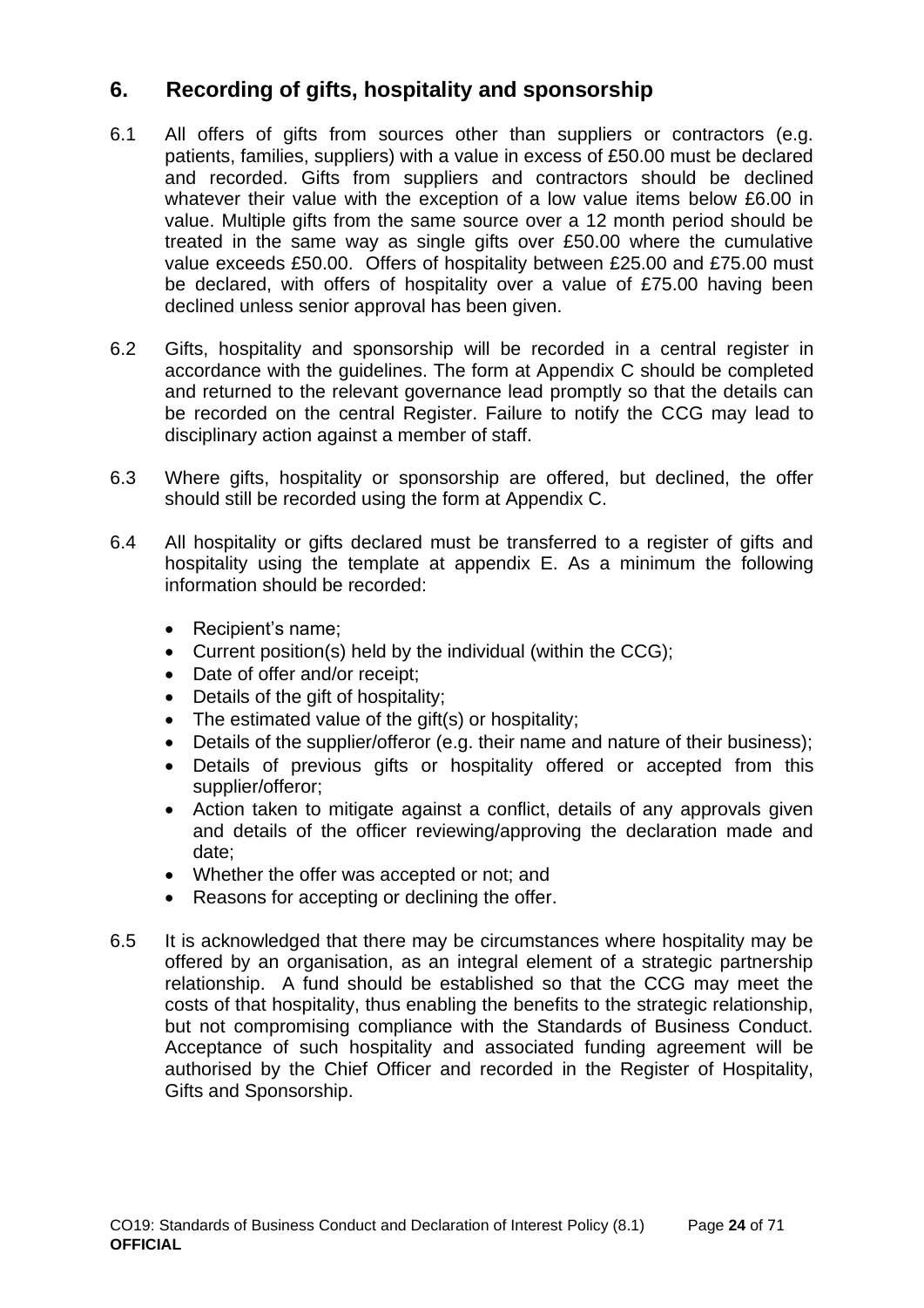## 6. Recording of gifts, hospitality and sponsorship

6.1 All offers of gifts from sources other than suppliers or contractors (e.g. patients, families, suppliers) with a value in excess of £50.00 must be declared and recorded. Gifts from suppliers and contractors should be declined whatever their value with the exception of a low value items below £6.00 in value. Multiple gifts from the same source over a 12 month period should be treated in the same way as single gifts over £50.00 where the cumulative value exceeds £50.00. Offers of hospitality between £25.00 and £75.00 must be declared, with offers of hospitality over a value of £75.00 having been declined unless senior approval has been given.

6.2 Gifts, hospitality and sponsorship will be recorded in a central register in accordance with the guidelines. The form at Appendix C should be completed and returned to the relevant governance lead promptly so that the details can be recorded on the central Register. Failure to notify the CCG may lead to disciplinary action against a member of staff.

6.3 Where gifts, hospitality or sponsorship are offered, but declined, the offer should still be recorded using the form at Appendix C.

6.4 All hospitality or gifts declared must be transferred to a register of gifts and hospitality using the template at appendix E. As a minimum the following information should be recorded:

- Recipient's name;
- Current position(s) held by the individual (within the CCG);
- Date of offer and/or receipt;
- Details of the gift of hospitality;
- The estimated value of the gift(s) or hospitality;
- Details of the supplier/offeror (e.g. their name and nature of their business);
- Details of previous gifts or hospitality offered or accepted from this supplier/offeror;
- Action taken to mitigate against a conflict, details of any approvals given and details of the officer reviewing/approving the declaration made and date;
- Whether the offer was accepted or not; and
- Reasons for accepting or declining the offer.

6.5 It is acknowledged that there may be circumstances where hospitality may be offered by an organisation, as an integral element of a strategic partnership relationship. A fund should be established so that the CCG may meet the costs of that hospitality, thus enabling the benefits to the strategic relationship, but not compromising compliance with the Standards of Business Conduct. Acceptance of such hospitality and associated funding agreement will be authorised by the Chief Officer and recorded in the Register of Hospitality, Gifts and Sponsorship.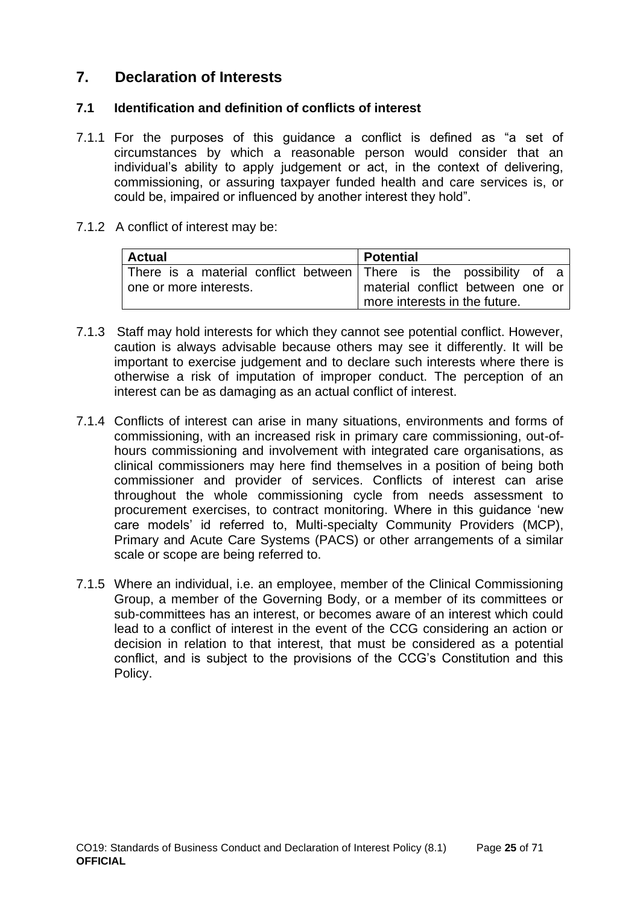## 7. Declaration of Interests

### 7.1 Identification and definition of conflicts of interest

7.1.1 For the purposes of this guidance a conflict is defined as "a set of circumstances by which a reasonable person would consider that an individual's ability to apply judgement or act, in the context of delivering, commissioning, or assuring taxpayer funded health and care services is, or could be, impaired or influenced by another interest they hold".

7.1.2 A conflict of interest may be:

| Actual | Potential |
|---|---|
| There is a material conflict between one or more interests. | There is the possibility of a material conflict between one or more interests in the future. |

7.1.3 Staff may hold interests for which they cannot see potential conflict. However, caution is always advisable because others may see it differently. It will be important to exercise judgement and to declare such interests where there is otherwise a risk of imputation of improper conduct. The perception of an interest can be as damaging as an actual conflict of interest.

7.1.4 Conflicts of interest can arise in many situations, environments and forms of commissioning, with an increased risk in primary care commissioning, out-of-hours commissioning and involvement with integrated care organisations, as clinical commissioners may here find themselves in a position of being both commissioner and provider of services. Conflicts of interest can arise throughout the whole commissioning cycle from needs assessment to procurement exercises, to contract monitoring. Where in this guidance 'new care models' id referred to, Multi-specialty Community Providers (MCP), Primary and Acute Care Systems (PACS) or other arrangements of a similar scale or scope are being referred to.

7.1.5 Where an individual, i.e. an employee, member of the Clinical Commissioning Group, a member of the Governing Body, or a member of its committees or sub-committees has an interest, or becomes aware of an interest which could lead to a conflict of interest in the event of the CCG considering an action or decision in relation to that interest, that must be considered as a potential conflict, and is subject to the provisions of the CCG's Constitution and this Policy.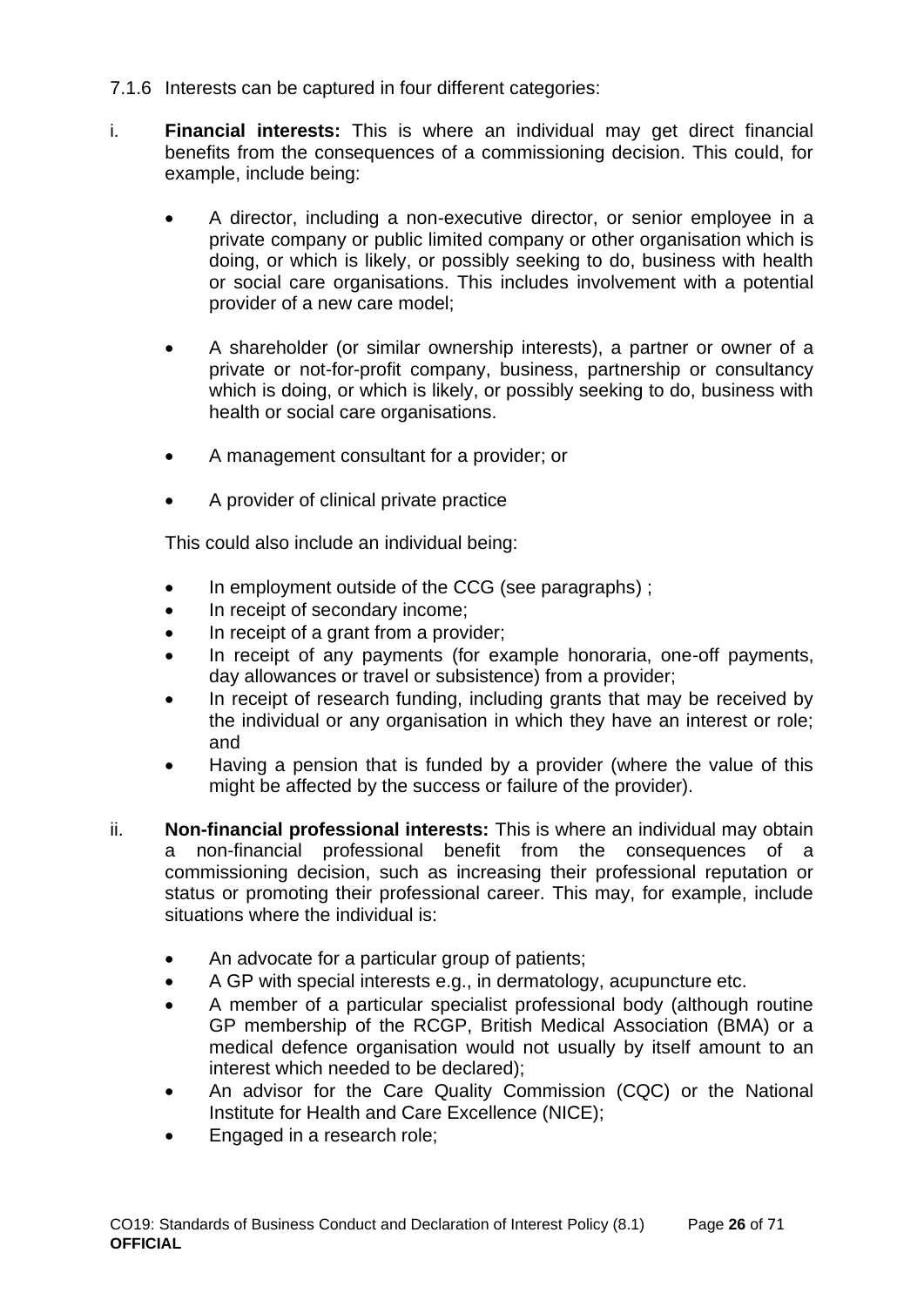7.1.6 Interests can be captured in four different categories:

i. **Financial interests:** This is where an individual may get direct financial benefits from the consequences of a commissioning decision. This could, for example, include being:

   - A director, including a non-executive director, or senior employee in a private company or public limited company or other organisation which is doing, or which is likely, or possibly seeking to do, business with health or social care organisations. This includes involvement with a potential provider of a new care model;

   - A shareholder (or similar ownership interests), a partner or owner of a private or not-for-profit company, business, partnership or consultancy which is doing, or which is likely, or possibly seeking to do, business with health or social care organisations.

   - A management consultant for a provider; or

   - A provider of clinical private practice

   This could also include an individual being:

   - In employment outside of the CCG (see paragraphs) ;
   - In receipt of secondary income;
   - In receipt of a grant from a provider;
   - In receipt of any payments (for example honoraria, one-off payments, day allowances or travel or subsistence) from a provider;
   - In receipt of research funding, including grants that may be received by the individual or any organisation in which they have an interest or role; and
   - Having a pension that is funded by a provider (where the value of this might be affected by the success or failure of the provider).

ii. **Non-financial professional interests:** This is where an individual may obtain a non-financial professional benefit from the consequences of a commissioning decision, such as increasing their professional reputation or status or promoting their professional career. This may, for example, include situations where the individual is:

   - An advocate for a particular group of patients;
   - A GP with special interests e.g., in dermatology, acupuncture etc.
   - A member of a particular specialist professional body (although routine GP membership of the RCGP, British Medical Association (BMA) or a medical defence organisation would not usually by itself amount to an interest which needed to be declared);
   - An advisor for the Care Quality Commission (CQC) or the National Institute for Health and Care Excellence (NICE);
   - Engaged in a research role;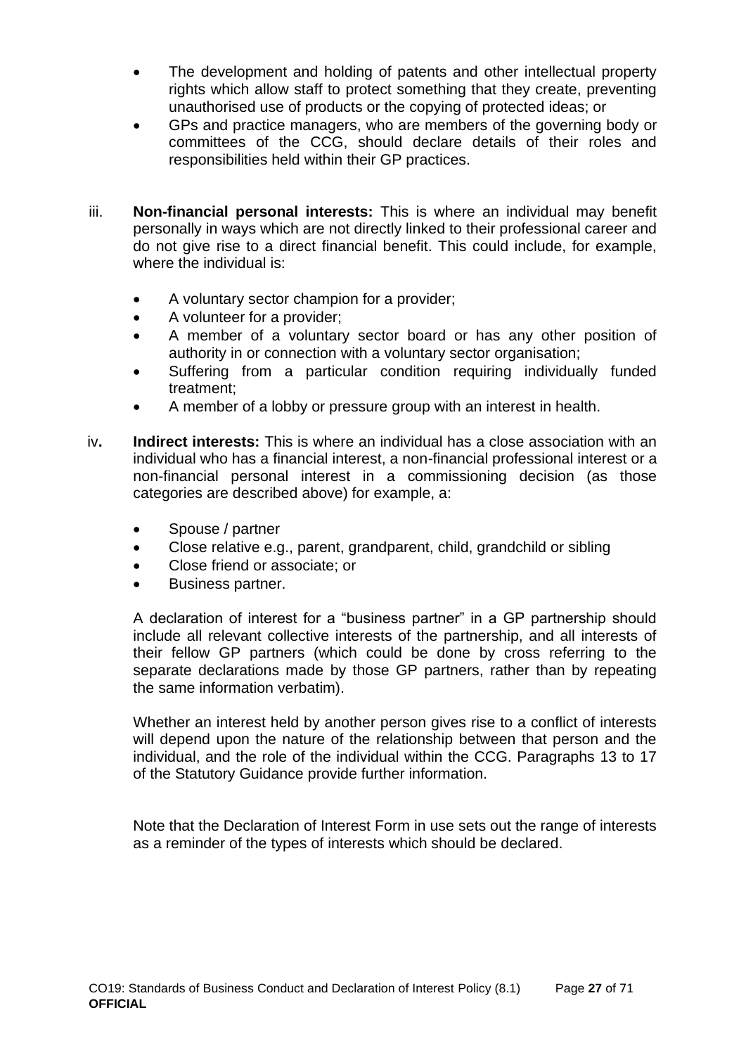- The development and holding of patents and other intellectual property rights which allow staff to protect something that they create, preventing unauthorised use of products or the copying of protected ideas; or
- GPs and practice managers, who are members of the governing body or committees of the CCG, should declare details of their roles and responsibilities held within their GP practices.

iii. **Non-financial personal interests:** This is where an individual may benefit personally in ways which are not directly linked to their professional career and do not give rise to a direct financial benefit. This could include, for example, where the individual is:

- A voluntary sector champion for a provider;
- A volunteer for a provider;
- A member of a voluntary sector board or has any other position of authority in or connection with a voluntary sector organisation;
- Suffering from a particular condition requiring individually funded treatment;
- A member of a lobby or pressure group with an interest in health.

iv**.** **Indirect interests:** This is where an individual has a close association with an individual who has a financial interest, a non-financial professional interest or a non-financial personal interest in a commissioning decision (as those categories are described above) for example, a:

- Spouse / partner
- Close relative e.g., parent, grandparent, child, grandchild or sibling
- Close friend or associate; or
- Business partner.

A declaration of interest for a "business partner" in a GP partnership should include all relevant collective interests of the partnership, and all interests of their fellow GP partners (which could be done by cross referring to the separate declarations made by those GP partners, rather than by repeating the same information verbatim).

Whether an interest held by another person gives rise to a conflict of interests will depend upon the nature of the relationship between that person and the individual, and the role of the individual within the CCG. Paragraphs 13 to 17 of the Statutory Guidance provide further information.

Note that the Declaration of Interest Form in use sets out the range of interests as a reminder of the types of interests which should be declared.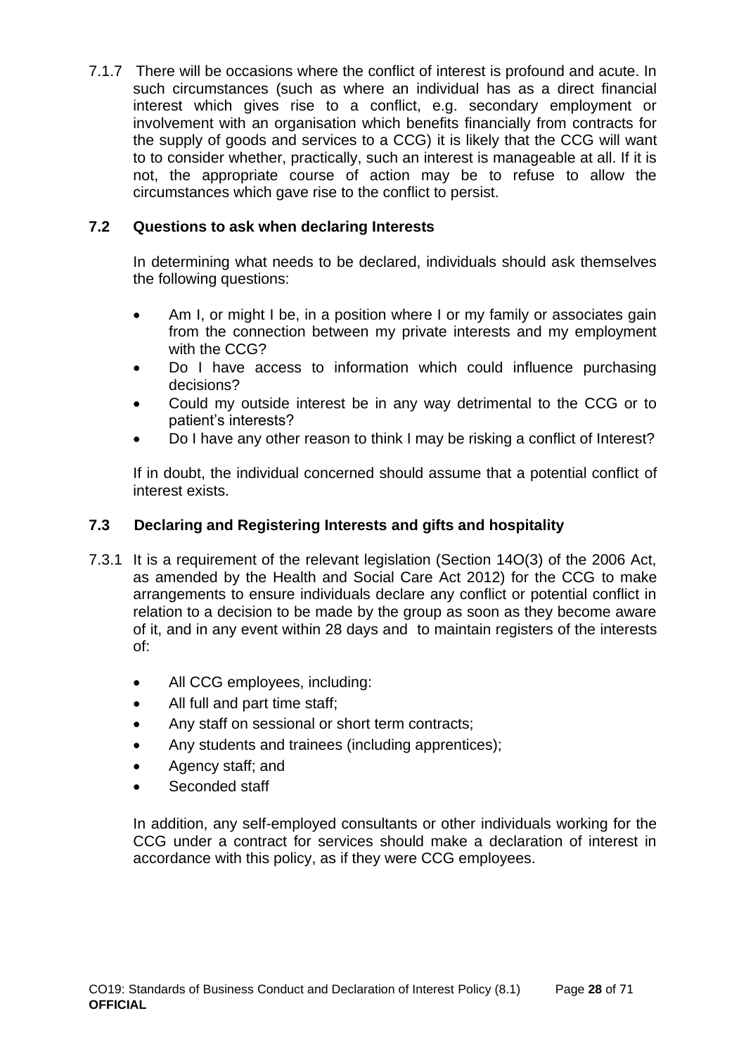7.1.7 There will be occasions where the conflict of interest is profound and acute. In such circumstances (such as where an individual has as a direct financial interest which gives rise to a conflict, e.g. secondary employment or involvement with an organisation which benefits financially from contracts for the supply of goods and services to a CCG) it is likely that the CCG will want to to consider whether, practically, such an interest is manageable at all. If it is not, the appropriate course of action may be to refuse to allow the circumstances which gave rise to the conflict to persist.

### 7.2 Questions to ask when declaring Interests

In determining what needs to be declared, individuals should ask themselves the following questions:

- Am I, or might I be, in a position where I or my family or associates gain from the connection between my private interests and my employment with the CCG?
- Do I have access to information which could influence purchasing decisions?
- Could my outside interest be in any way detrimental to the CCG or to patient's interests?
- Do I have any other reason to think I may be risking a conflict of Interest?

If in doubt, the individual concerned should assume that a potential conflict of interest exists.

### 7.3 Declaring and Registering Interests and gifts and hospitality

7.3.1 It is a requirement of the relevant legislation (Section 14O(3) of the 2006 Act, as amended by the Health and Social Care Act 2012) for the CCG to make arrangements to ensure individuals declare any conflict or potential conflict in relation to a decision to be made by the group as soon as they become aware of it, and in any event within 28 days and to maintain registers of the interests of:

- All CCG employees, including:
- All full and part time staff;
- Any staff on sessional or short term contracts;
- Any students and trainees (including apprentices);
- Agency staff; and
- Seconded staff

In addition, any self-employed consultants or other individuals working for the CCG under a contract for services should make a declaration of interest in accordance with this policy, as if they were CCG employees.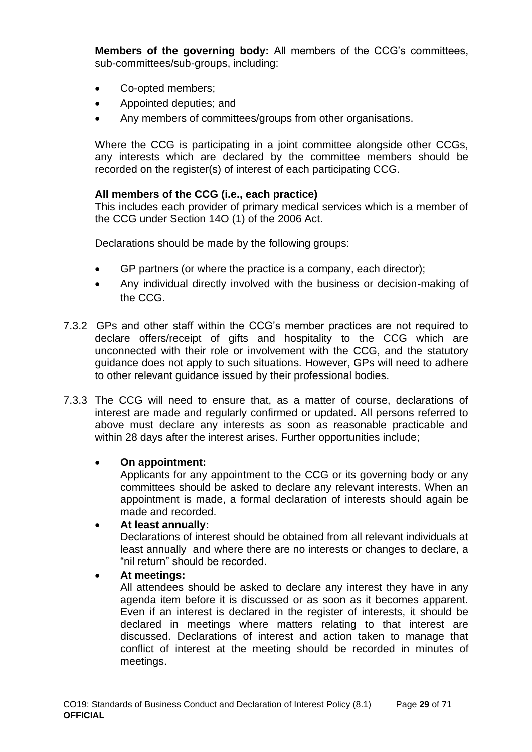**Members of the governing body:** All members of the CCG's committees, sub-committees/sub-groups, including:

- Co-opted members;
- Appointed deputies; and
- Any members of committees/groups from other organisations.

Where the CCG is participating in a joint committee alongside other CCGs, any interests which are declared by the committee members should be recorded on the register(s) of interest of each participating CCG.

**All members of the CCG (i.e., each practice)**
This includes each provider of primary medical services which is a member of the CCG under Section 14O (1) of the 2006 Act.

Declarations should be made by the following groups:

- GP partners (or where the practice is a company, each director);
- Any individual directly involved with the business or decision-making of the CCG.

7.3.2 GPs and other staff within the CCG's member practices are not required to declare offers/receipt of gifts and hospitality to the CCG which are unconnected with their role or involvement with the CCG, and the statutory guidance does not apply to such situations. However, GPs will need to adhere to other relevant guidance issued by their professional bodies.

7.3.3 The CCG will need to ensure that, as a matter of course, declarations of interest are made and regularly confirmed or updated. All persons referred to above must declare any interests as soon as reasonable practicable and within 28 days after the interest arises. Further opportunities include;

- **On appointment:**
  Applicants for any appointment to the CCG or its governing body or any committees should be asked to declare any relevant interests. When an appointment is made, a formal declaration of interests should again be made and recorded.
- **At least annually:**
  Declarations of interest should be obtained from all relevant individuals at least annually and where there are no interests or changes to declare, a "nil return" should be recorded.
- **At meetings:**
  All attendees should be asked to declare any interest they have in any agenda item before it is discussed or as soon as it becomes apparent. Even if an interest is declared in the register of interests, it should be declared in meetings where matters relating to that interest are discussed. Declarations of interest and action taken to manage that conflict of interest at the meeting should be recorded in minutes of meetings.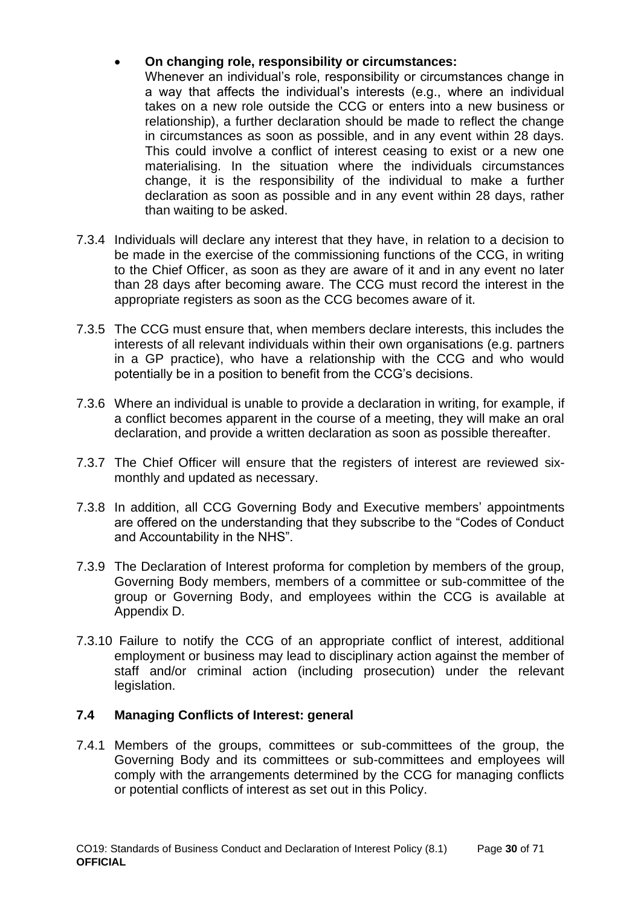- **On changing role, responsibility or circumstances:** Whenever an individual's role, responsibility or circumstances change in a way that affects the individual's interests (e.g., where an individual takes on a new role outside the CCG or enters into a new business or relationship), a further declaration should be made to reflect the change in circumstances as soon as possible, and in any event within 28 days. This could involve a conflict of interest ceasing to exist or a new one materialising. In the situation where the individuals circumstances change, it is the responsibility of the individual to make a further declaration as soon as possible and in any event within 28 days, rather than waiting to be asked.

7.3.4 Individuals will declare any interest that they have, in relation to a decision to be made in the exercise of the commissioning functions of the CCG, in writing to the Chief Officer, as soon as they are aware of it and in any event no later than 28 days after becoming aware. The CCG must record the interest in the appropriate registers as soon as the CCG becomes aware of it.

7.3.5 The CCG must ensure that, when members declare interests, this includes the interests of all relevant individuals within their own organisations (e.g. partners in a GP practice), who have a relationship with the CCG and who would potentially be in a position to benefit from the CCG's decisions.

7.3.6 Where an individual is unable to provide a declaration in writing, for example, if a conflict becomes apparent in the course of a meeting, they will make an oral declaration, and provide a written declaration as soon as possible thereafter.

7.3.7 The Chief Officer will ensure that the registers of interest are reviewed six-monthly and updated as necessary.

7.3.8 In addition, all CCG Governing Body and Executive members' appointments are offered on the understanding that they subscribe to the "Codes of Conduct and Accountability in the NHS".

7.3.9 The Declaration of Interest proforma for completion by members of the group, Governing Body members, members of a committee or sub-committee of the group or Governing Body, and employees within the CCG is available at Appendix D.

7.3.10 Failure to notify the CCG of an appropriate conflict of interest, additional employment or business may lead to disciplinary action against the member of staff and/or criminal action (including prosecution) under the relevant legislation.

### 7.4 Managing Conflicts of Interest: general

7.4.1 Members of the groups, committees or sub-committees of the group, the Governing Body and its committees or sub-committees and employees will comply with the arrangements determined by the CCG for managing conflicts or potential conflicts of interest as set out in this Policy.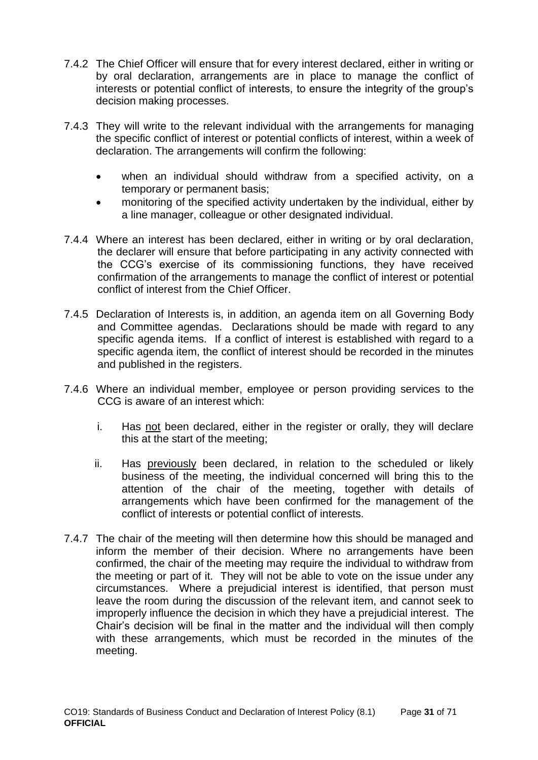7.4.2 The Chief Officer will ensure that for every interest declared, either in writing or by oral declaration, arrangements are in place to manage the conflict of interests or potential conflict of interests, to ensure the integrity of the group's decision making processes.

7.4.3 They will write to the relevant individual with the arrangements for managing the specific conflict of interest or potential conflicts of interest, within a week of declaration. The arrangements will confirm the following:

- when an individual should withdraw from a specified activity, on a temporary or permanent basis;
- monitoring of the specified activity undertaken by the individual, either by a line manager, colleague or other designated individual.

7.4.4 Where an interest has been declared, either in writing or by oral declaration, the declarer will ensure that before participating in any activity connected with the CCG's exercise of its commissioning functions, they have received confirmation of the arrangements to manage the conflict of interest or potential conflict of interest from the Chief Officer.

7.4.5 Declaration of Interests is, in addition, an agenda item on all Governing Body and Committee agendas. Declarations should be made with regard to any specific agenda items. If a conflict of interest is established with regard to a specific agenda item, the conflict of interest should be recorded in the minutes and published in the registers.

7.4.6 Where an individual member, employee or person providing services to the CCG is aware of an interest which:

i. Has <u>not</u> been declared, either in the register or orally, they will declare this at the start of the meeting;

ii. Has <u>previously</u> been declared, in relation to the scheduled or likely business of the meeting, the individual concerned will bring this to the attention of the chair of the meeting, together with details of arrangements which have been confirmed for the management of the conflict of interests or potential conflict of interests.

7.4.7 The chair of the meeting will then determine how this should be managed and inform the member of their decision. Where no arrangements have been confirmed, the chair of the meeting may require the individual to withdraw from the meeting or part of it. They will not be able to vote on the issue under any circumstances. Where a prejudicial interest is identified, that person must leave the room during the discussion of the relevant item, and cannot seek to improperly influence the decision in which they have a prejudicial interest. The Chair's decision will be final in the matter and the individual will then comply with these arrangements, which must be recorded in the minutes of the meeting.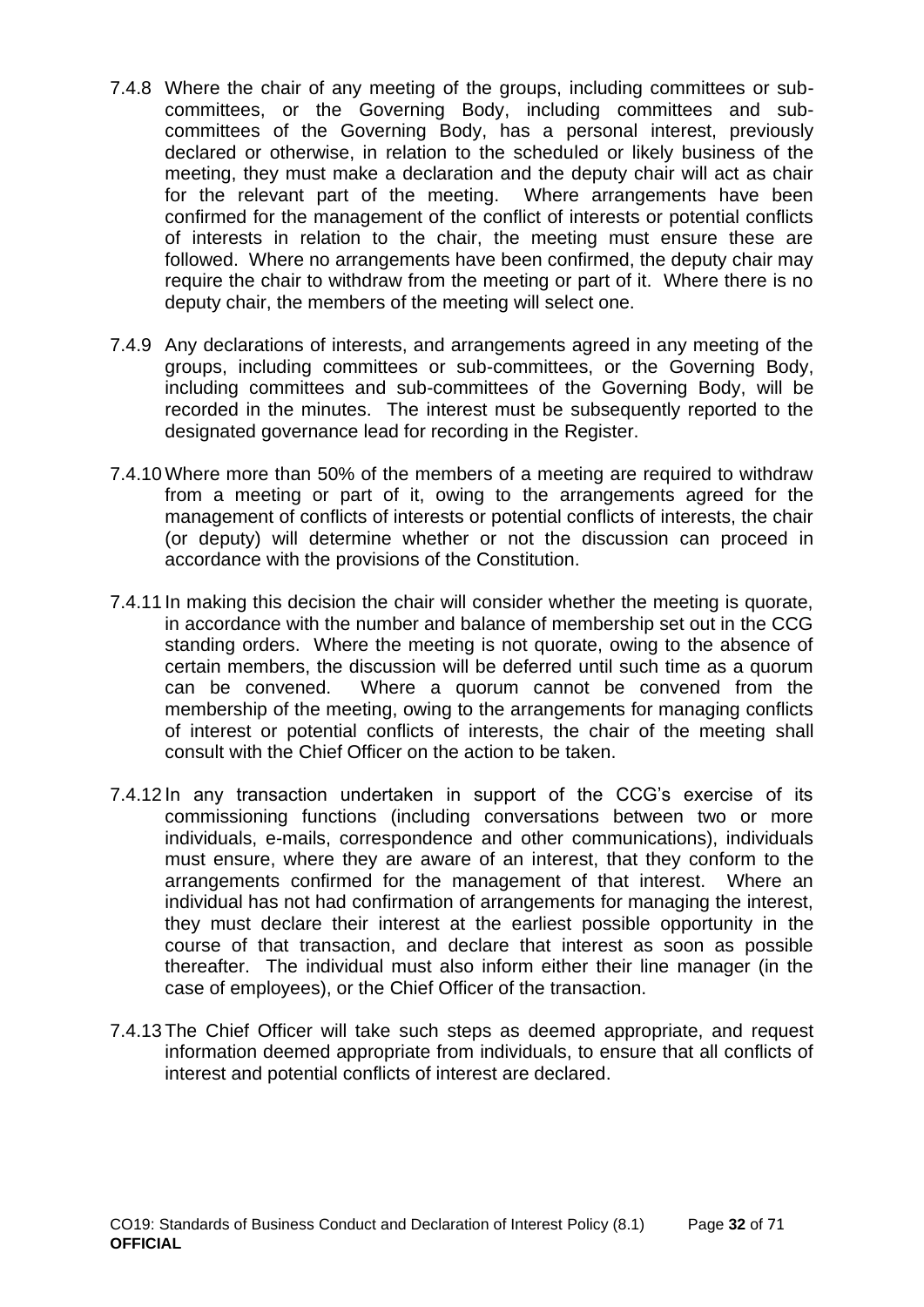7.4.8 Where the chair of any meeting of the groups, including committees or sub-committees, or the Governing Body, including committees and sub-committees of the Governing Body, has a personal interest, previously declared or otherwise, in relation to the scheduled or likely business of the meeting, they must make a declaration and the deputy chair will act as chair for the relevant part of the meeting. Where arrangements have been confirmed for the management of the conflict of interests or potential conflicts of interests in relation to the chair, the meeting must ensure these are followed. Where no arrangements have been confirmed, the deputy chair may require the chair to withdraw from the meeting or part of it. Where there is no deputy chair, the members of the meeting will select one.

7.4.9 Any declarations of interests, and arrangements agreed in any meeting of the groups, including committees or sub-committees, or the Governing Body, including committees and sub-committees of the Governing Body, will be recorded in the minutes. The interest must be subsequently reported to the designated governance lead for recording in the Register.

7.4.10 Where more than 50% of the members of a meeting are required to withdraw from a meeting or part of it, owing to the arrangements agreed for the management of conflicts of interests or potential conflicts of interests, the chair (or deputy) will determine whether or not the discussion can proceed in accordance with the provisions of the Constitution.

7.4.11 In making this decision the chair will consider whether the meeting is quorate, in accordance with the number and balance of membership set out in the CCG standing orders. Where the meeting is not quorate, owing to the absence of certain members, the discussion will be deferred until such time as a quorum can be convened. Where a quorum cannot be convened from the membership of the meeting, owing to the arrangements for managing conflicts of interest or potential conflicts of interests, the chair of the meeting shall consult with the Chief Officer on the action to be taken.

7.4.12 In any transaction undertaken in support of the CCG's exercise of its commissioning functions (including conversations between two or more individuals, e-mails, correspondence and other communications), individuals must ensure, where they are aware of an interest, that they conform to the arrangements confirmed for the management of that interest. Where an individual has not had confirmation of arrangements for managing the interest, they must declare their interest at the earliest possible opportunity in the course of that transaction, and declare that interest as soon as possible thereafter. The individual must also inform either their line manager (in the case of employees), or the Chief Officer of the transaction.

7.4.13 The Chief Officer will take such steps as deemed appropriate, and request information deemed appropriate from individuals, to ensure that all conflicts of interest and potential conflicts of interest are declared.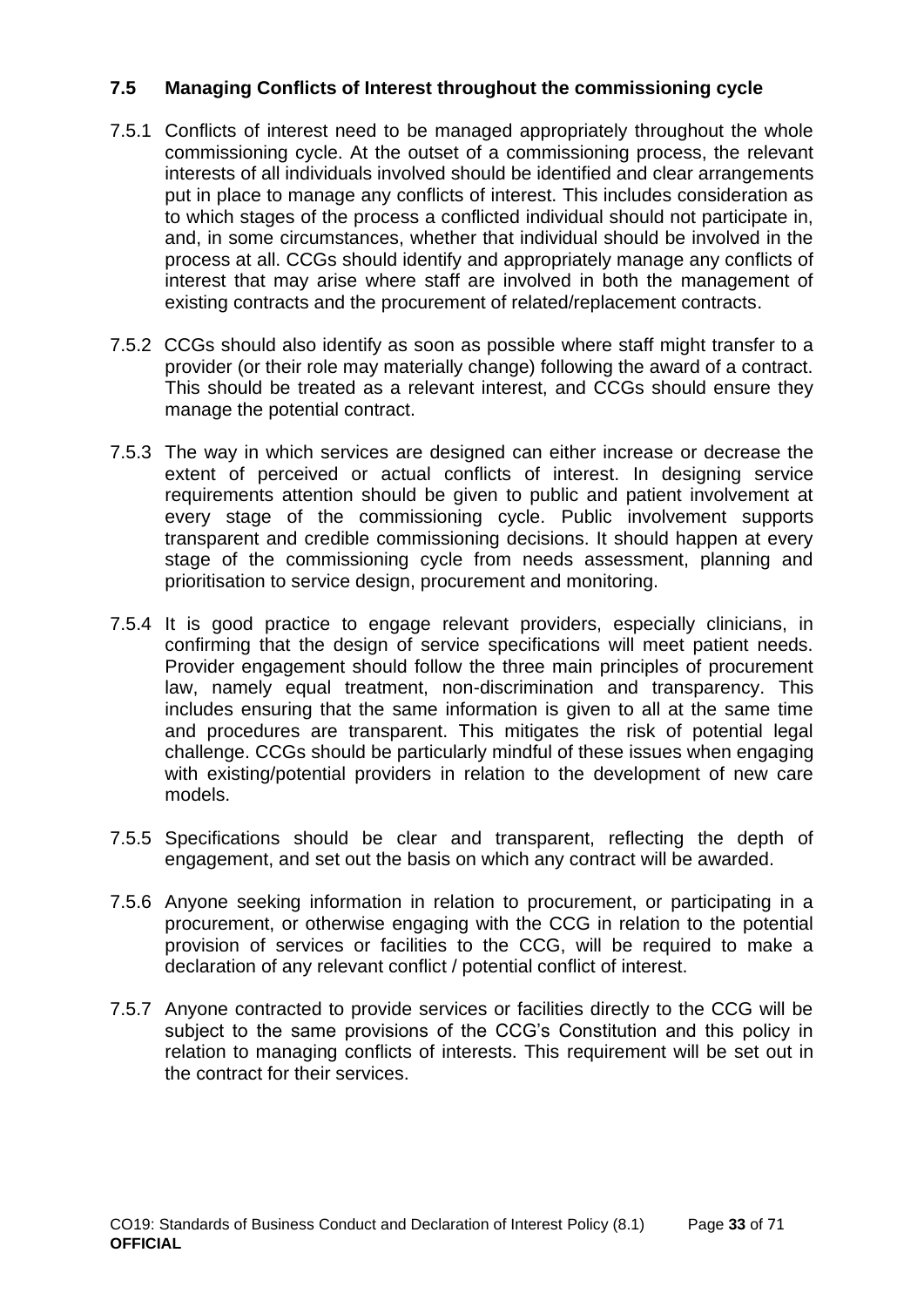### 7.5 Managing Conflicts of Interest throughout the commissioning cycle

7.5.1 Conflicts of interest need to be managed appropriately throughout the whole commissioning cycle. At the outset of a commissioning process, the relevant interests of all individuals involved should be identified and clear arrangements put in place to manage any conflicts of interest. This includes consideration as to which stages of the process a conflicted individual should not participate in, and, in some circumstances, whether that individual should be involved in the process at all. CCGs should identify and appropriately manage any conflicts of interest that may arise where staff are involved in both the management of existing contracts and the procurement of related/replacement contracts.

7.5.2 CCGs should also identify as soon as possible where staff might transfer to a provider (or their role may materially change) following the award of a contract. This should be treated as a relevant interest, and CCGs should ensure they manage the potential contract.

7.5.3 The way in which services are designed can either increase or decrease the extent of perceived or actual conflicts of interest. In designing service requirements attention should be given to public and patient involvement at every stage of the commissioning cycle. Public involvement supports transparent and credible commissioning decisions. It should happen at every stage of the commissioning cycle from needs assessment, planning and prioritisation to service design, procurement and monitoring.

7.5.4 It is good practice to engage relevant providers, especially clinicians, in confirming that the design of service specifications will meet patient needs. Provider engagement should follow the three main principles of procurement law, namely equal treatment, non-discrimination and transparency. This includes ensuring that the same information is given to all at the same time and procedures are transparent. This mitigates the risk of potential legal challenge. CCGs should be particularly mindful of these issues when engaging with existing/potential providers in relation to the development of new care models.

7.5.5 Specifications should be clear and transparent, reflecting the depth of engagement, and set out the basis on which any contract will be awarded.

7.5.6 Anyone seeking information in relation to procurement, or participating in a procurement, or otherwise engaging with the CCG in relation to the potential provision of services or facilities to the CCG, will be required to make a declaration of any relevant conflict / potential conflict of interest.

7.5.7 Anyone contracted to provide services or facilities directly to the CCG will be subject to the same provisions of the CCG's Constitution and this policy in relation to managing conflicts of interests. This requirement will be set out in the contract for their services.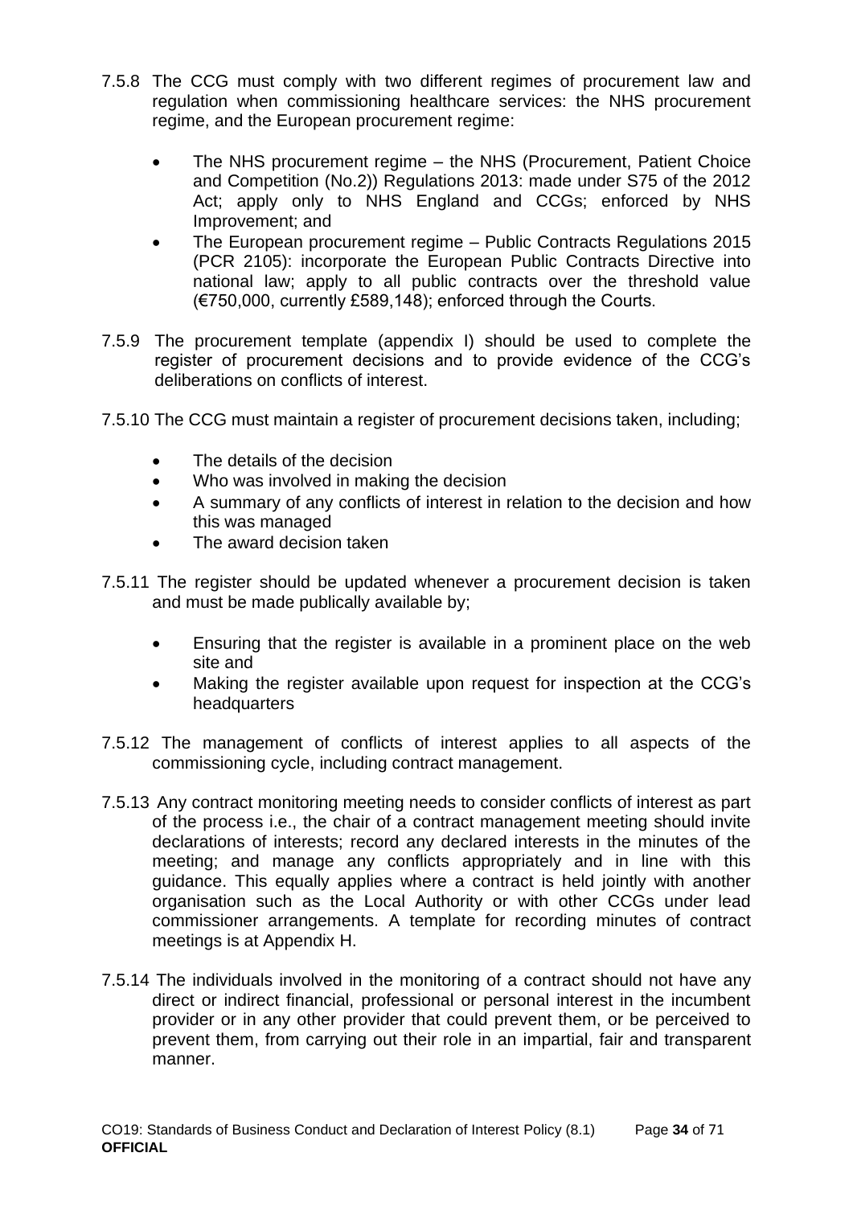7.5.8 The CCG must comply with two different regimes of procurement law and regulation when commissioning healthcare services: the NHS procurement regime, and the European procurement regime:

- The NHS procurement regime – the NHS (Procurement, Patient Choice and Competition (No.2)) Regulations 2013: made under S75 of the 2012 Act; apply only to NHS England and CCGs; enforced by NHS Improvement; and
- The European procurement regime – Public Contracts Regulations 2015 (PCR 2105): incorporate the European Public Contracts Directive into national law; apply to all public contracts over the threshold value (€750,000, currently £589,148); enforced through the Courts.

7.5.9 The procurement template (appendix I) should be used to complete the register of procurement decisions and to provide evidence of the CCG's deliberations on conflicts of interest.

7.5.10 The CCG must maintain a register of procurement decisions taken, including;

- The details of the decision
- Who was involved in making the decision
- A summary of any conflicts of interest in relation to the decision and how this was managed
- The award decision taken

7.5.11 The register should be updated whenever a procurement decision is taken and must be made publically available by;

- Ensuring that the register is available in a prominent place on the web site and
- Making the register available upon request for inspection at the CCG's headquarters

7.5.12 The management of conflicts of interest applies to all aspects of the commissioning cycle, including contract management.

7.5.13 Any contract monitoring meeting needs to consider conflicts of interest as part of the process i.e., the chair of a contract management meeting should invite declarations of interests; record any declared interests in the minutes of the meeting; and manage any conflicts appropriately and in line with this guidance. This equally applies where a contract is held jointly with another organisation such as the Local Authority or with other CCGs under lead commissioner arrangements. A template for recording minutes of contract meetings is at Appendix H.

7.5.14 The individuals involved in the monitoring of a contract should not have any direct or indirect financial, professional or personal interest in the incumbent provider or in any other provider that could prevent them, or be perceived to prevent them, from carrying out their role in an impartial, fair and transparent manner.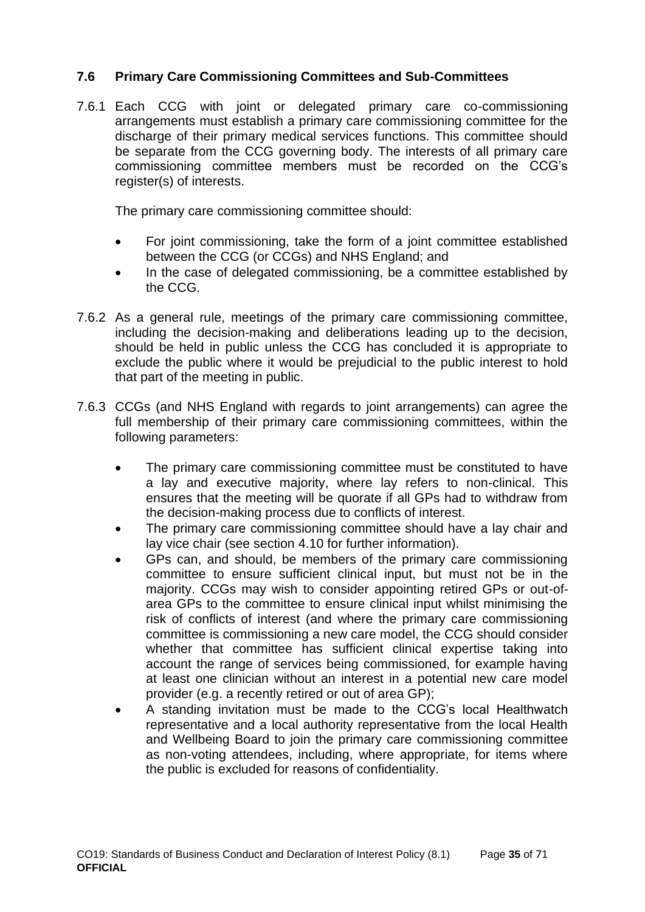### 7.6 Primary Care Commissioning Committees and Sub-Committees

7.6.1 Each CCG with joint or delegated primary care co-commissioning arrangements must establish a primary care commissioning committee for the discharge of their primary medical services functions. This committee should be separate from the CCG governing body. The interests of all primary care commissioning committee members must be recorded on the CCG's register(s) of interests.

The primary care commissioning committee should:

- For joint commissioning, take the form of a joint committee established between the CCG (or CCGs) and NHS England; and
- In the case of delegated commissioning, be a committee established by the CCG.

7.6.2 As a general rule, meetings of the primary care commissioning committee, including the decision-making and deliberations leading up to the decision, should be held in public unless the CCG has concluded it is appropriate to exclude the public where it would be prejudicial to the public interest to hold that part of the meeting in public.

7.6.3 CCGs (and NHS England with regards to joint arrangements) can agree the full membership of their primary care commissioning committees, within the following parameters:

- The primary care commissioning committee must be constituted to have a lay and executive majority, where lay refers to non-clinical. This ensures that the meeting will be quorate if all GPs had to withdraw from the decision-making process due to conflicts of interest.
- The primary care commissioning committee should have a lay chair and lay vice chair (see section 4.10 for further information).
- GPs can, and should, be members of the primary care commissioning committee to ensure sufficient clinical input, but must not be in the majority. CCGs may wish to consider appointing retired GPs or out-of-area GPs to the committee to ensure clinical input whilst minimising the risk of conflicts of interest (and where the primary care commissioning committee is commissioning a new care model, the CCG should consider whether that committee has sufficient clinical expertise taking into account the range of services being commissioned, for example having at least one clinician without an interest in a potential new care model provider (e.g. a recently retired or out of area GP);
- A standing invitation must be made to the CCG's local Healthwatch representative and a local authority representative from the local Health and Wellbeing Board to join the primary care commissioning committee as non-voting attendees, including, where appropriate, for items where the public is excluded for reasons of confidentiality.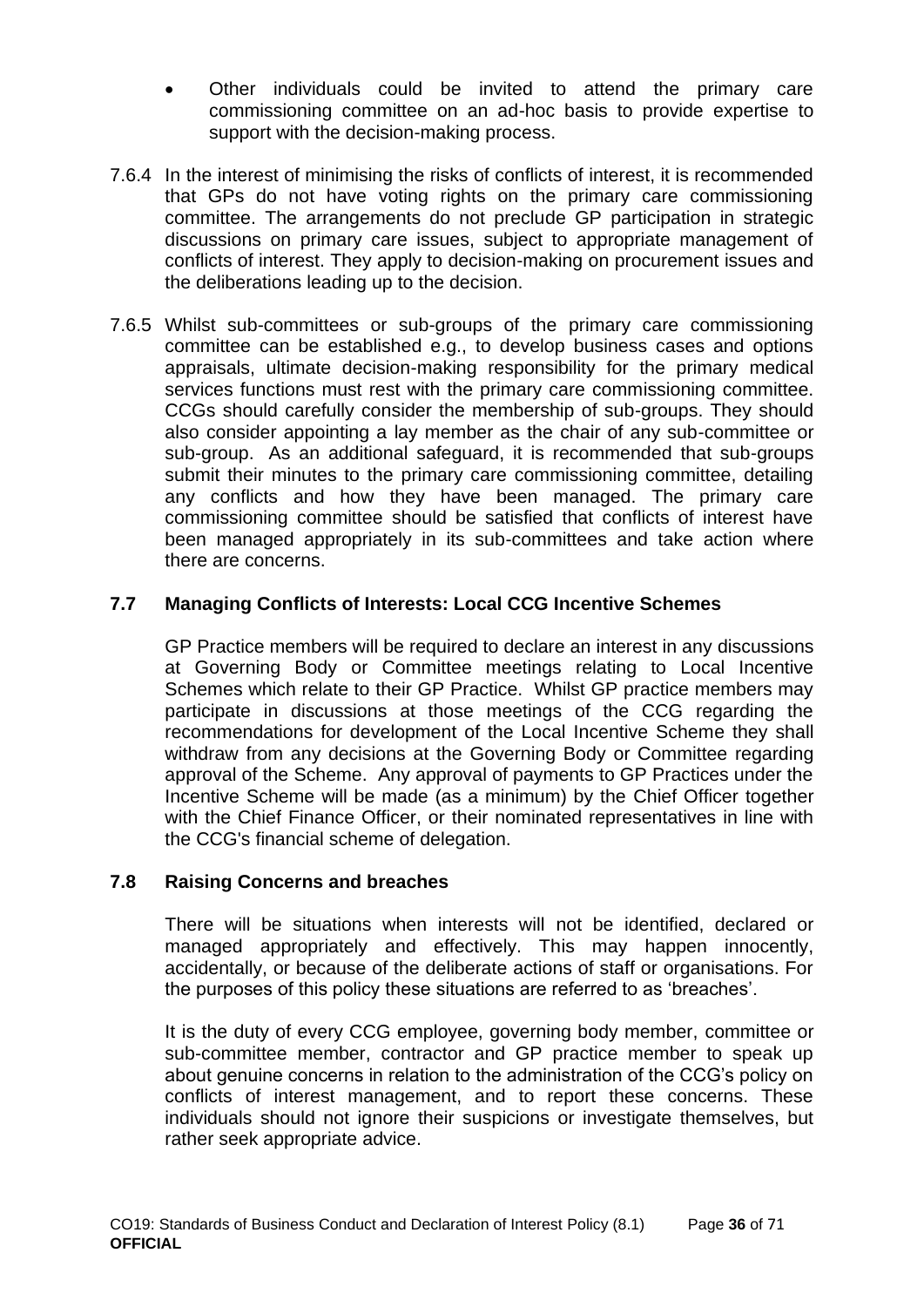- Other individuals could be invited to attend the primary care commissioning committee on an ad-hoc basis to provide expertise to support with the decision-making process.

7.6.4 In the interest of minimising the risks of conflicts of interest, it is recommended that GPs do not have voting rights on the primary care commissioning committee. The arrangements do not preclude GP participation in strategic discussions on primary care issues, subject to appropriate management of conflicts of interest. They apply to decision-making on procurement issues and the deliberations leading up to the decision.

7.6.5 Whilst sub-committees or sub-groups of the primary care commissioning committee can be established e.g., to develop business cases and options appraisals, ultimate decision-making responsibility for the primary medical services functions must rest with the primary care commissioning committee. CCGs should carefully consider the membership of sub-groups. They should also consider appointing a lay member as the chair of any sub-committee or sub-group. As an additional safeguard, it is recommended that sub-groups submit their minutes to the primary care commissioning committee, detailing any conflicts and how they have been managed. The primary care commissioning committee should be satisfied that conflicts of interest have been managed appropriately in its sub-committees and take action where there are concerns.

### 7.7 Managing Conflicts of Interests: Local CCG Incentive Schemes

GP Practice members will be required to declare an interest in any discussions at Governing Body or Committee meetings relating to Local Incentive Schemes which relate to their GP Practice. Whilst GP practice members may participate in discussions at those meetings of the CCG regarding the recommendations for development of the Local Incentive Scheme they shall withdraw from any decisions at the Governing Body or Committee regarding approval of the Scheme. Any approval of payments to GP Practices under the Incentive Scheme will be made (as a minimum) by the Chief Officer together with the Chief Finance Officer, or their nominated representatives in line with the CCG's financial scheme of delegation.

### 7.8 Raising Concerns and breaches

There will be situations when interests will not be identified, declared or managed appropriately and effectively. This may happen innocently, accidentally, or because of the deliberate actions of staff or organisations. For the purposes of this policy these situations are referred to as 'breaches'.

It is the duty of every CCG employee, governing body member, committee or sub-committee member, contractor and GP practice member to speak up about genuine concerns in relation to the administration of the CCG's policy on conflicts of interest management, and to report these concerns. These individuals should not ignore their suspicions or investigate themselves, but rather seek appropriate advice.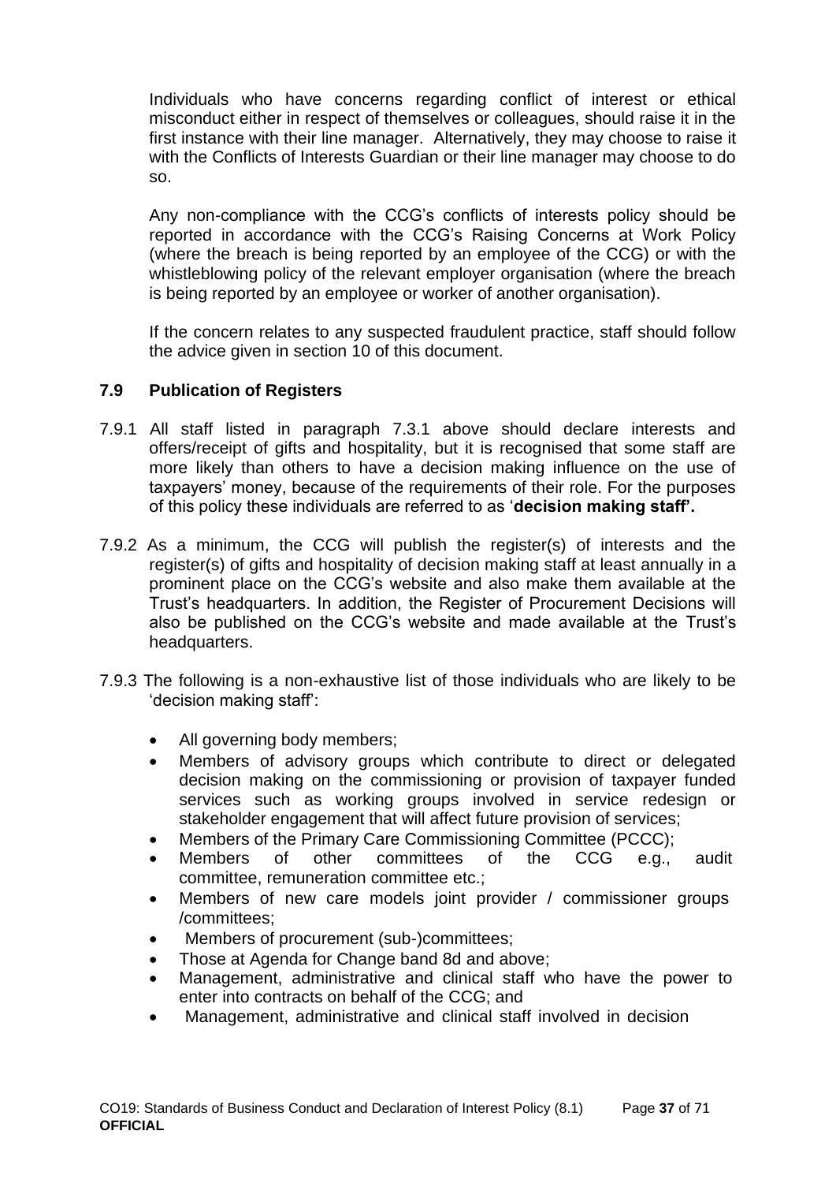Individuals who have concerns regarding conflict of interest or ethical misconduct either in respect of themselves or colleagues, should raise it in the first instance with their line manager. Alternatively, they may choose to raise it with the Conflicts of Interests Guardian or their line manager may choose to do so.

Any non-compliance with the CCG's conflicts of interests policy should be reported in accordance with the CCG's Raising Concerns at Work Policy (where the breach is being reported by an employee of the CCG) or with the whistleblowing policy of the relevant employer organisation (where the breach is being reported by an employee or worker of another organisation).

If the concern relates to any suspected fraudulent practice, staff should follow the advice given in section 10 of this document.

### 7.9 Publication of Registers

7.9.1 All staff listed in paragraph 7.3.1 above should declare interests and offers/receipt of gifts and hospitality, but it is recognised that some staff are more likely than others to have a decision making influence on the use of taxpayers' money, because of the requirements of their role. For the purposes of this policy these individuals are referred to as '**decision making staff'.**

7.9.2 As a minimum, the CCG will publish the register(s) of interests and the register(s) of gifts and hospitality of decision making staff at least annually in a prominent place on the CCG's website and also make them available at the Trust's headquarters. In addition, the Register of Procurement Decisions will also be published on the CCG's website and made available at the Trust's headquarters.

7.9.3 The following is a non-exhaustive list of those individuals who are likely to be 'decision making staff':

- All governing body members;
- Members of advisory groups which contribute to direct or delegated decision making on the commissioning or provision of taxpayer funded services such as working groups involved in service redesign or stakeholder engagement that will affect future provision of services;
- Members of the Primary Care Commissioning Committee (PCCC);
- Members of other committees of the CCG e.g., audit committee, remuneration committee etc.;
- Members of new care models joint provider / commissioner groups /committees;
- Members of procurement (sub-)committees;
- Those at Agenda for Change band 8d and above;
- Management, administrative and clinical staff who have the power to enter into contracts on behalf of the CCG; and
- Management, administrative and clinical staff involved in decision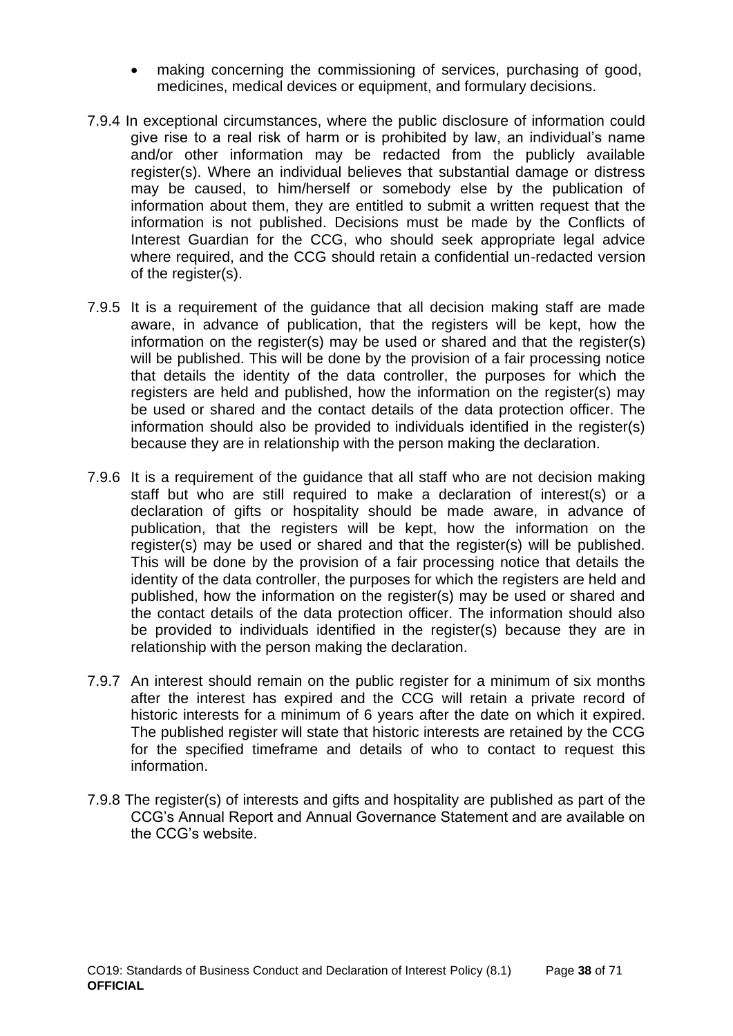- making concerning the commissioning of services, purchasing of good, medicines, medical devices or equipment, and formulary decisions.

7.9.4 In exceptional circumstances, where the public disclosure of information could give rise to a real risk of harm or is prohibited by law, an individual's name and/or other information may be redacted from the publicly available register(s). Where an individual believes that substantial damage or distress may be caused, to him/herself or somebody else by the publication of information about them, they are entitled to submit a written request that the information is not published. Decisions must be made by the Conflicts of Interest Guardian for the CCG, who should seek appropriate legal advice where required, and the CCG should retain a confidential un-redacted version of the register(s).

7.9.5 It is a requirement of the guidance that all decision making staff are made aware, in advance of publication, that the registers will be kept, how the information on the register(s) may be used or shared and that the register(s) will be published. This will be done by the provision of a fair processing notice that details the identity of the data controller, the purposes for which the registers are held and published, how the information on the register(s) may be used or shared and the contact details of the data protection officer. The information should also be provided to individuals identified in the register(s) because they are in relationship with the person making the declaration.

7.9.6 It is a requirement of the guidance that all staff who are not decision making staff but who are still required to make a declaration of interest(s) or a declaration of gifts or hospitality should be made aware, in advance of publication, that the registers will be kept, how the information on the register(s) may be used or shared and that the register(s) will be published. This will be done by the provision of a fair processing notice that details the identity of the data controller, the purposes for which the registers are held and published, how the information on the register(s) may be used or shared and the contact details of the data protection officer. The information should also be provided to individuals identified in the register(s) because they are in relationship with the person making the declaration.

7.9.7 An interest should remain on the public register for a minimum of six months after the interest has expired and the CCG will retain a private record of historic interests for a minimum of 6 years after the date on which it expired. The published register will state that historic interests are retained by the CCG for the specified timeframe and details of who to contact to request this information.

7.9.8 The register(s) of interests and gifts and hospitality are published as part of the CCG's Annual Report and Annual Governance Statement and are available on the CCG's website.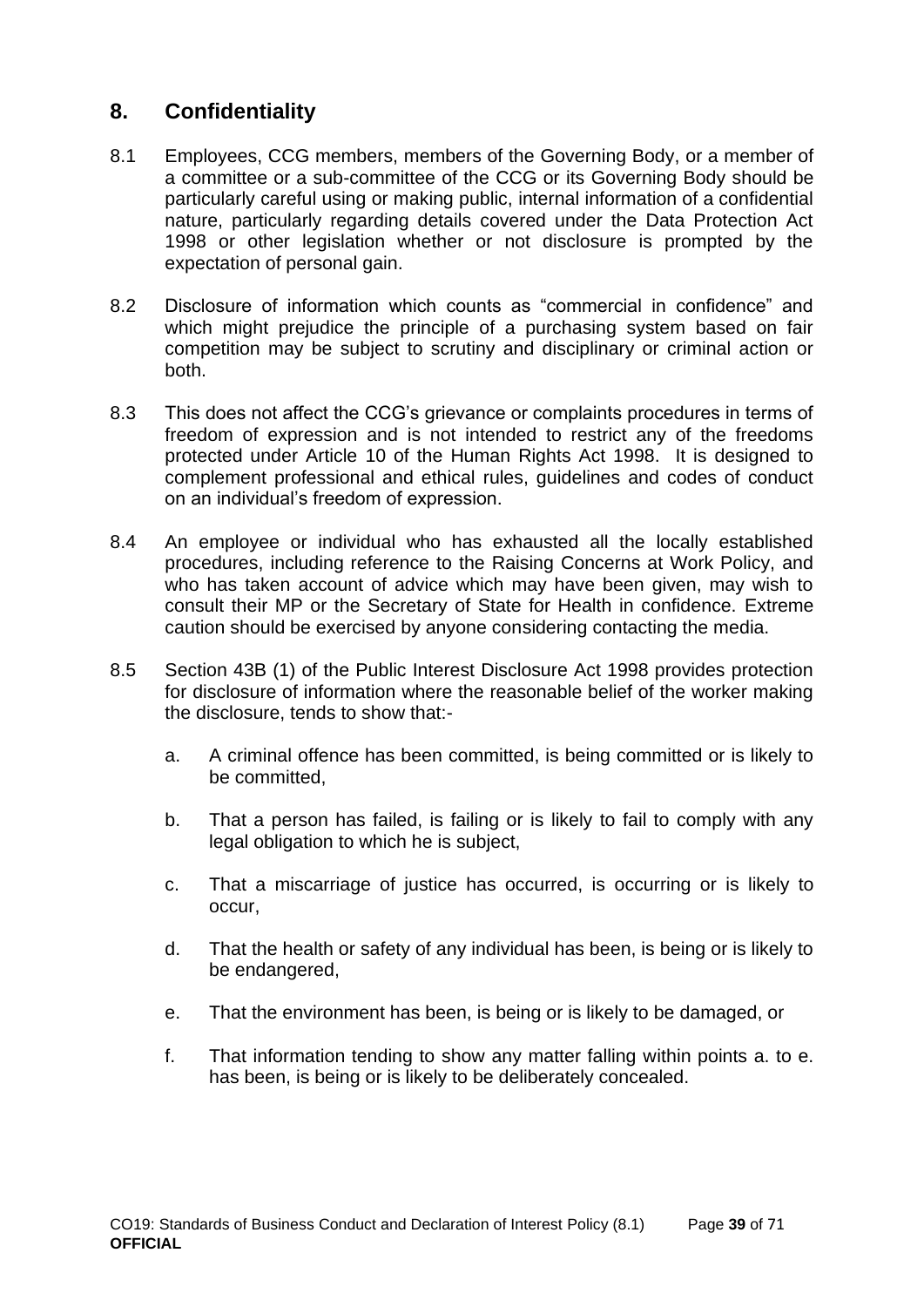## 8. Confidentiality

8.1 Employees, CCG members, members of the Governing Body, or a member of a committee or a sub-committee of the CCG or its Governing Body should be particularly careful using or making public, internal information of a confidential nature, particularly regarding details covered under the Data Protection Act 1998 or other legislation whether or not disclosure is prompted by the expectation of personal gain.

8.2 Disclosure of information which counts as "commercial in confidence" and which might prejudice the principle of a purchasing system based on fair competition may be subject to scrutiny and disciplinary or criminal action or both.

8.3 This does not affect the CCG's grievance or complaints procedures in terms of freedom of expression and is not intended to restrict any of the freedoms protected under Article 10 of the Human Rights Act 1998. It is designed to complement professional and ethical rules, guidelines and codes of conduct on an individual's freedom of expression.

8.4 An employee or individual who has exhausted all the locally established procedures, including reference to the Raising Concerns at Work Policy, and who has taken account of advice which may have been given, may wish to consult their MP or the Secretary of State for Health in confidence. Extreme caution should be exercised by anyone considering contacting the media.

8.5 Section 43B (1) of the Public Interest Disclosure Act 1998 provides protection for disclosure of information where the reasonable belief of the worker making the disclosure, tends to show that:-

a. A criminal offence has been committed, is being committed or is likely to be committed,

b. That a person has failed, is failing or is likely to fail to comply with any legal obligation to which he is subject,

c. That a miscarriage of justice has occurred, is occurring or is likely to occur,

d. That the health or safety of any individual has been, is being or is likely to be endangered,

e. That the environment has been, is being or is likely to be damaged, or

f. That information tending to show any matter falling within points a. to e. has been, is being or is likely to be deliberately concealed.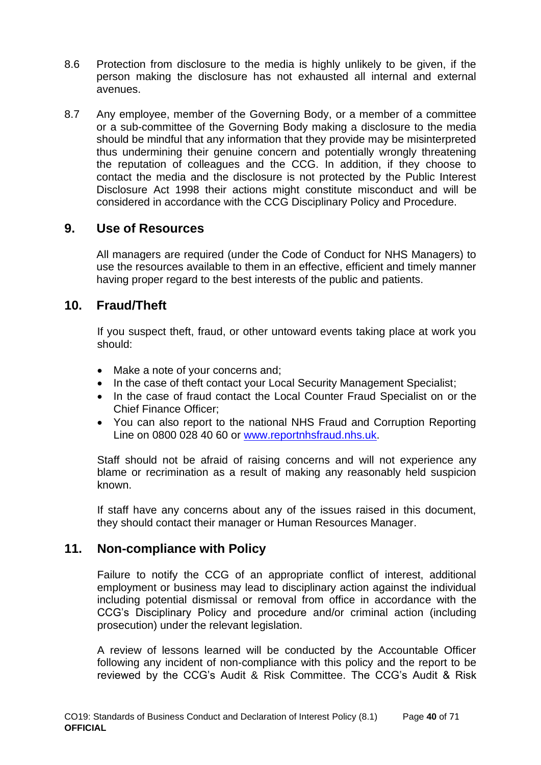8.6 Protection from disclosure to the media is highly unlikely to be given, if the person making the disclosure has not exhausted all internal and external avenues.

8.7 Any employee, member of the Governing Body, or a member of a committee or a sub-committee of the Governing Body making a disclosure to the media should be mindful that any information that they provide may be misinterpreted thus undermining their genuine concern and potentially wrongly threatening the reputation of colleagues and the CCG. In addition, if they choose to contact the media and the disclosure is not protected by the Public Interest Disclosure Act 1998 their actions might constitute misconduct and will be considered in accordance with the CCG Disciplinary Policy and Procedure.

## 9. Use of Resources

All managers are required (under the Code of Conduct for NHS Managers) to use the resources available to them in an effective, efficient and timely manner having proper regard to the best interests of the public and patients.

## 10. Fraud/Theft

If you suspect theft, fraud, or other untoward events taking place at work you should:

- Make a note of your concerns and;
- In the case of theft contact your Local Security Management Specialist;
- In the case of fraud contact the Local Counter Fraud Specialist on or the Chief Finance Officer;
- You can also report to the national NHS Fraud and Corruption Reporting Line on 0800 028 40 60 or www.reportnhsfraud.nhs.uk.

Staff should not be afraid of raising concerns and will not experience any blame or recrimination as a result of making any reasonably held suspicion known.

If staff have any concerns about any of the issues raised in this document, they should contact their manager or Human Resources Manager.

## 11. Non-compliance with Policy

Failure to notify the CCG of an appropriate conflict of interest, additional employment or business may lead to disciplinary action against the individual including potential dismissal or removal from office in accordance with the CCG's Disciplinary Policy and procedure and/or criminal action (including prosecution) under the relevant legislation.

A review of lessons learned will be conducted by the Accountable Officer following any incident of non-compliance with this policy and the report to be reviewed by the CCG's Audit & Risk Committee. The CCG's Audit & Risk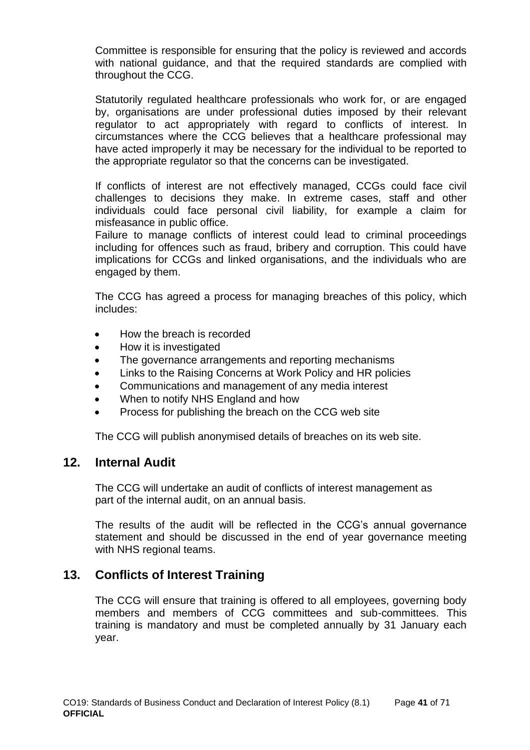Committee is responsible for ensuring that the policy is reviewed and accords with national guidance, and that the required standards are complied with throughout the CCG.

Statutorily regulated healthcare professionals who work for, or are engaged by, organisations are under professional duties imposed by their relevant regulator to act appropriately with regard to conflicts of interest. In circumstances where the CCG believes that a healthcare professional may have acted improperly it may be necessary for the individual to be reported to the appropriate regulator so that the concerns can be investigated.

If conflicts of interest are not effectively managed, CCGs could face civil challenges to decisions they make. In extreme cases, staff and other individuals could face personal civil liability, for example a claim for misfeasance in public office.

Failure to manage conflicts of interest could lead to criminal proceedings including for offences such as fraud, bribery and corruption. This could have implications for CCGs and linked organisations, and the individuals who are engaged by them.

The CCG has agreed a process for managing breaches of this policy, which includes:

- How the breach is recorded
- How it is investigated
- The governance arrangements and reporting mechanisms
- Links to the Raising Concerns at Work Policy and HR policies
- Communications and management of any media interest
- When to notify NHS England and how
- Process for publishing the breach on the CCG web site

The CCG will publish anonymised details of breaches on its web site.

## 12. Internal Audit

The CCG will undertake an audit of conflicts of interest management as part of the internal audit, on an annual basis.

The results of the audit will be reflected in the CCG's annual governance statement and should be discussed in the end of year governance meeting with NHS regional teams.

## 13. Conflicts of Interest Training

The CCG will ensure that training is offered to all employees, governing body members and members of CCG committees and sub-committees. This training is mandatory and must be completed annually by 31 January each year.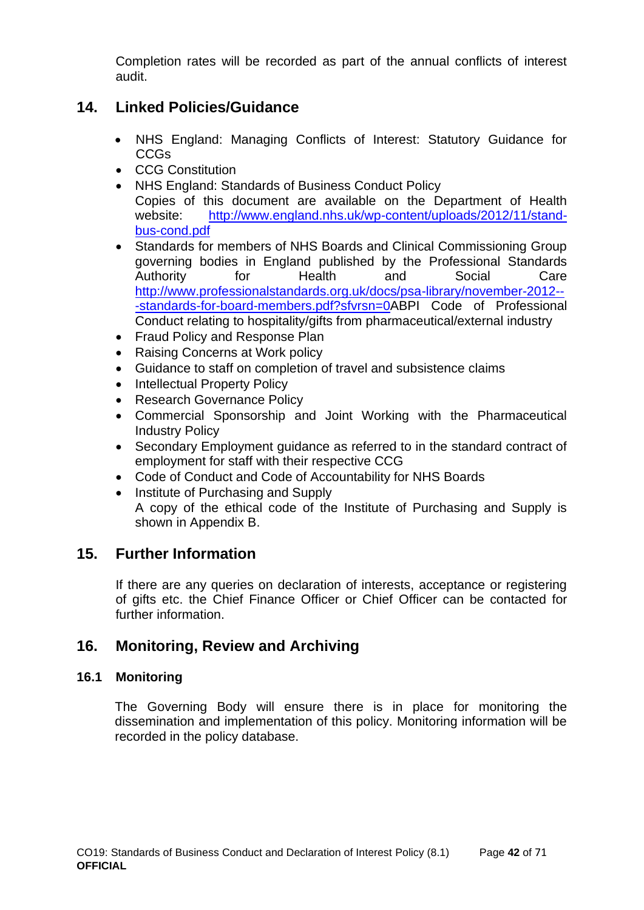Completion rates will be recorded as part of the annual conflicts of interest audit.

## 14. Linked Policies/Guidance

- NHS England: Managing Conflicts of Interest: Statutory Guidance for CCGs
- CCG Constitution
- NHS England: Standards of Business Conduct Policy
  Copies of this document are available on the Department of Health website: [http://www.england.nhs.uk/wp-content/uploads/2012/11/stand-bus-cond.pdf](http://www.england.nhs.uk/wp-content/uploads/2012/11/stand-bus-cond.pdf)
- Standards for members of NHS Boards and Clinical Commissioning Group governing bodies in England published by the Professional Standards Authority for Health and Social Care [http://www.professionalstandards.org.uk/docs/psa-library/november-2012---standards-for-board-members.pdf?sfvrsn=0](http://www.professionalstandards.org.uk/docs/psa-library/november-2012---standards-for-board-members.pdf?sfvrsn=0)ABPI Code of Professional Conduct relating to hospitality/gifts from pharmaceutical/external industry
- Fraud Policy and Response Plan
- Raising Concerns at Work policy
- Guidance to staff on completion of travel and subsistence claims
- Intellectual Property Policy
- Research Governance Policy
- Commercial Sponsorship and Joint Working with the Pharmaceutical Industry Policy
- Secondary Employment guidance as referred to in the standard contract of employment for staff with their respective CCG
- Code of Conduct and Code of Accountability for NHS Boards
- Institute of Purchasing and Supply
  A copy of the ethical code of the Institute of Purchasing and Supply is shown in Appendix B.

## 15. Further Information

If there are any queries on declaration of interests, acceptance or registering of gifts etc. the Chief Finance Officer or Chief Officer can be contacted for further information.

## 16. Monitoring, Review and Archiving

### 16.1 Monitoring

The Governing Body will ensure there is in place for monitoring the dissemination and implementation of this policy. Monitoring information will be recorded in the policy database.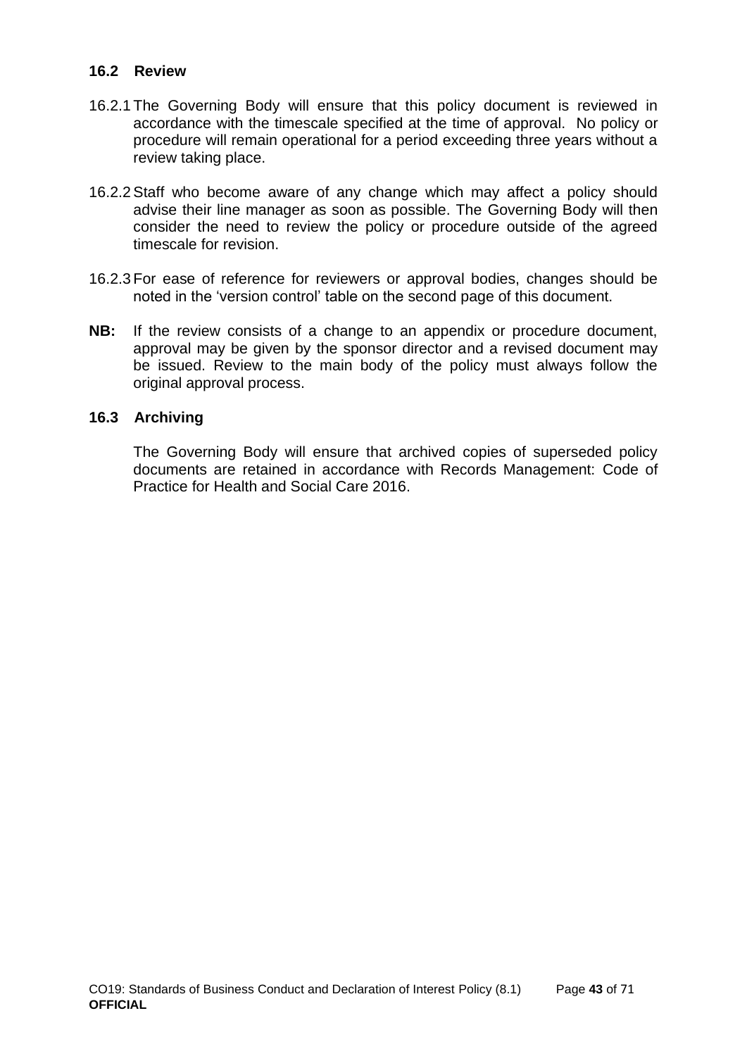### 16.2 Review

16.2.1 The Governing Body will ensure that this policy document is reviewed in accordance with the timescale specified at the time of approval. No policy or procedure will remain operational for a period exceeding three years without a review taking place.

16.2.2 Staff who become aware of any change which may affect a policy should advise their line manager as soon as possible. The Governing Body will then consider the need to review the policy or procedure outside of the agreed timescale for revision.

16.2.3 For ease of reference for reviewers or approval bodies, changes should be noted in the 'version control' table on the second page of this document.

**NB:** If the review consists of a change to an appendix or procedure document, approval may be given by the sponsor director and a revised document may be issued. Review to the main body of the policy must always follow the original approval process.

### 16.3 Archiving

The Governing Body will ensure that archived copies of superseded policy documents are retained in accordance with Records Management: Code of Practice for Health and Social Care 2016.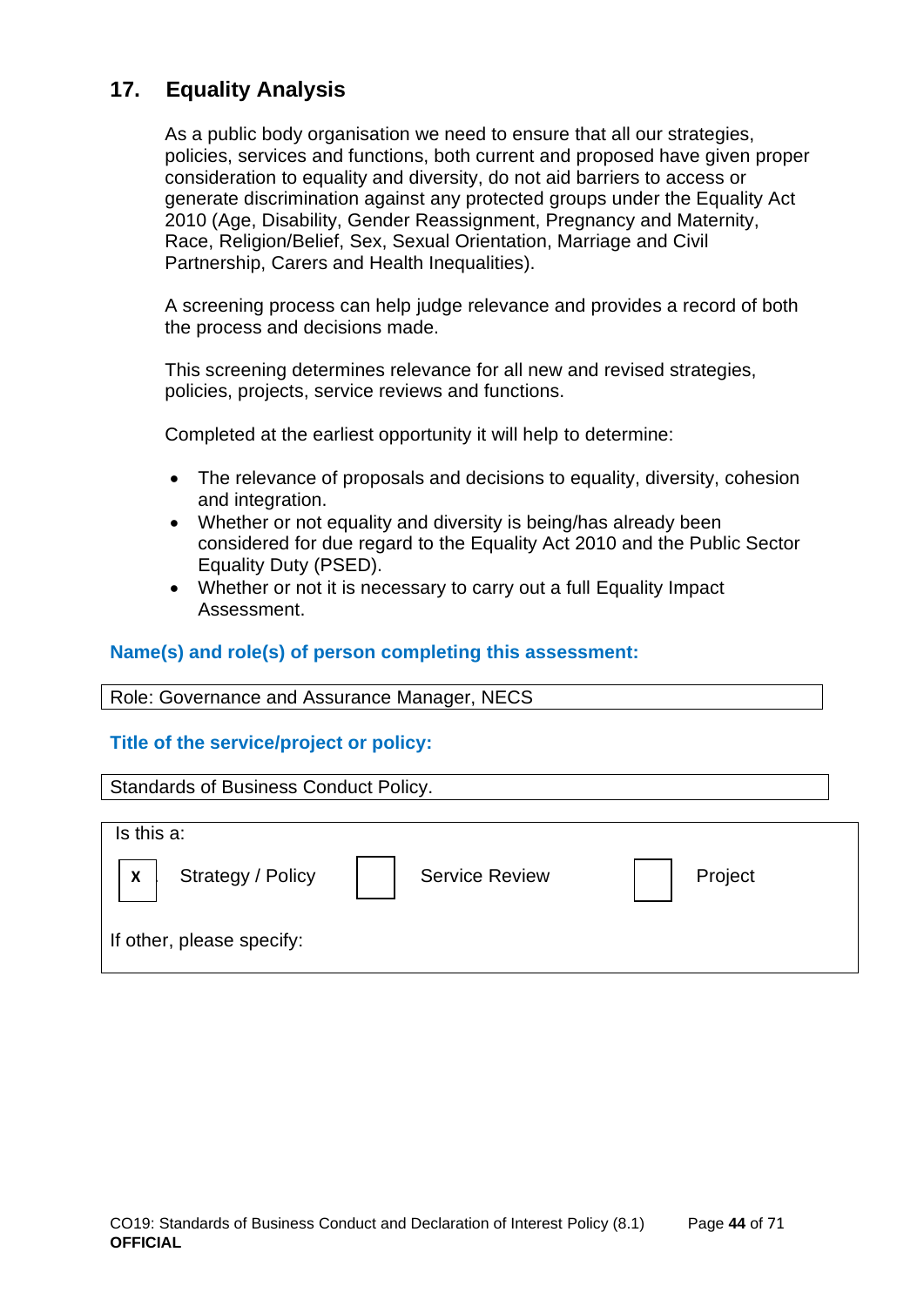## 17. Equality Analysis

As a public body organisation we need to ensure that all our strategies, policies, services and functions, both current and proposed have given proper consideration to equality and diversity, do not aid barriers to access or generate discrimination against any protected groups under the Equality Act 2010 (Age, Disability, Gender Reassignment, Pregnancy and Maternity, Race, Religion/Belief, Sex, Sexual Orientation, Marriage and Civil Partnership, Carers and Health Inequalities).

A screening process can help judge relevance and provides a record of both the process and decisions made.

This screening determines relevance for all new and revised strategies, policies, projects, service reviews and functions.

Completed at the earliest opportunity it will help to determine:

- The relevance of proposals and decisions to equality, diversity, cohesion and integration.
- Whether or not equality and diversity is being/has already been considered for due regard to the Equality Act 2010 and the Public Sector Equality Duty (PSED).
- Whether or not it is necessary to carry out a full Equality Impact Assessment.

**Name(s) and role(s) of person completing this assessment:**

| Role: Governance and Assurance Manager, NECS |
|---|

**Title of the service/project or policy:**

| Standards of Business Conduct Policy. |
|---|

| Is this a: | | | | | |
|---|---|---|---|---|---|
| X | Strategy / Policy | | Service Review | | Project |
| If other, please specify: | | | | | |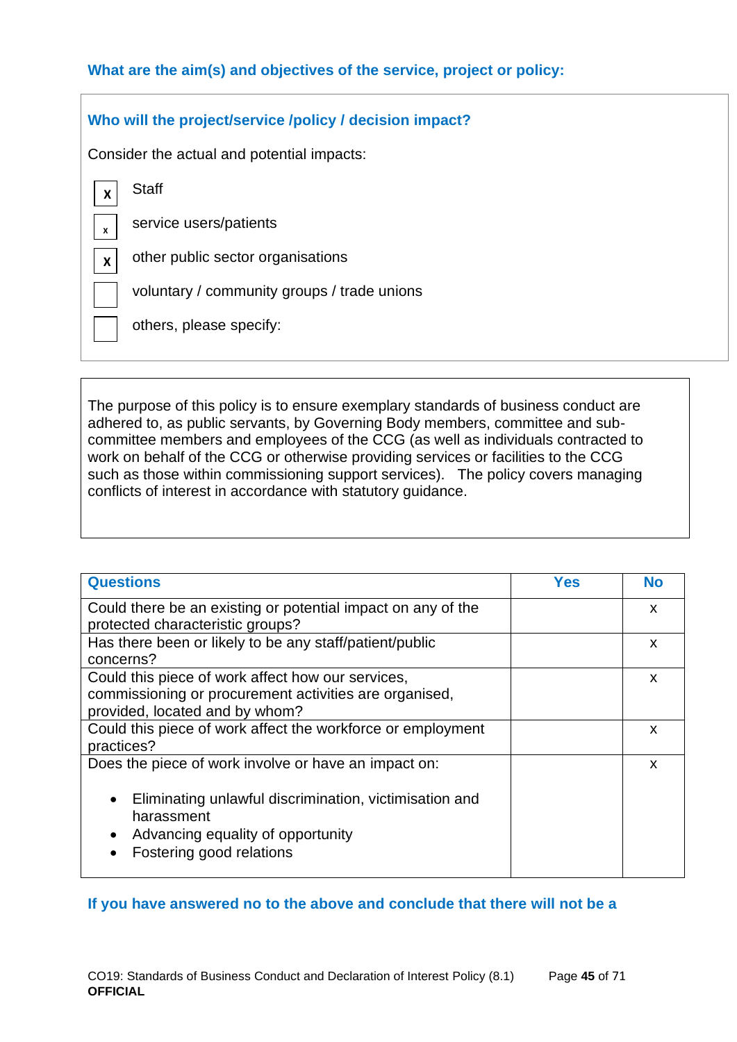### What are the aim(s) and objectives of the service, project or policy:

### Who will the project/service /policy / decision impact?

Consider the actual and potential impacts:

- [x] Staff
- [x] service users/patients
- [x] other public sector organisations
- [ ] voluntary / community groups / trade unions
- [ ] others, please specify:

The purpose of this policy is to ensure exemplary standards of business conduct are adhered to, as public servants, by Governing Body members, committee and sub-committee members and employees of the CCG (as well as individuals contracted to work on behalf of the CCG or otherwise providing services or facilities to the CCG such as those within commissioning support services). The policy covers managing conflicts of interest in accordance with statutory guidance.

| Questions | Yes | No |
|---|---|---|
| Could there be an existing or potential impact on any of the protected characteristic groups? | | x |
| Has there been or likely to be any staff/patient/public concerns? | | x |
| Could this piece of work affect how our services, commissioning or procurement activities are organised, provided, located and by whom? | | x |
| Could this piece of work affect the workforce or employment practices? | | x |
| Does the piece of work involve or have an impact on:<br><br>• Eliminating unlawful discrimination, victimisation and harassment<br>• Advancing equality of opportunity<br>• Fostering good relations | | x |

**If you have answered no to the above and conclude that there will not be a**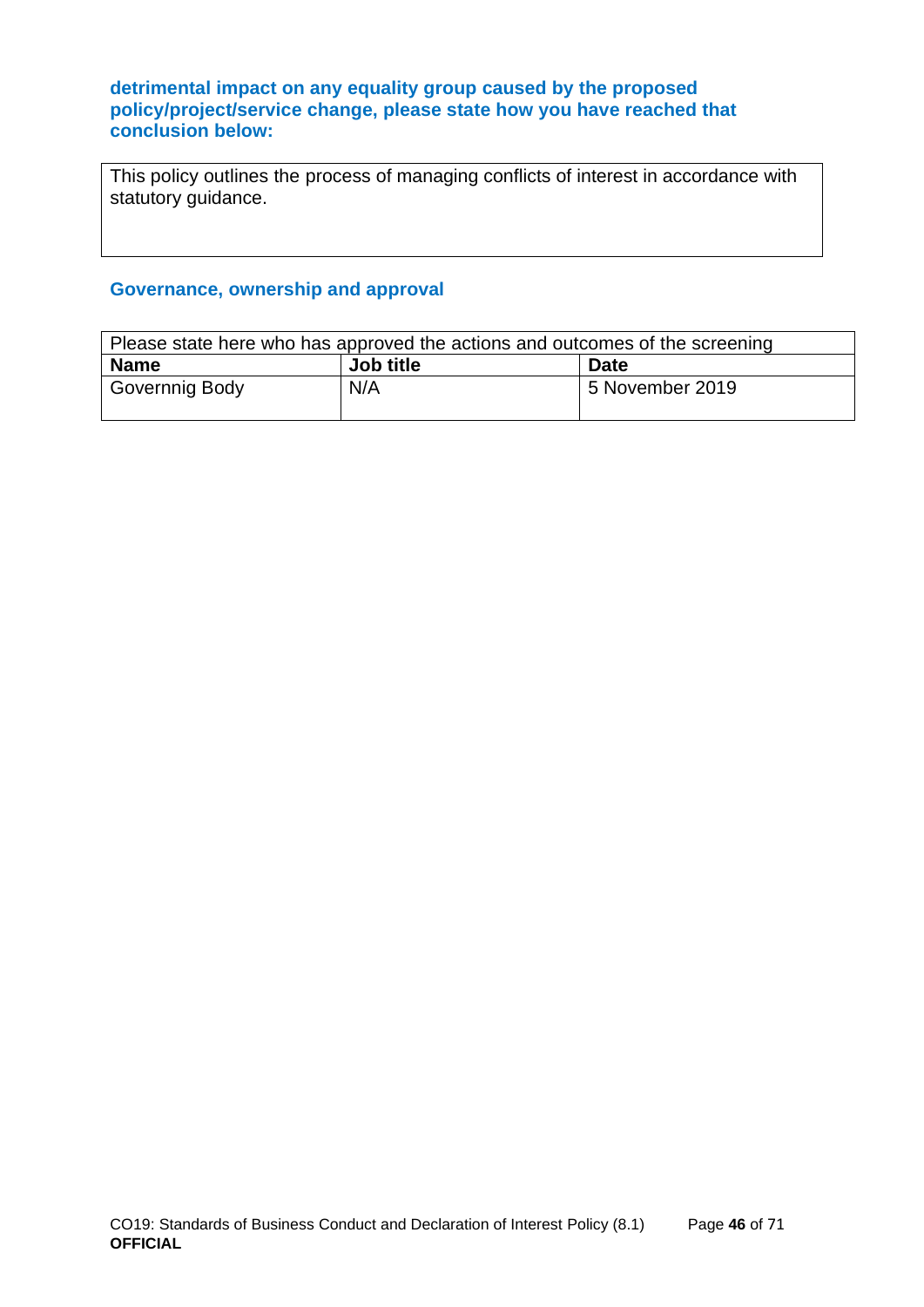**detrimental impact on any equality group caused by the proposed policy/project/service change, please state how you have reached that conclusion below:**

| This policy outlines the process of managing conflicts of interest in accordance with statutory guidance. |
|---|

## Governance, ownership and approval

| Please state here who has approved the actions and outcomes of the screening | | |
|---|---|---|
| **Name** | **Job title** | **Date** |
| Governnig Body | N/A | 5 November 2019 |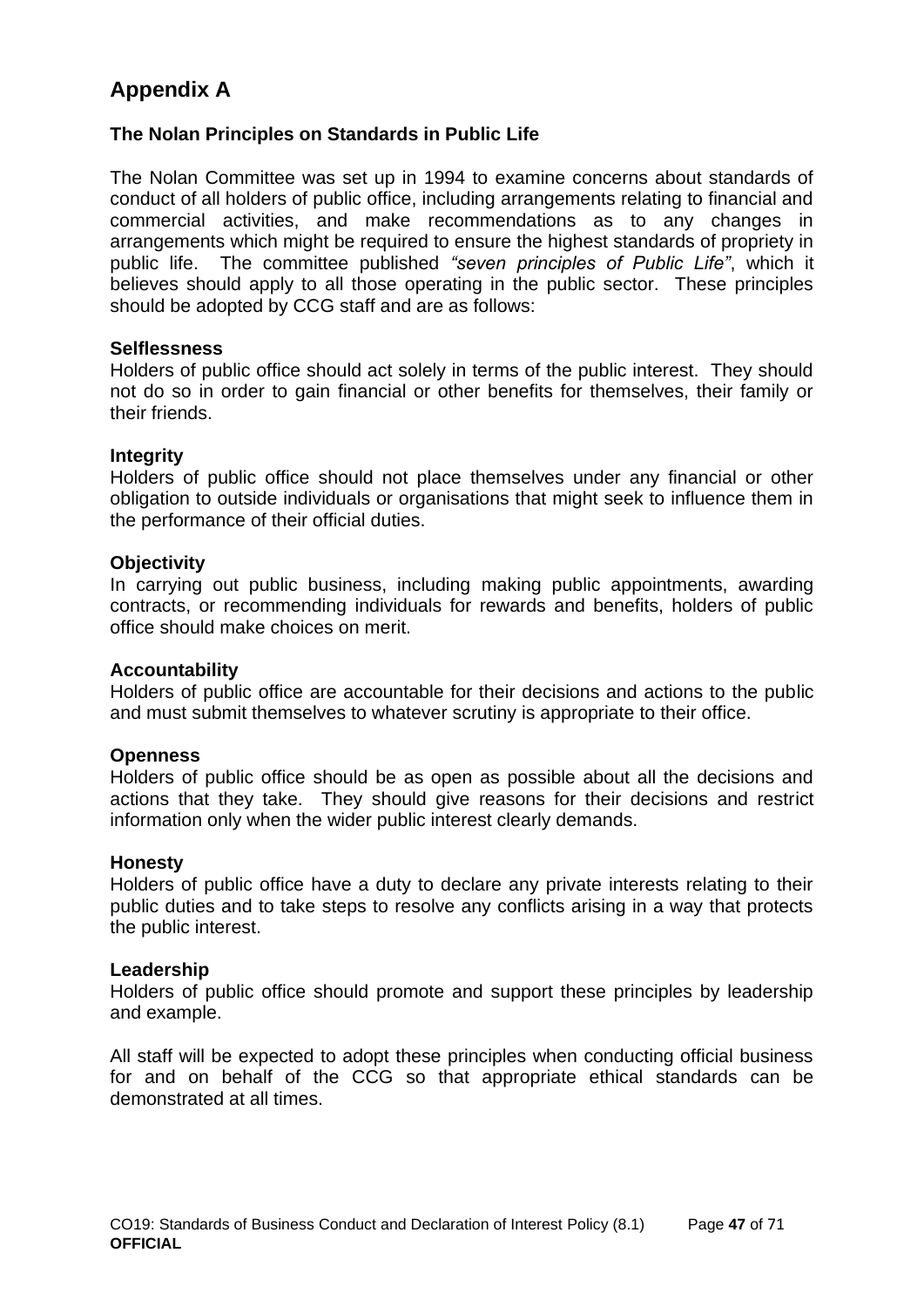# Appendix A

## The Nolan Principles on Standards in Public Life

The Nolan Committee was set up in 1994 to examine concerns about standards of conduct of all holders of public office, including arrangements relating to financial and commercial activities, and make recommendations as to any changes in arrangements which might be required to ensure the highest standards of propriety in public life. The committee published *"seven principles of Public Life"*, which it believes should apply to all those operating in the public sector. These principles should be adopted by CCG staff and are as follows:

**Selflessness**
Holders of public office should act solely in terms of the public interest. They should not do so in order to gain financial or other benefits for themselves, their family or their friends.

**Integrity**
Holders of public office should not place themselves under any financial or other obligation to outside individuals or organisations that might seek to influence them in the performance of their official duties.

**Objectivity**
In carrying out public business, including making public appointments, awarding contracts, or recommending individuals for rewards and benefits, holders of public office should make choices on merit.

**Accountability**
Holders of public office are accountable for their decisions and actions to the public and must submit themselves to whatever scrutiny is appropriate to their office.

**Openness**
Holders of public office should be as open as possible about all the decisions and actions that they take. They should give reasons for their decisions and restrict information only when the wider public interest clearly demands.

**Honesty**
Holders of public office have a duty to declare any private interests relating to their public duties and to take steps to resolve any conflicts arising in a way that protects the public interest.

**Leadership**
Holders of public office should promote and support these principles by leadership and example.

All staff will be expected to adopt these principles when conducting official business for and on behalf of the CCG so that appropriate ethical standards can be demonstrated at all times.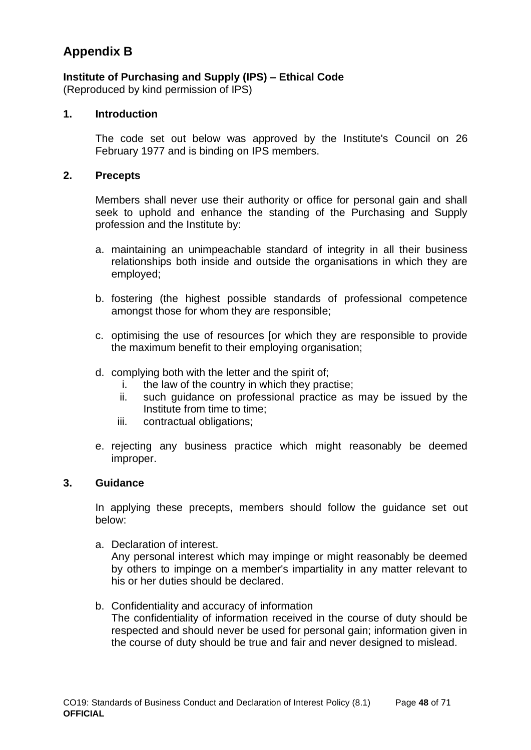## Appendix B

**Institute of Purchasing and Supply (IPS) – Ethical Code**
(Reproduced by kind permission of IPS)

**1. Introduction**

The code set out below was approved by the Institute's Council on 26 February 1977 and is binding on IPS members.

**2. Precepts**

Members shall never use their authority or office for personal gain and shall seek to uphold and enhance the standing of the Purchasing and Supply profession and the Institute by:

a. maintaining an unimpeachable standard of integrity in all their business relationships both inside and outside the organisations in which they are employed;

b. fostering (the highest possible standards of professional competence amongst those for whom they are responsible;

c. optimising the use of resources [or which they are responsible to provide the maximum benefit to their employing organisation;

d. complying both with the letter and the spirit of;
   i. the law of the country in which they practise;
   ii. such guidance on professional practice as may be issued by the Institute from time to time;
   iii. contractual obligations;

e. rejecting any business practice which might reasonably be deemed improper.

**3. Guidance**

In applying these precepts, members should follow the guidance set out below:

a. Declaration of interest.
   Any personal interest which may impinge or might reasonably be deemed by others to impinge on a member's impartiality in any matter relevant to his or her duties should be declared.

b. Confidentiality and accuracy of information
   The confidentiality of information received in the course of duty should be respected and should never be used for personal gain; information given in the course of duty should be true and fair and never designed to mislead.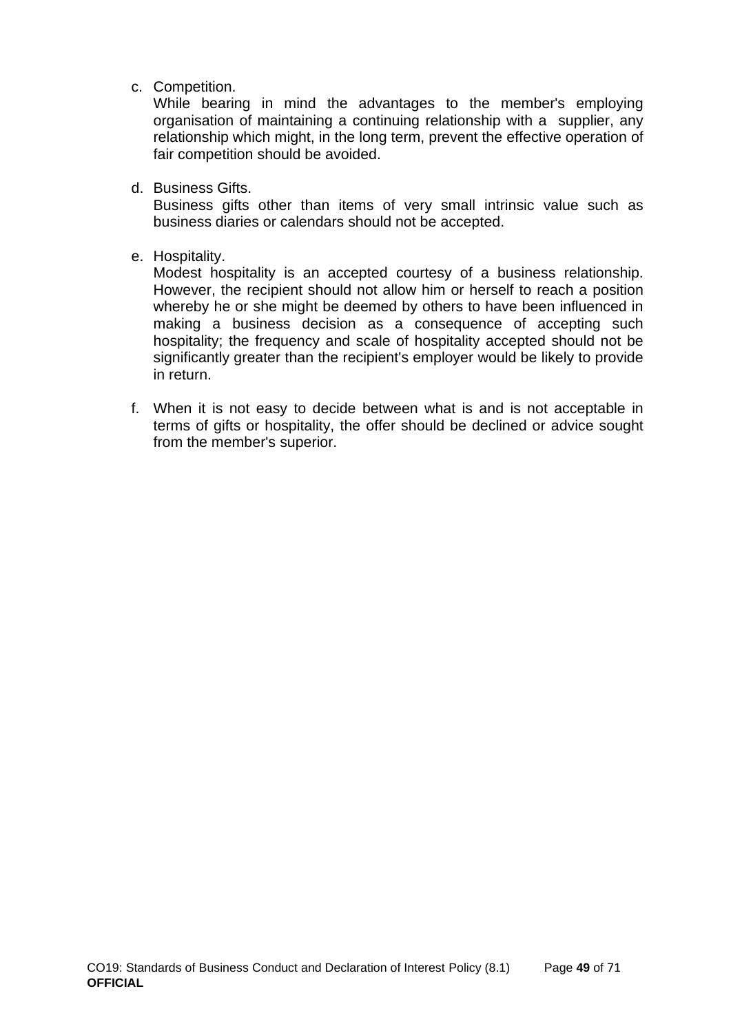c. Competition.

   While bearing in mind the advantages to the member's employing organisation of maintaining a continuing relationship with a supplier, any relationship which might, in the long term, prevent the effective operation of fair competition should be avoided.

d. Business Gifts.

   Business gifts other than items of very small intrinsic value such as business diaries or calendars should not be accepted.

e. Hospitality.

   Modest hospitality is an accepted courtesy of a business relationship. However, the recipient should not allow him or herself to reach a position whereby he or she might be deemed by others to have been influenced in making a business decision as a consequence of accepting such hospitality; the frequency and scale of hospitality accepted should not be significantly greater than the recipient's employer would be likely to provide in return.

f. When it is not easy to decide between what is and is not acceptable in terms of gifts or hospitality, the offer should be declined or advice sought from the member's superior.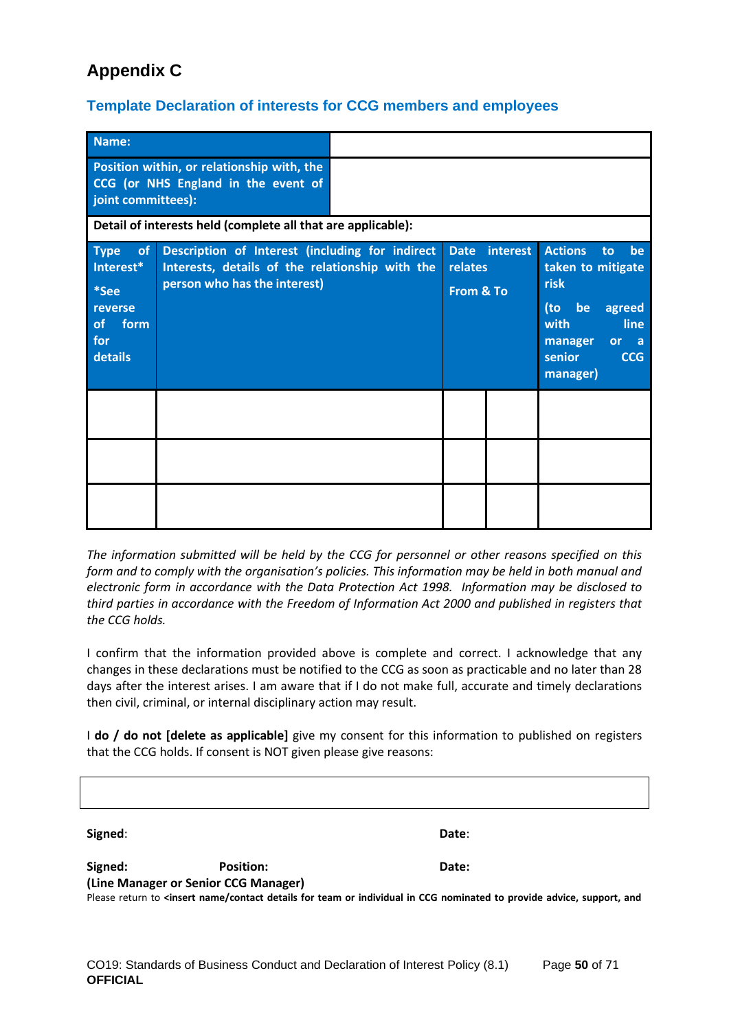# Appendix C

## Template Declaration of interests for CCG members and employees

| **Name:** | |
|---|---|
| **Position within, or relationship with, the CCG (or NHS England in the event of joint committees):** | |

**Detail of interests held (complete all that are applicable):**

| **Type of Interest\*** **\*See reverse of form for details** | **Description of Interest (including for indirect Interests, details of the relationship with the person who has the interest)** | **Date interest relates From & To** | | **Actions to be taken to mitigate risk (to be agreed with line manager or a senior CCG manager)** |
|---|---|---|---|---|
| | | | | |
| | | | | |
| | | | | |

*The information submitted will be held by the CCG for personnel or other reasons specified on this form and to comply with the organisation's policies. This information may be held in both manual and electronic form in accordance with the Data Protection Act 1998. Information may be disclosed to third parties in accordance with the Freedom of Information Act 2000 and published in registers that the CCG holds.*

I confirm that the information provided above is complete and correct. I acknowledge that any changes in these declarations must be notified to the CCG as soon as practicable and no later than 28 days after the interest arises. I am aware that if I do not make full, accurate and timely declarations then civil, criminal, or internal disciplinary action may result.

I **do / do not [delete as applicable]** give my consent for this information to published on registers that the CCG holds. If consent is NOT given please give reasons:

| |
|---|
| |

**Signed**: **Date**:

**Signed:** **Position:** **Date:**
**(Line Manager or Senior CCG Manager)**

Please return to **<insert name/contact details for team or individual in CCG nominated to provide advice, support, and**

**OFFICIAL**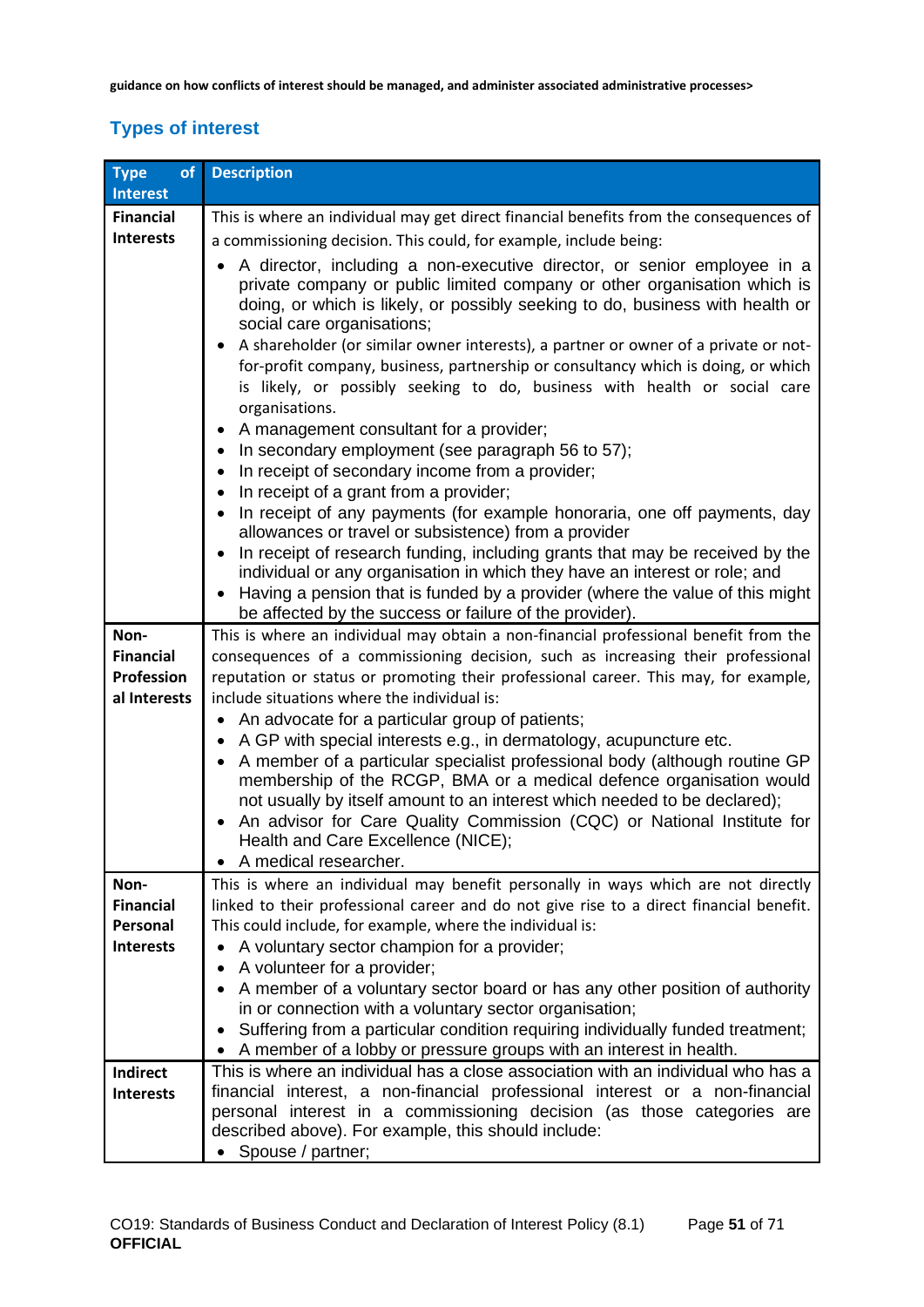guidance on how conflicts of interest should be managed, and administer associated administrative processes>

## Types of interest

| Type of Interest | Description |
|---|---|
| **Financial Interests** | This is where an individual may get direct financial benefits from the consequences of a commissioning decision. This could, for example, include being:<br>• A director, including a non-executive director, or senior employee in a private company or public limited company or other organisation which is doing, or which is likely, or possibly seeking to do, business with health or social care organisations;<br>• A shareholder (or similar owner interests), a partner or owner of a private or not-for-profit company, business, partnership or consultancy which is doing, or which is likely, or possibly seeking to do, business with health or social care organisations.<br>• A management consultant for a provider;<br>• In secondary employment (see paragraph 56 to 57);<br>• In receipt of secondary income from a provider;<br>• In receipt of a grant from a provider;<br>• In receipt of any payments (for example honoraria, one off payments, day allowances or travel or subsistence) from a provider<br>• In receipt of research funding, including grants that may be received by the individual or any organisation in which they have an interest or role; and<br>• Having a pension that is funded by a provider (where the value of this might be affected by the success or failure of the provider). |
| **Non-Financial Professional Interests** | This is where an individual may obtain a non-financial professional benefit from the consequences of a commissioning decision, such as increasing their professional reputation or status or promoting their professional career. This may, for example, include situations where the individual is:<br>• An advocate for a particular group of patients;<br>• A GP with special interests e.g., in dermatology, acupuncture etc.<br>• A member of a particular specialist professional body (although routine GP membership of the RCGP, BMA or a medical defence organisation would not usually by itself amount to an interest which needed to be declared);<br>• An advisor for Care Quality Commission (CQC) or National Institute for Health and Care Excellence (NICE);<br>• A medical researcher. |
| **Non-Financial Personal Interests** | This is where an individual may benefit personally in ways which are not directly linked to their professional career and do not give rise to a direct financial benefit. This could include, for example, where the individual is:<br>• A voluntary sector champion for a provider;<br>• A volunteer for a provider;<br>• A member of a voluntary sector board or has any other position of authority in or connection with a voluntary sector organisation;<br>• Suffering from a particular condition requiring individually funded treatment;<br>• A member of a lobby or pressure groups with an interest in health. |
| **Indirect Interests** | This is where an individual has a close association with an individual who has a financial interest, a non-financial professional interest or a non-financial personal interest in a commissioning decision (as those categories are described above). For example, this should include:<br>• Spouse / partner; |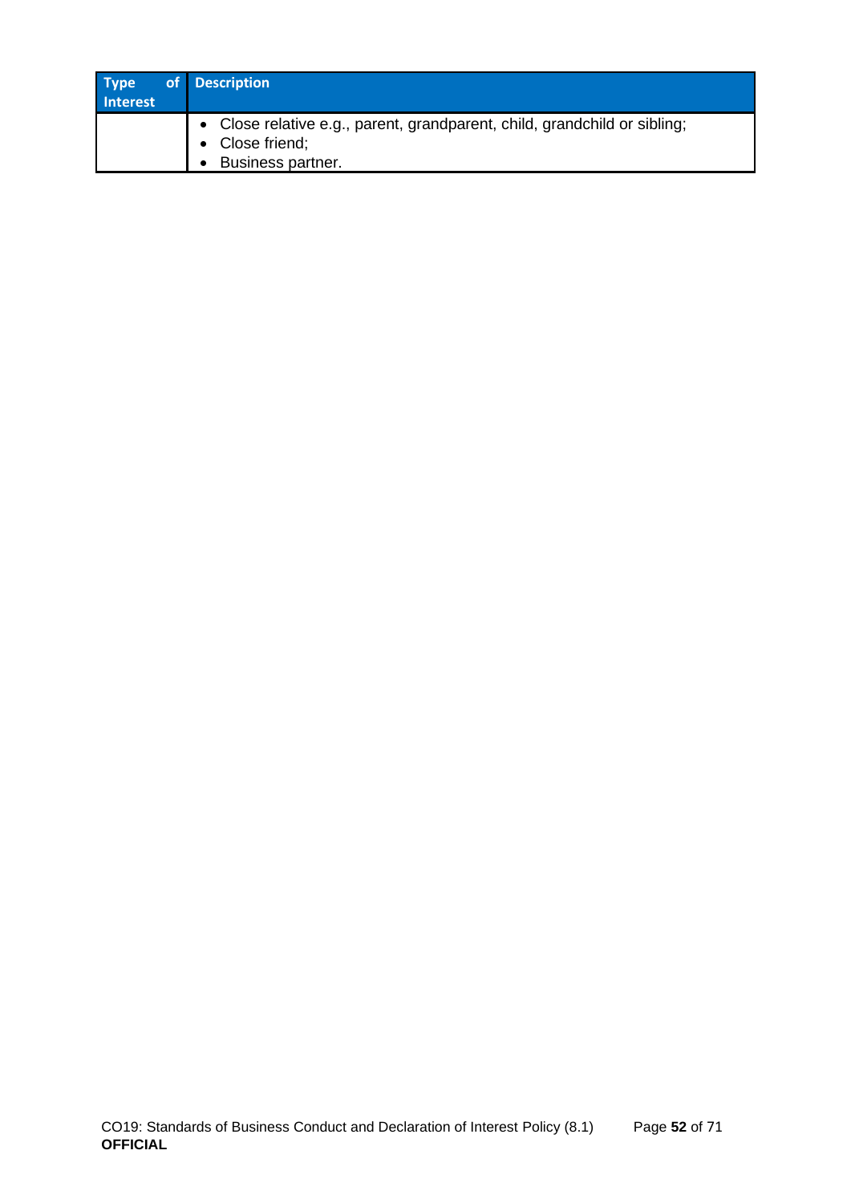| Type of Interest | Description |
|---|---|
| | • Close relative e.g., parent, grandparent, child, grandchild or sibling;<br>• Close friend;<br>• Business partner. |

CO19: Standards of Business Conduct and Declaration of Interest Policy (8.1)
**OFFICIAL**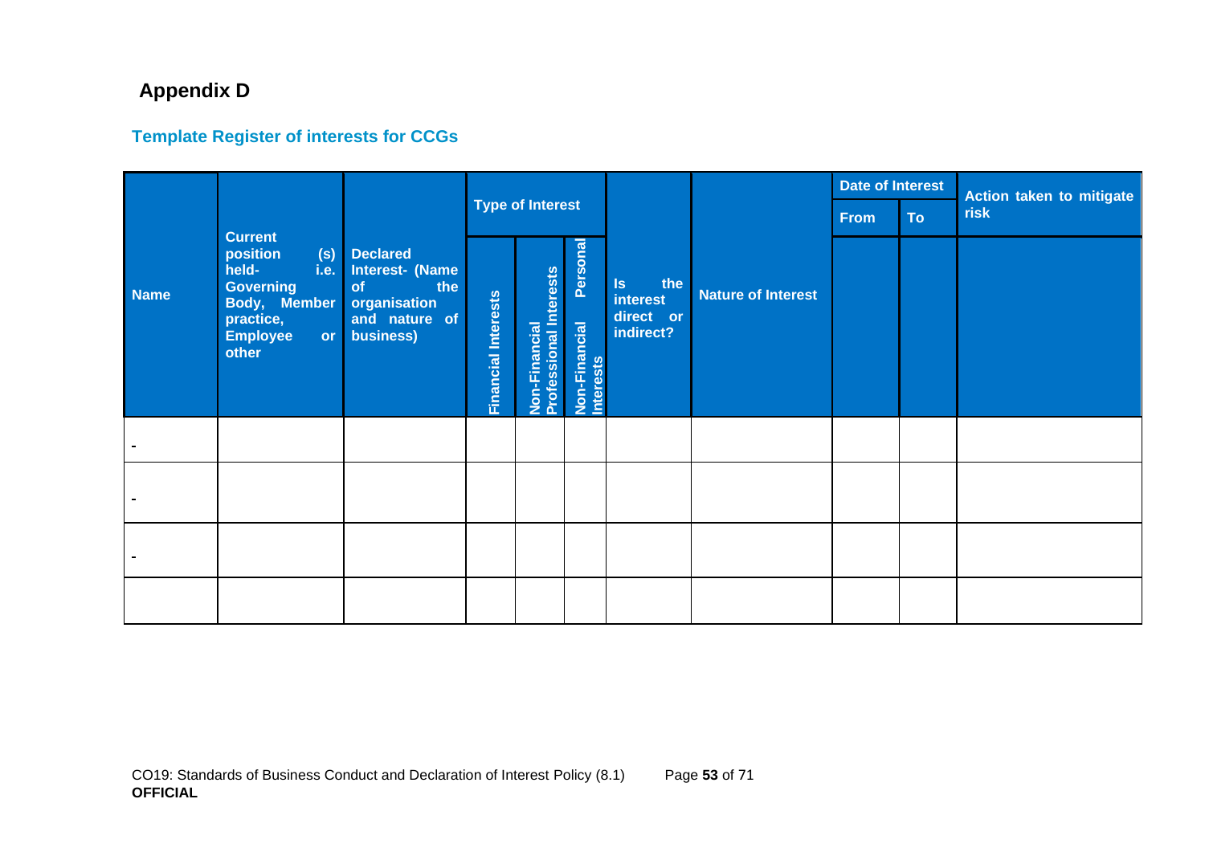## Appendix D

### Template Register of interests for CCGs

| Name | Current position (s) held- i.e. Governing Body, Member practice, Employee or other | Declared Interest- (Name of the organisation and nature of business) | Type of Interest | | | Is the interest direct or indirect? | Nature of Interest | Date of Interest | | Action taken to mitigate risk |
|---|---|---|---|---|---|---|---|---|---|---|
| | | | Financial Interests | Non-Financial Professional Interests | Non-Financial Personal Interests | | | From | To | |
| - | | | | | | | | | | |
| - | | | | | | | | | | |
| - | | | | | | | | | | |
| | | | | | | | | | | |

CO19: Standards of Business Conduct and Declaration of Interest Policy (8.1)

**OFFICIAL**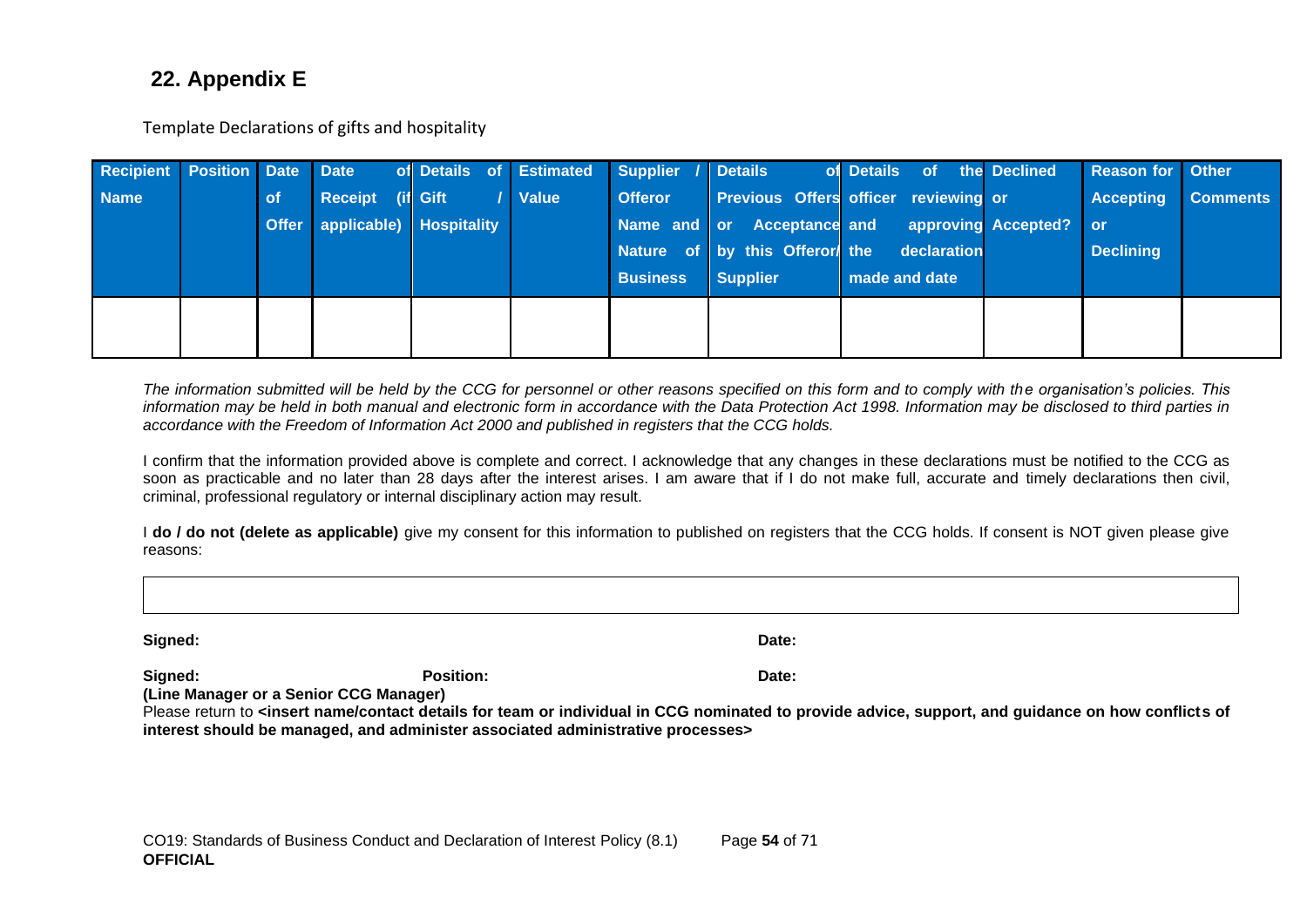## 22. Appendix E

Template Declarations of gifts and hospitality

| Recipient Name | Position | Date of Offer | Date of Receipt (if applicable) | Details of Gift / Hospitality | Estimated Value | Supplier / Offeror Name and Nature of Business | Details of Previous Offers or Acceptance by this Offeror/ Supplier | Details of the officer reviewing and approving the declaration made and date | Declined or Accepted? | Reason for Accepting or Declining | Other Comments |
|---|---|---|---|---|---|---|---|---|---|---|---|
| | | | | | | | | | | | |

*The information submitted will be held by the CCG for personnel or other reasons specified on this form and to comply with the organisation's policies. This information may be held in both manual and electronic form in accordance with the Data Protection Act 1998. Information may be disclosed to third parties in accordance with the Freedom of Information Act 2000 and published in registers that the CCG holds.*

I confirm that the information provided above is complete and correct. I acknowledge that any changes in these declarations must be notified to the CCG as soon as practicable and no later than 28 days after the interest arises. I am aware that if I do not make full, accurate and timely declarations then civil, criminal, professional regulatory or internal disciplinary action may result.

I **do / do not (delete as applicable)** give my consent for this information to published on registers that the CCG holds. If consent is NOT given please give reasons:

| |
|---|
| |

**Signed:** **Date:**

**Signed:** **Position:** **Date:**

**(Line Manager or a Senior CCG Manager)**

Please return to **<insert name/contact details for team or individual in CCG nominated to provide advice, support, and guidance on how conflicts of interest should be managed, and administer associated administrative processes>**

CO19: Standards of Business Conduct and Declaration of Interest Policy (8.1)

**OFFICIAL**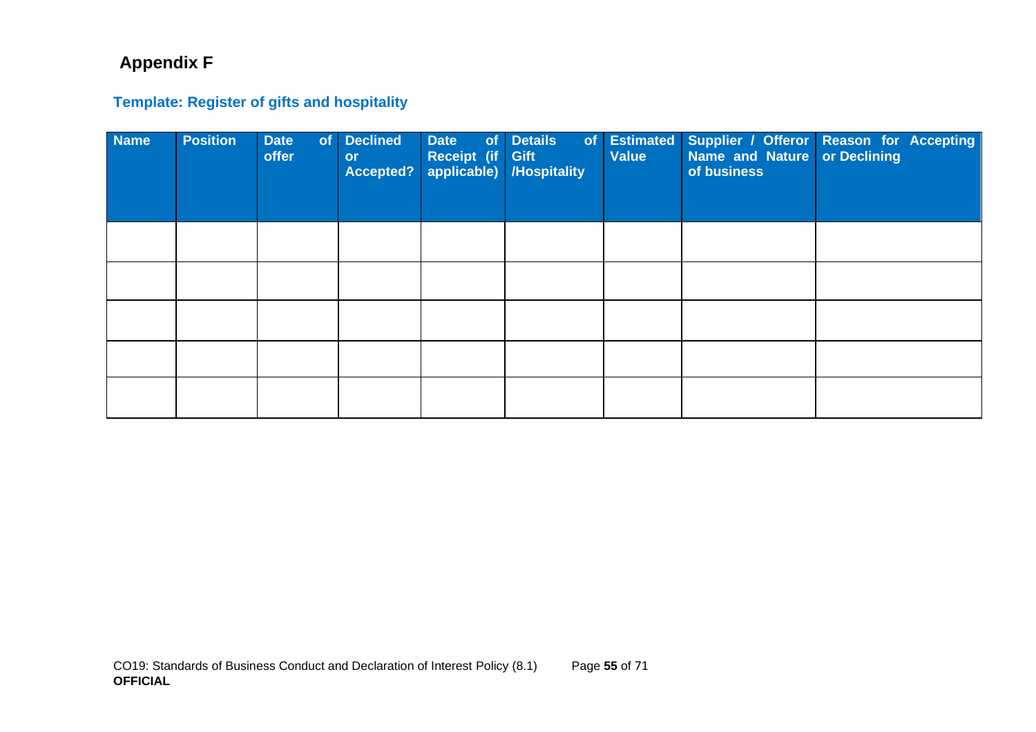# Appendix F

## Template: Register of gifts and hospitality

| Name | Position | Date of offer | Declined or Accepted? | Date of Receipt (if applicable) | Details of Gift /Hospitality | Estimated Value | Supplier / Offeror Name and Nature of business | Reason for Accepting or Declining |
|---|---|---|---|---|---|---|---|---|
| | | | | | | | | |
| | | | | | | | | |
| | | | | | | | | |
| | | | | | | | | |
| | | | | | | | | |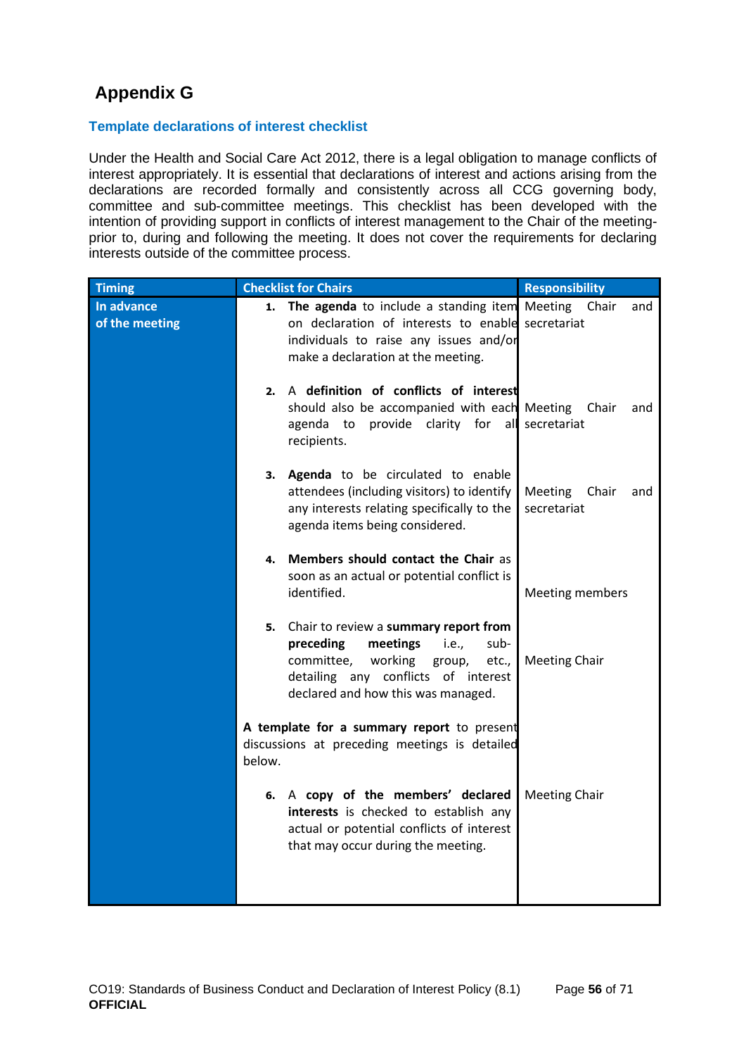# Appendix G

### Template declarations of interest checklist

Under the Health and Social Care Act 2012, there is a legal obligation to manage conflicts of interest appropriately. It is essential that declarations of interest and actions arising from the declarations are recorded formally and consistently across all CCG governing body, committee and sub-committee meetings. This checklist has been developed with the intention of providing support in conflicts of interest management to the Chair of the meeting- prior to, during and following the meeting. It does not cover the requirements for declaring interests outside of the committee process.

| Timing | Checklist for Chairs | Responsibility |
|---|---|---|
| **In advance of the meeting** | 1. **The agenda** to include a standing item on declaration of interests to enable individuals to raise any issues and/or make a declaration at the meeting. | Meeting Chair and secretariat |
| | 2. A **definition of conflicts of interest** should also be accompanied with each agenda to provide clarity for all recipients. | Meeting Chair and secretariat |
| | 3. **Agenda** to be circulated to enable attendees (including visitors) to identify any interests relating specifically to the agenda items being considered. | Meeting Chair and secretariat |
| | 4. **Members should contact the Chair** as soon as an actual or potential conflict is identified. | Meeting members |
| | 5. Chair to review a **summary report from preceding meetings** i.e., sub-committee, working group, etc., detailing any conflicts of interest declared and how this was managed.<br><br>**A template for a summary report** to present discussions at preceding meetings is detailed below. | Meeting Chair |
| | 6. A **copy of the members' declared interests** is checked to establish any actual or potential conflicts of interest that may occur during the meeting. | Meeting Chair |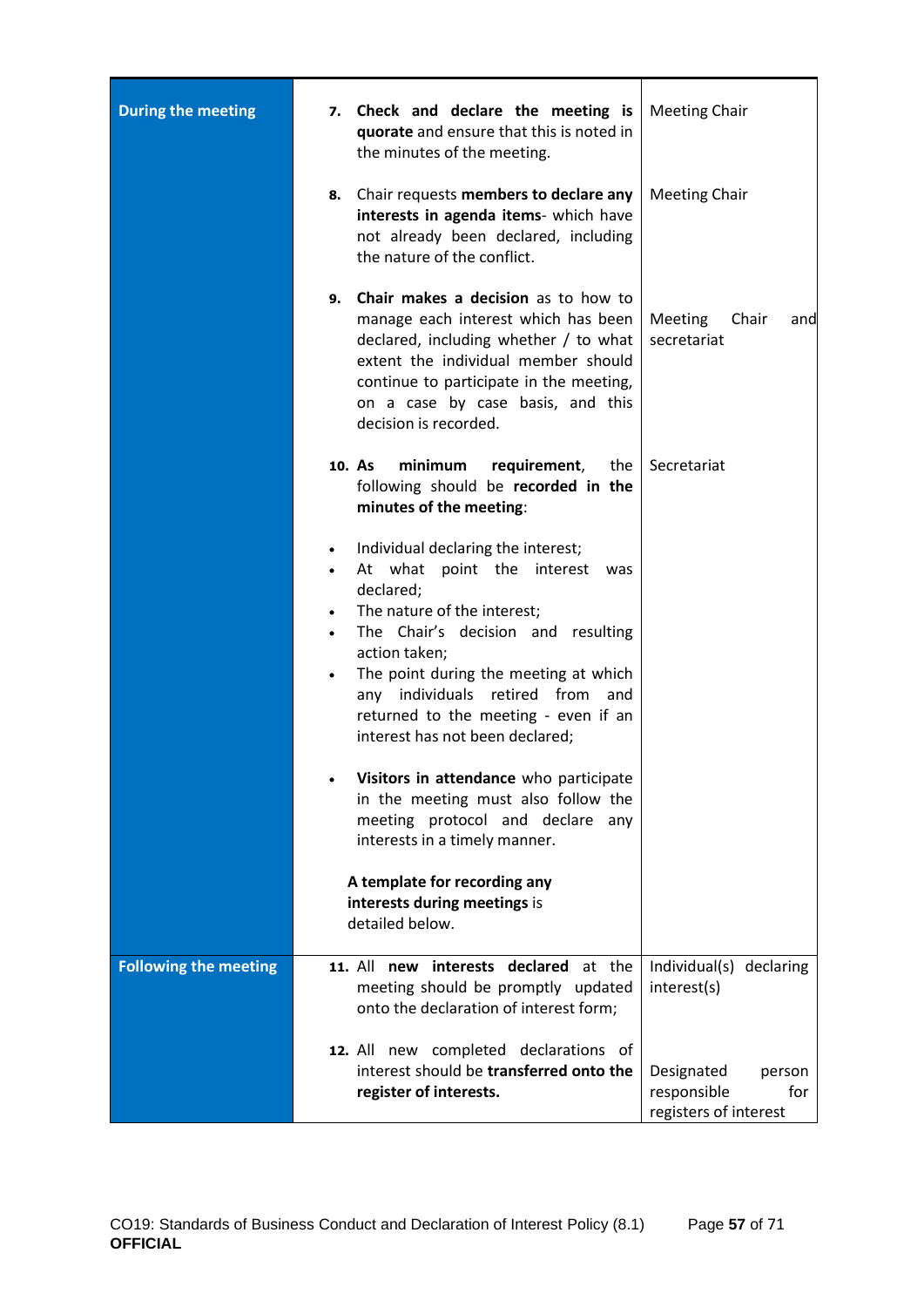| | | |
|---|---|---|
| **During the meeting** | 7. **Check and declare the meeting is quorate** and ensure that this is noted in the minutes of the meeting. | Meeting Chair |
| | 8. Chair requests **members to declare any interests in agenda items**- which have not already been declared, including the nature of the conflict. | Meeting Chair |
| | 9. **Chair makes a decision** as to how to manage each interest which has been declared, including whether / to what extent the individual member should continue to participate in the meeting, on a case by case basis, and this decision is recorded. | Meeting Chair and secretariat |
| | 10. **As minimum requirement**, the following should be **recorded in the minutes of the meeting**:<br><br>• Individual declaring the interest;<br>• At what point the interest was declared;<br>• The nature of the interest;<br>• The Chair's decision and resulting action taken;<br>• The point during the meeting at which any individuals retired from and returned to the meeting - even if an interest has not been declared;<br><br>• **Visitors in attendance** who participate in the meeting must also follow the meeting protocol and declare any interests in a timely manner.<br><br>**A template for recording any interests during meetings** is detailed below. | Secretariat |
| **Following the meeting** | 11. All **new interests declared** at the meeting should be promptly updated onto the declaration of interest form; | Individual(s) declaring interest(s) |
| | 12. All new completed declarations of interest should be **transferred onto the register of interests.** | Designated person responsible for registers of interest |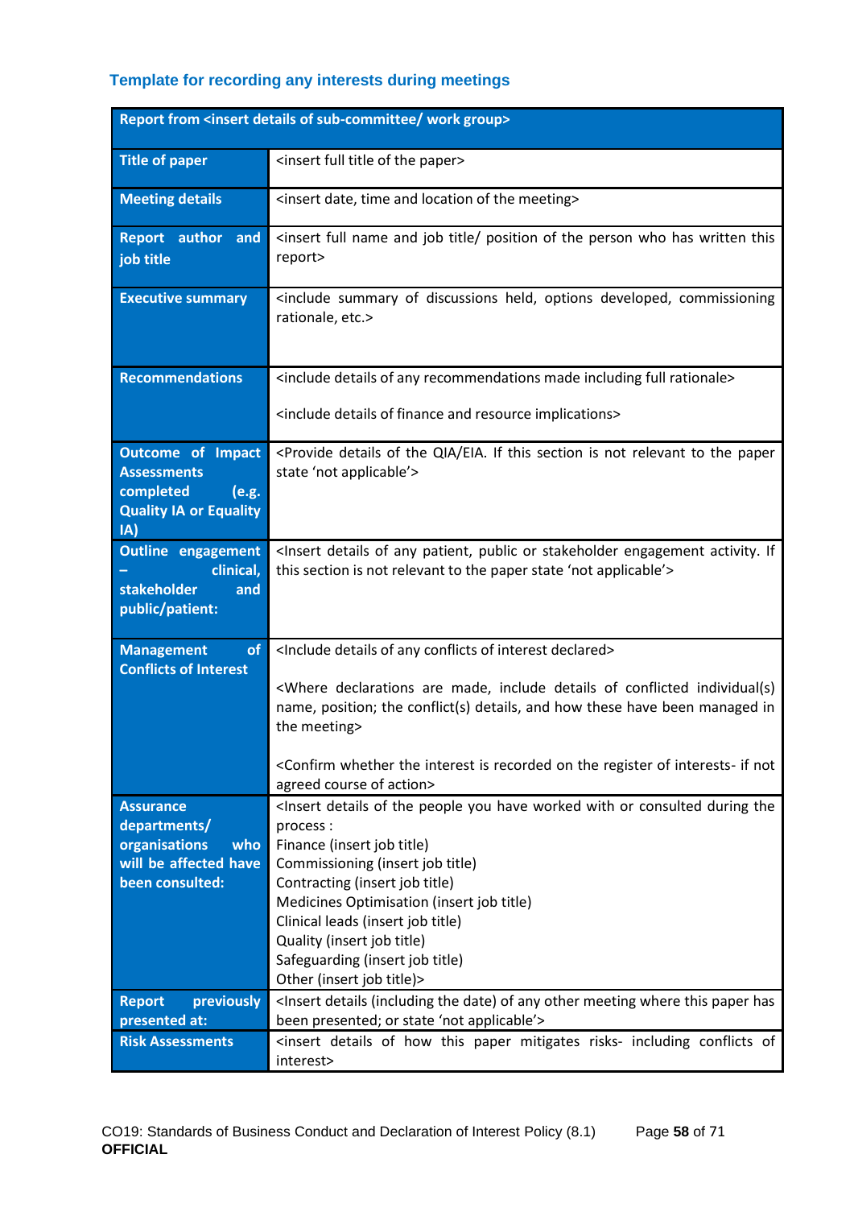### Template for recording any interests during meetings

| Report from <insert details of sub-committee/ work group> | |
|---|---|
| **Title of paper** | <insert full title of the paper> |
| **Meeting details** | <insert date, time and location of the meeting> |
| **Report author and job title** | <insert full name and job title/ position of the person who has written this report> |
| **Executive summary** | <include summary of discussions held, options developed, commissioning rationale, etc.> |
| **Recommendations** | <include details of any recommendations made including full rationale><br><br><include details of finance and resource implications> |
| **Outcome of Impact Assessments completed (e.g. Quality IA or Equality IA)** | <Provide details of the QIA/EIA. If this section is not relevant to the paper state 'not applicable'> |
| **Outline engagement – clinical, stakeholder and public/patient:** | <Insert details of any patient, public or stakeholder engagement activity. If this section is not relevant to the paper state 'not applicable'> |
| **Management of Conflicts of Interest** | <Include details of any conflicts of interest declared><br><br><Where declarations are made, include details of conflicted individual(s) name, position; the conflict(s) details, and how these have been managed in the meeting><br><br><Confirm whether the interest is recorded on the register of interests- if not agreed course of action> |
| **Assurance departments/ organisations who will be affected have been consulted:** | <Insert details of the people you have worked with or consulted during the process :<br>Finance (insert job title)<br>Commissioning (insert job title)<br>Contracting (insert job title)<br>Medicines Optimisation (insert job title)<br>Clinical leads (insert job title)<br>Quality (insert job title)<br>Safeguarding (insert job title)<br>Other (insert job title)> |
| **Report previously presented at:** | <Insert details (including the date) of any other meeting where this paper has been presented; or state 'not applicable'> |
| **Risk Assessments** | <insert details of how this paper mitigates risks- including conflicts of interest> |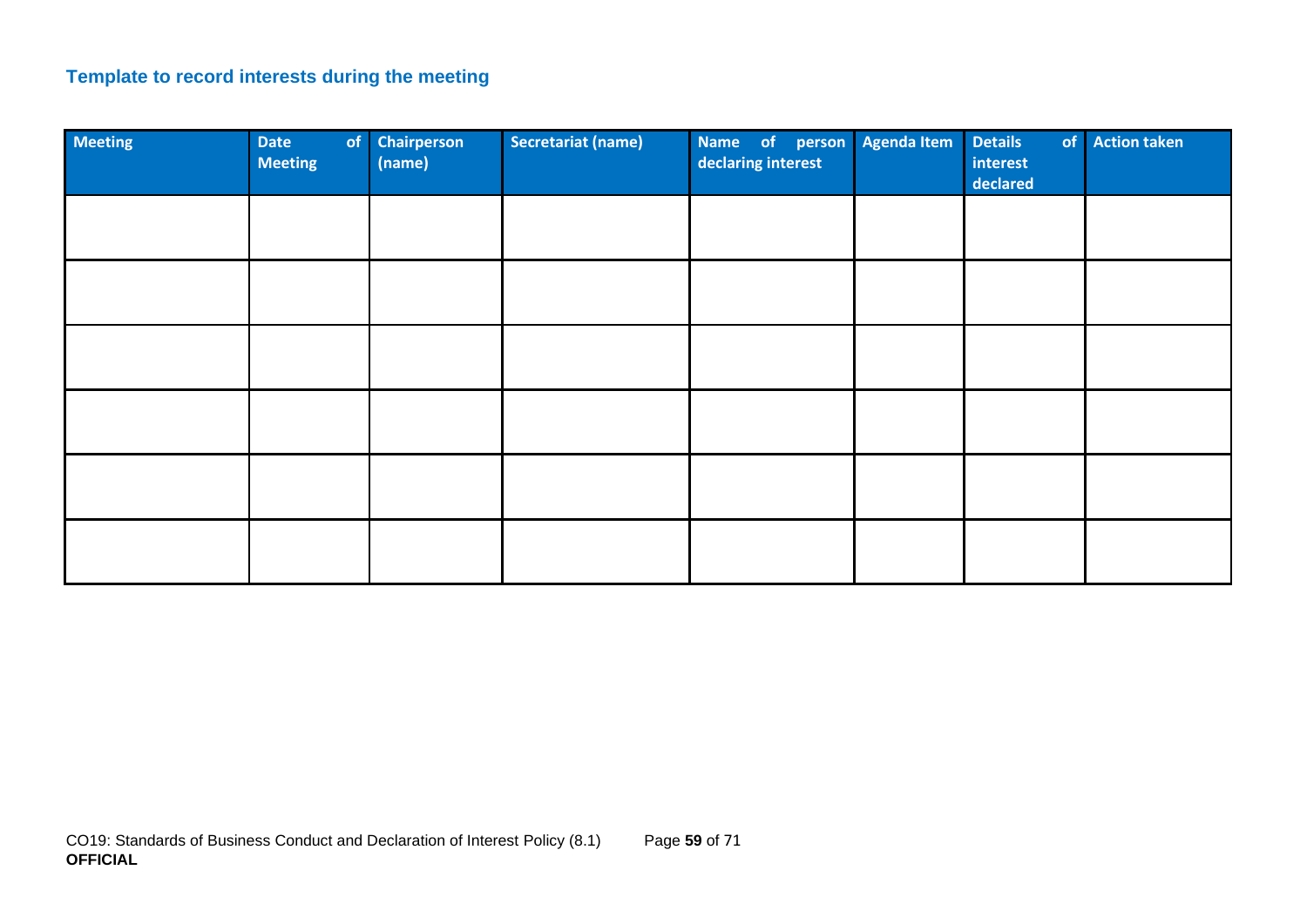### Template to record interests during the meeting

| Meeting | Date of Meeting | Chairperson (name) | Secretariat (name) | Name of person declaring interest | Agenda Item | Details of interest declared | Action taken |
|---|---|---|---|---|---|---|---|
| | | | | | | | |
| | | | | | | | |
| | | | | | | | |
| | | | | | | | |
| | | | | | | | |
| | | | | | | | |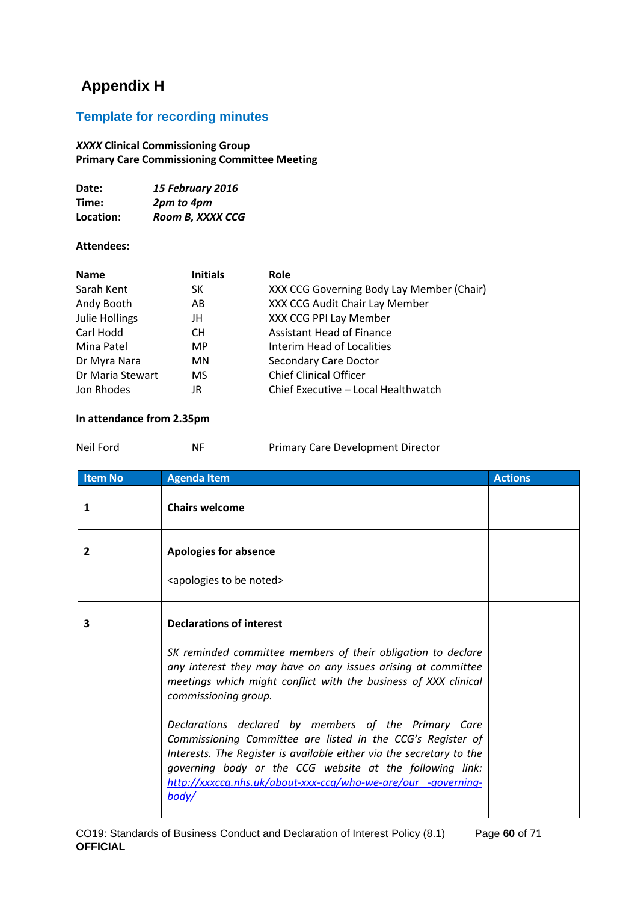# Appendix H

## Template for recording minutes

***XXXX*** **Clinical Commissioning Group**
**Primary Care Commissioning Committee Meeting**

**Date:** ***15 February 2016***
**Time:** ***2pm to 4pm***
**Location:** ***Room B, XXXX CCG***

**Attendees:**

| **Name** | **Initials** | **Role** |
|---|---|---|
| Sarah Kent | SK | XXX CCG Governing Body Lay Member (Chair) |
| Andy Booth | AB | XXX CCG Audit Chair Lay Member |
| Julie Hollings | JH | XXX CCG PPI Lay Member |
| Carl Hodd | CH | Assistant Head of Finance |
| Mina Patel | MP | Interim Head of Localities |
| Dr Myra Nara | MN | Secondary Care Doctor |
| Dr Maria Stewart | MS | Chief Clinical Officer |
| Jon Rhodes | JR | Chief Executive – Local Healthwatch |

**In attendance from 2.35pm**

| | | |
|---|---|---|
| Neil Ford | NF | Primary Care Development Director |

| Item No | Agenda Item | Actions |
|---|---|---|
| **1** | **Chairs welcome** | |
| **2** | **Apologies for absence**<br><br><apologies to be noted> | |
| **3** | **Declarations of interest**<br><br>*SK reminded committee members of their obligation to declare any interest they may have on any issues arising at committee meetings which might conflict with the business of XXX clinical commissioning group.*<br><br>*Declarations declared by members of the Primary Care Commissioning Committee are listed in the CCG's Register of Interests. The Register is available either via the secretary to the governing body or the CCG website at the following link:* *http://xxxccg.nhs.uk/about-xxx-ccg/who-we-are/our_-governing-body/* | |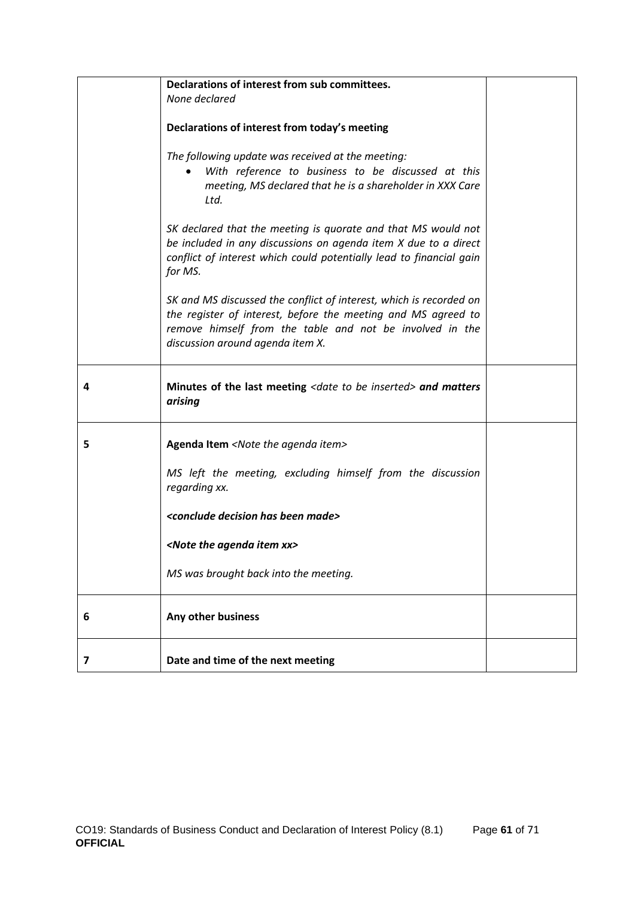|  |  |  |
|---|---|---|
|  | **Declarations of interest from sub committees.**<br>*None declared*<br><br>**Declarations of interest from today's meeting**<br><br>*The following update was received at the meeting:*<br>• *With reference to business to be discussed at this meeting, MS declared that he is a shareholder in XXX Care Ltd.*<br><br>*SK declared that the meeting is quorate and that MS would not be included in any discussions on agenda item X due to a direct conflict of interest which could potentially lead to financial gain for MS.*<br><br>*SK and MS discussed the conflict of interest, which is recorded on the register of interest, before the meeting and MS agreed to remove himself from the table and not be involved in the discussion around agenda item X.* |  |
| 4 | **Minutes of the last meeting** *<date to be inserted>* ***and matters arising*** |  |
| 5 | **Agenda Item** *<Note the agenda item>*<br><br>*MS left the meeting, excluding himself from the discussion regarding xx.*<br><br>***<conclude decision has been made>***<br><br>***<Note the agenda item xx>***<br><br>*MS was brought back into the meeting.* |  |
| 6 | **Any other business** |  |
| 7 | **Date and time of the next meeting** |  |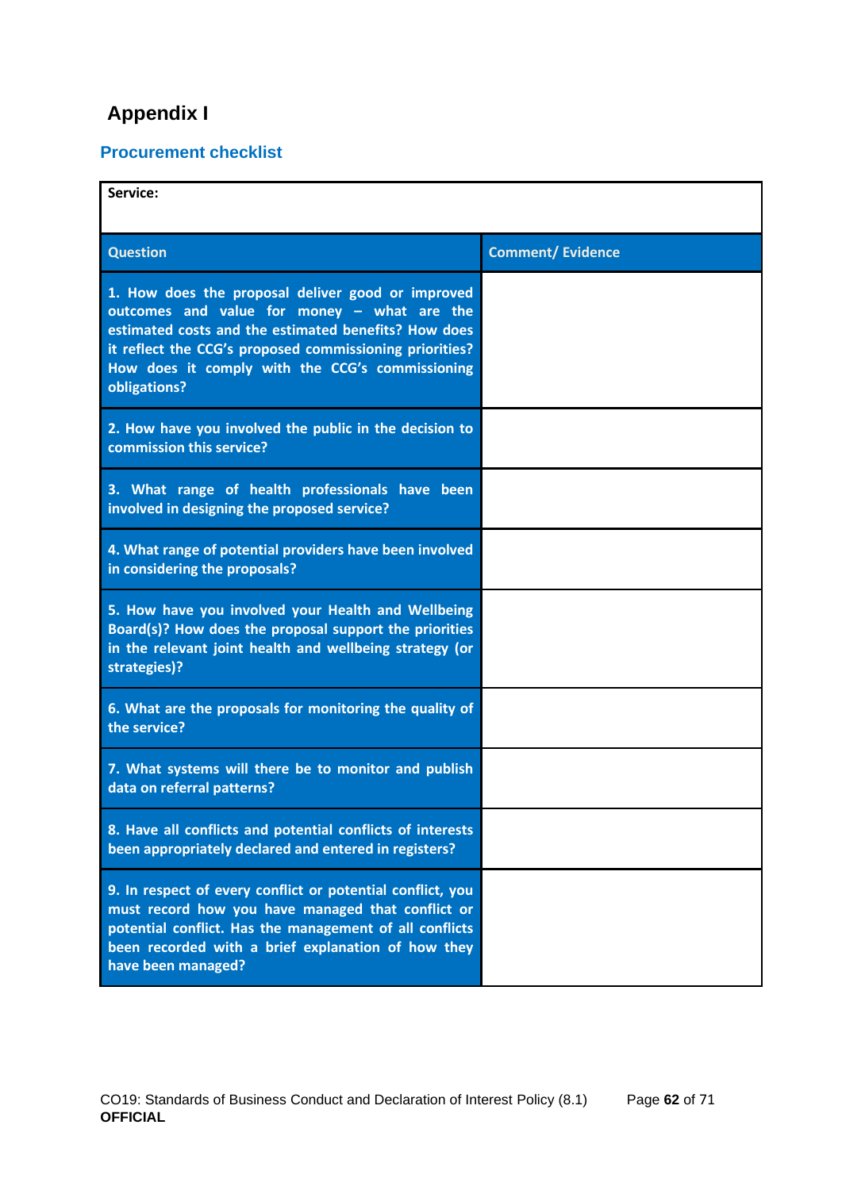# Appendix I

## Procurement checklist

| **Service:** | |
|---|---|
| **Question** | **Comment/ Evidence** |
| **1. How does the proposal deliver good or improved outcomes and value for money – what are the estimated costs and the estimated benefits? How does it reflect the CCG's proposed commissioning priorities? How does it comply with the CCG's commissioning obligations?** | |
| **2. How have you involved the public in the decision to commission this service?** | |
| **3. What range of health professionals have been involved in designing the proposed service?** | |
| **4. What range of potential providers have been involved in considering the proposals?** | |
| **5. How have you involved your Health and Wellbeing Board(s)? How does the proposal support the priorities in the relevant joint health and wellbeing strategy (or strategies)?** | |
| **6. What are the proposals for monitoring the quality of the service?** | |
| **7. What systems will there be to monitor and publish data on referral patterns?** | |
| **8. Have all conflicts and potential conflicts of interests been appropriately declared and entered in registers?** | |
| **9. In respect of every conflict or potential conflict, you must record how you have managed that conflict or potential conflict. Has the management of all conflicts been recorded with a brief explanation of how they have been managed?** | |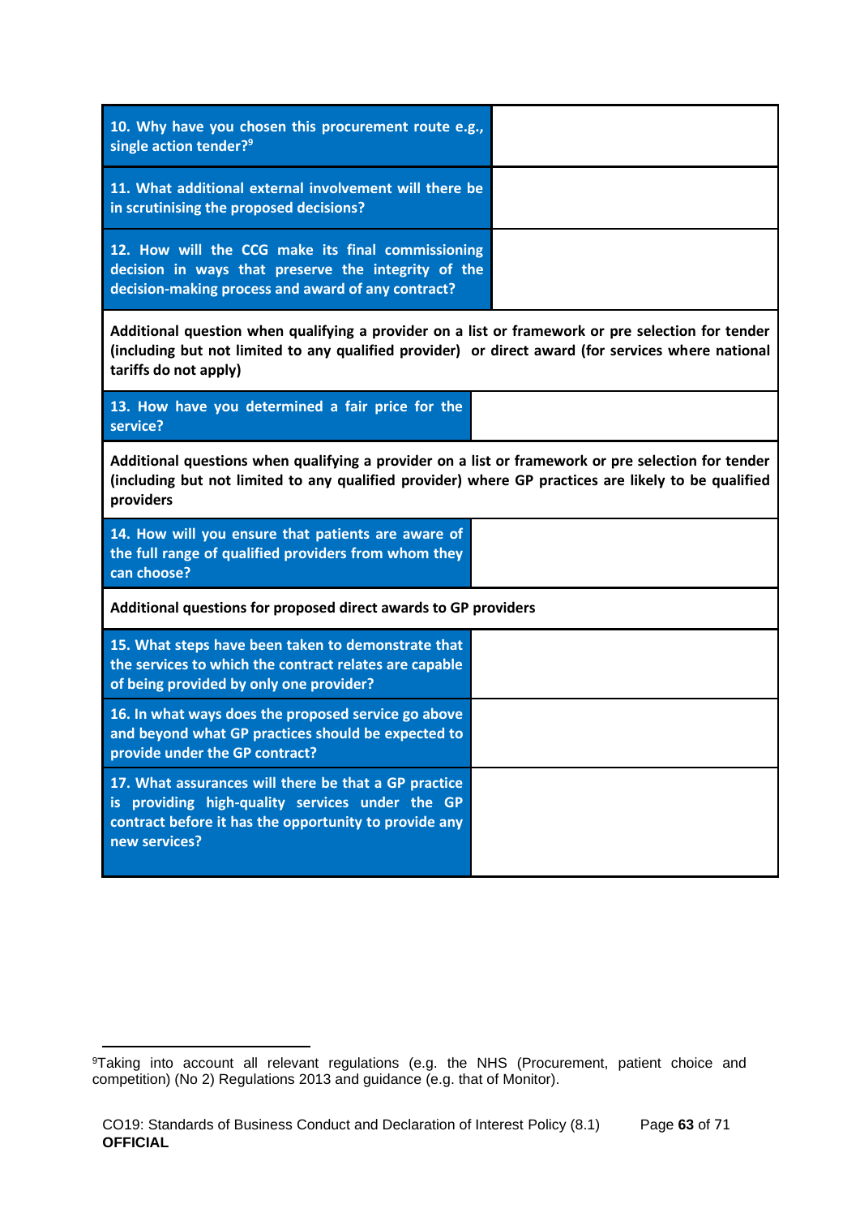| | |
|---|---|
| **10. Why have you chosen this procurement route e.g., single action tender?**[9] | |
| **11. What additional external involvement will there be in scrutinising the proposed decisions?** | |
| **12. How will the CCG make its final commissioning decision in ways that preserve the integrity of the decision-making process and award of any contract?** | |
| **Additional question when qualifying a provider on a list or framework or pre selection for tender (including but not limited to any qualified provider) or direct award (for services where national tariffs do not apply)** | |
| **13. How have you determined a fair price for the service?** | |
| **Additional questions when qualifying a provider on a list or framework or pre selection for tender (including but not limited to any qualified provider) where GP practices are likely to be qualified providers** | |
| **14. How will you ensure that patients are aware of the full range of qualified providers from whom they can choose?** | |
| **Additional questions for proposed direct awards to GP providers** | |
| **15. What steps have been taken to demonstrate that the services to which the contract relates are capable of being provided by only one provider?** | |
| **16. In what ways does the proposed service go above and beyond what GP practices should be expected to provide under the GP contract?** | |
| **17. What assurances will there be that a GP practice is providing high-quality services under the GP contract before it has the opportunity to provide any new services?** | |

[9] Taking into account all relevant regulations (e.g. the NHS (Procurement, patient choice and competition) (No 2) Regulations 2013 and guidance (e.g. that of Monitor).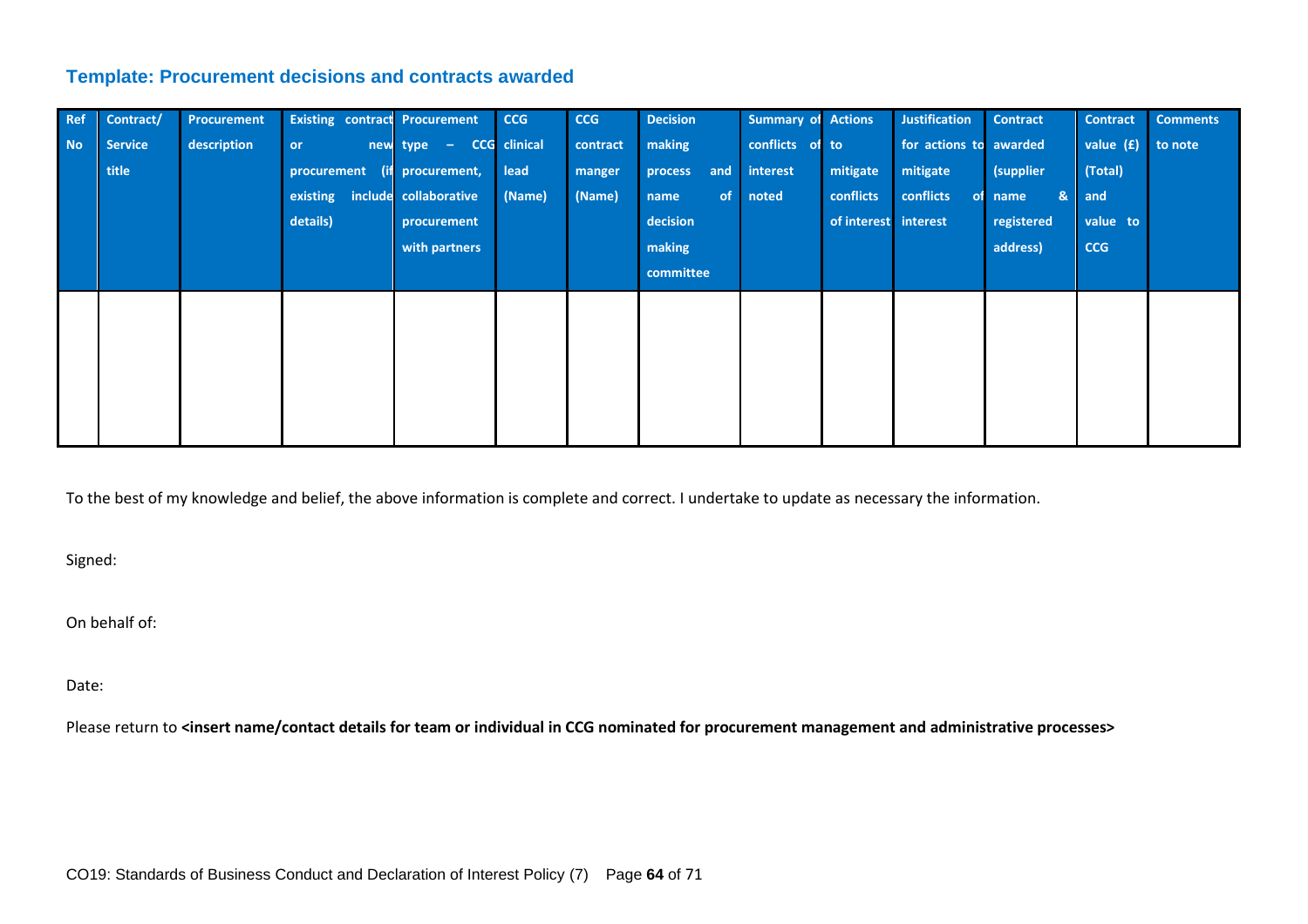### Template: Procurement decisions and contracts awarded

| Ref No | Contract/ Service title | Procurement description | Existing contract or new procurement (if existing include details) | Procurement type – CCG procurement, collaborative procurement with partners | CCG clinical lead (Name) | CCG contract manger (Name) | Decision making process and name of decision making committee | Summary of conflicts of interest noted | Actions to mitigate conflicts of interest | Justification for actions to mitigate conflicts of interest | Contract awarded (supplier name & registered address) | Contract value (£) (Total) and value to CCG | Comments to note |
|---|---|---|---|---|---|---|---|---|---|---|---|---|---|
| | | | | | | | | | | | | | |

To the best of my knowledge and belief, the above information is complete and correct. I undertake to update as necessary the information.

Signed:

On behalf of:

Date:

Please return to **<insert name/contact details for team or individual in CCG nominated for procurement management and administrative processes>**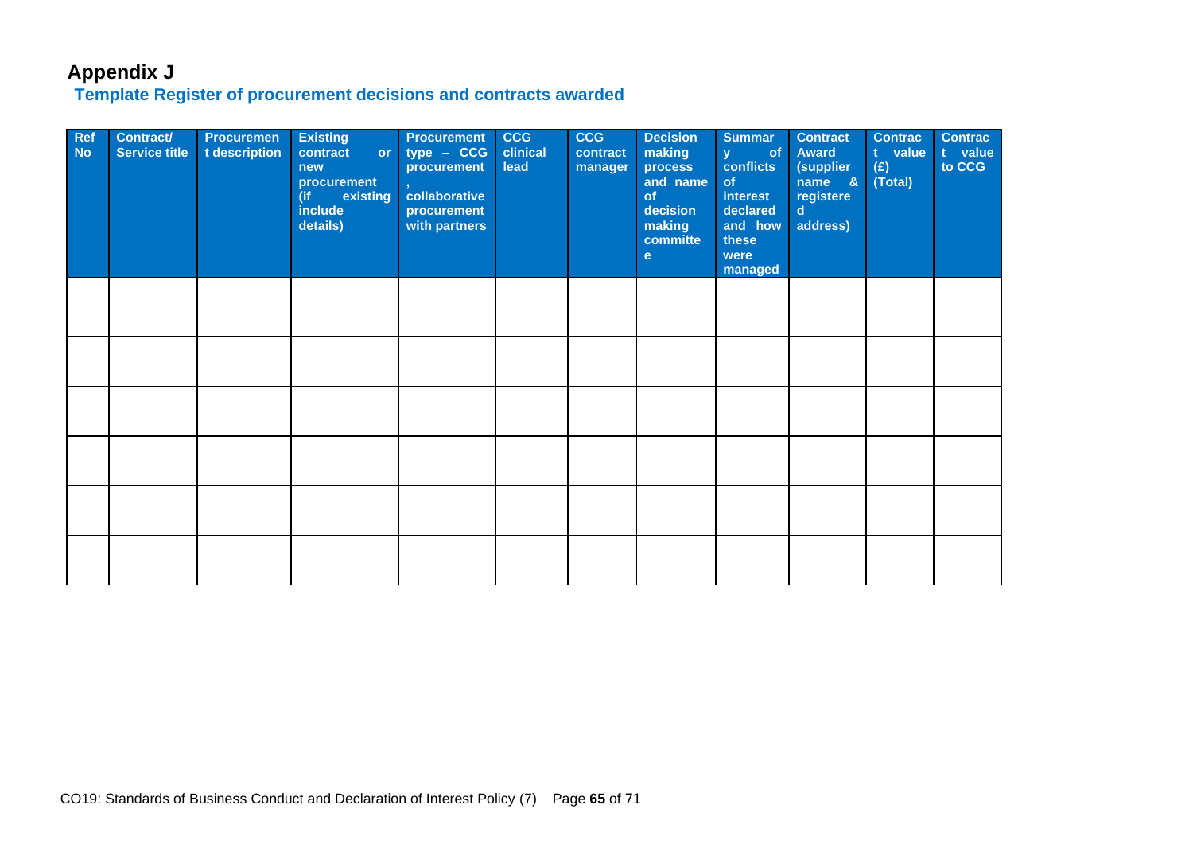## Appendix J

### Template Register of procurement decisions and contracts awarded

| Ref No | Contract/ Service title | Procurement description | Existing contract or new procurement (if existing include details) | Procurement type – CCG procurement, collaborative procurement with partners | CCG clinical lead | CCG contract manager | Decision making process and name of decision making committee | Summary of conflicts of interest declared and how these were managed | Contract Award (supplier name & registered address) | Contract value (£) (Total) | Contract value to CCG |
|---|---|---|---|---|---|---|---|---|---|---|---|
| | | | | | | | | | | | |
| | | | | | | | | | | | |
| | | | | | | | | | | | |
| | | | | | | | | | | | |
| | | | | | | | | | | | |
| | | | | | | | | | | | |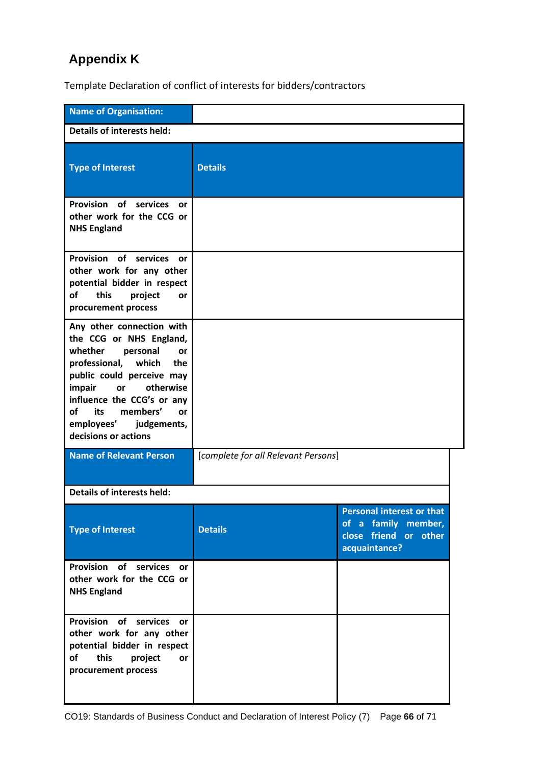# Appendix K

Template Declaration of conflict of interests for bidders/contractors

| **Name of Organisation:** | |
|---|---|
| **Details of interests held:** | |
| **Type of Interest** | **Details** |
| **Provision of services or other work for the CCG or NHS England** | |
| **Provision of services or other work for any other potential bidder in respect of this project or procurement process** | |
| **Any other connection with the CCG or NHS England, whether personal or professional, which the public could perceive may impair or otherwise influence the CCG's or any of its members' or employees' judgements, decisions or actions** | |

| **Name of Relevant Person** | [*complete for all Relevant Persons*] | |
|---|---|---|
| **Details of interests held:** | | |
| **Type of Interest** | **Details** | **Personal interest or that of a family member, close friend or other acquaintance?** |
| **Provision of services or other work for the CCG or NHS England** | | |
| **Provision of services or other work for any other potential bidder in respect of this project or procurement process** | | |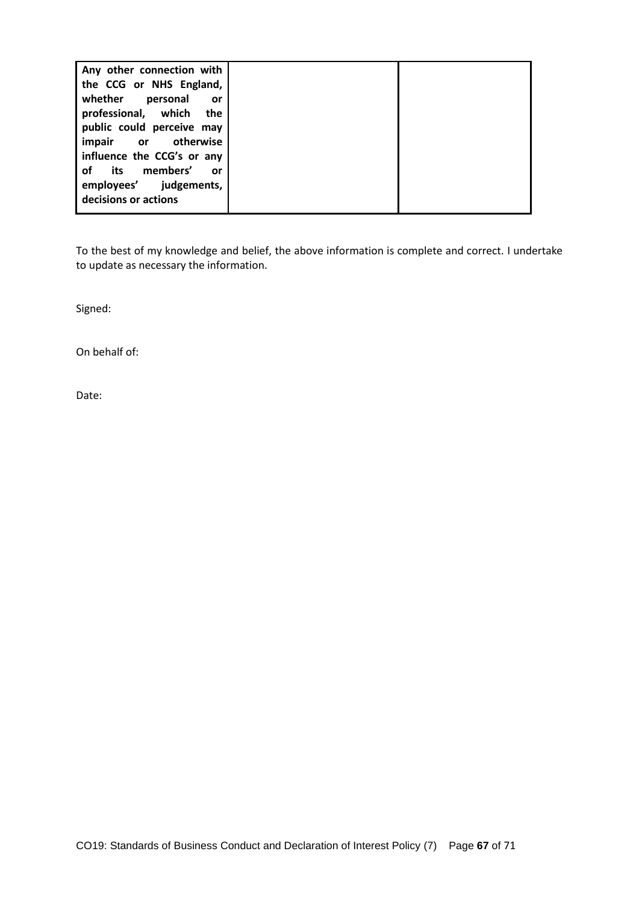| **Any other connection with the CCG or NHS England, whether personal or professional, which the public could perceive may impair or otherwise influence the CCG's or any of its members' or employees' judgements, decisions or actions** | | |
|---|---|---|

To the best of my knowledge and belief, the above information is complete and correct. I undertake to update as necessary the information.

Signed:

On behalf of:

Date: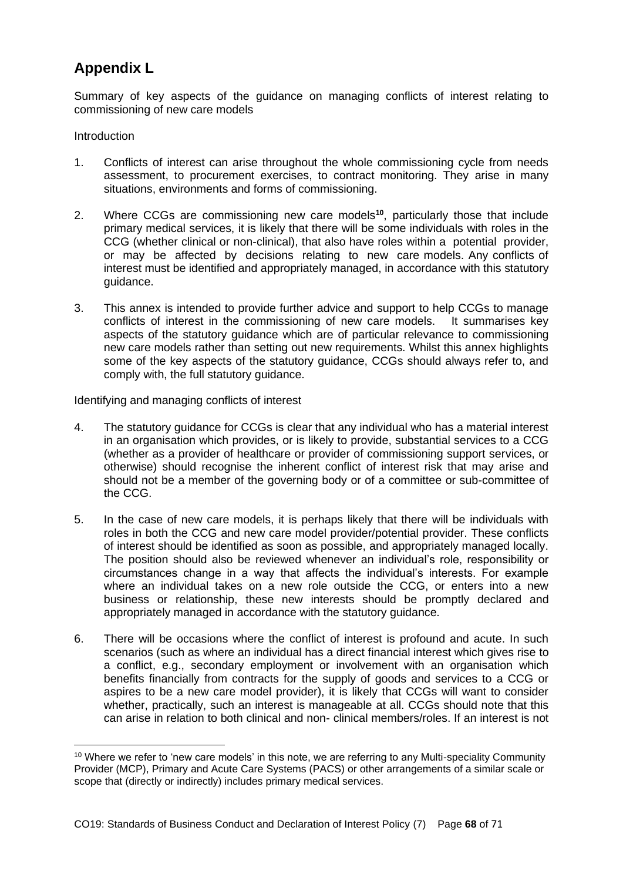## Appendix L

Summary of key aspects of the guidance on managing conflicts of interest relating to commissioning of new care models

Introduction

1. Conflicts of interest can arise throughout the whole commissioning cycle from needs assessment, to procurement exercises, to contract monitoring. They arise in many situations, environments and forms of commissioning.

2. Where CCGs are commissioning new care models[10], particularly those that include primary medical services, it is likely that there will be some individuals with roles in the CCG (whether clinical or non-clinical), that also have roles within a potential provider, or may be affected by decisions relating to new care models. Any conflicts of interest must be identified and appropriately managed, in accordance with this statutory guidance.

3. This annex is intended to provide further advice and support to help CCGs to manage conflicts of interest in the commissioning of new care models. It summarises key aspects of the statutory guidance which are of particular relevance to commissioning new care models rather than setting out new requirements. Whilst this annex highlights some of the key aspects of the statutory guidance, CCGs should always refer to, and comply with, the full statutory guidance.

Identifying and managing conflicts of interest

4. The statutory guidance for CCGs is clear that any individual who has a material interest in an organisation which provides, or is likely to provide, substantial services to a CCG (whether as a provider of healthcare or provider of commissioning support services, or otherwise) should recognise the inherent conflict of interest risk that may arise and should not be a member of the governing body or of a committee or sub-committee of the CCG.

5. In the case of new care models, it is perhaps likely that there will be individuals with roles in both the CCG and new care model provider/potential provider. These conflicts of interest should be identified as soon as possible, and appropriately managed locally. The position should also be reviewed whenever an individual's role, responsibility or circumstances change in a way that affects the individual's interests. For example where an individual takes on a new role outside the CCG, or enters into a new business or relationship, these new interests should be promptly declared and appropriately managed in accordance with the statutory guidance.

6. There will be occasions where the conflict of interest is profound and acute. In such scenarios (such as where an individual has a direct financial interest which gives rise to a conflict, e.g., secondary employment or involvement with an organisation which benefits financially from contracts for the supply of goods and services to a CCG or aspires to be a new care model provider), it is likely that CCGs will want to consider whether, practically, such an interest is manageable at all. CCGs should note that this can arise in relation to both clinical and non- clinical members/roles. If an interest is not

---

[10] Where we refer to 'new care models' in this note, we are referring to any Multi-speciality Community Provider (MCP), Primary and Acute Care Systems (PACS) or other arrangements of a similar scale or scope that (directly or indirectly) includes primary medical services.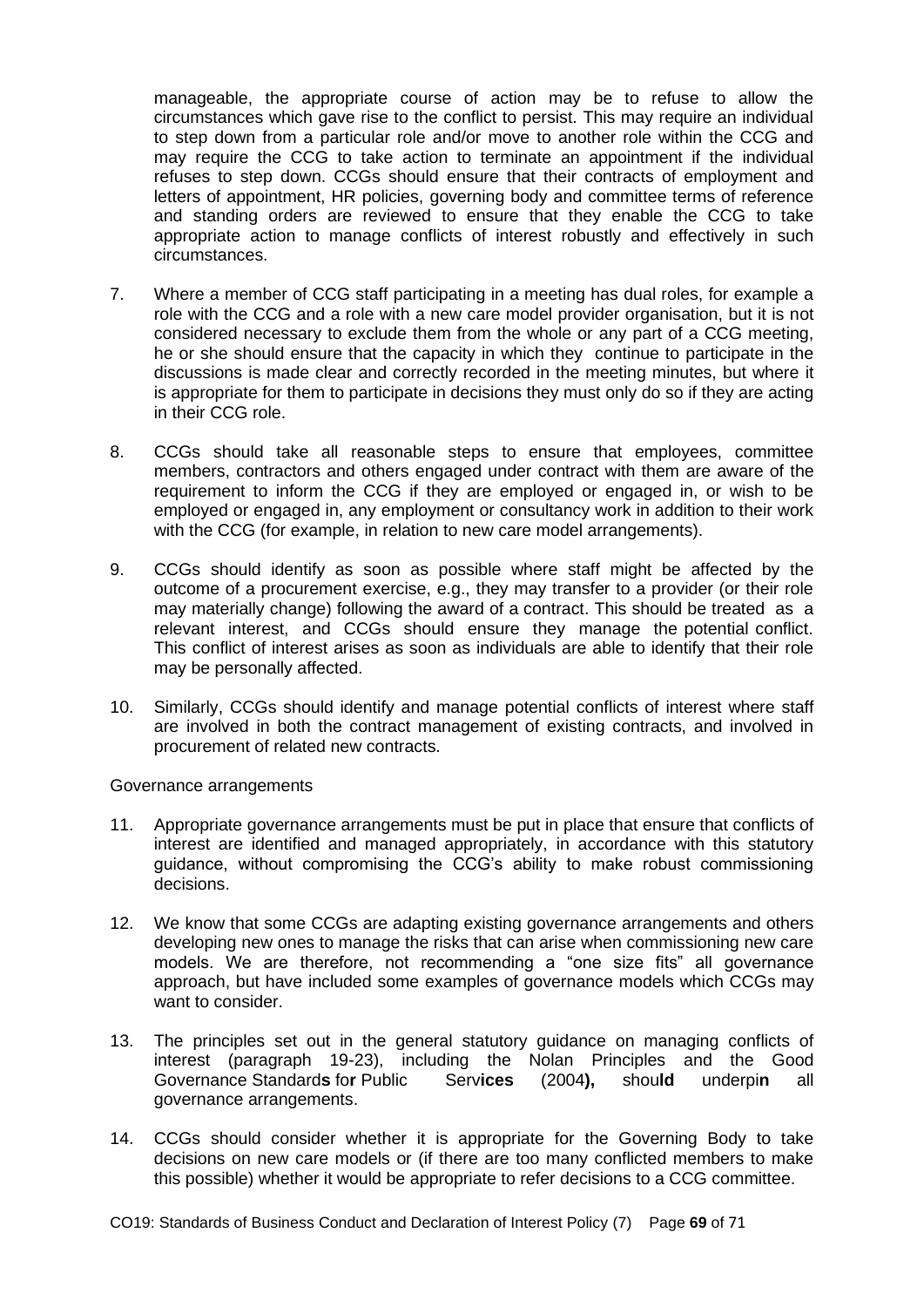manageable, the appropriate course of action may be to refuse to allow the circumstances which gave rise to the conflict to persist. This may require an individual to step down from a particular role and/or move to another role within the CCG and may require the CCG to take action to terminate an appointment if the individual refuses to step down. CCGs should ensure that their contracts of employment and letters of appointment, HR policies, governing body and committee terms of reference and standing orders are reviewed to ensure that they enable the CCG to take appropriate action to manage conflicts of interest robustly and effectively in such circumstances.

7. Where a member of CCG staff participating in a meeting has dual roles, for example a role with the CCG and a role with a new care model provider organisation, but it is not considered necessary to exclude them from the whole or any part of a CCG meeting, he or she should ensure that the capacity in which they continue to participate in the discussions is made clear and correctly recorded in the meeting minutes, but where it is appropriate for them to participate in decisions they must only do so if they are acting in their CCG role.

8. CCGs should take all reasonable steps to ensure that employees, committee members, contractors and others engaged under contract with them are aware of the requirement to inform the CCG if they are employed or engaged in, or wish to be employed or engaged in, any employment or consultancy work in addition to their work with the CCG (for example, in relation to new care model arrangements).

9. CCGs should identify as soon as possible where staff might be affected by the outcome of a procurement exercise, e.g., they may transfer to a provider (or their role may materially change) following the award of a contract. This should be treated as a relevant interest, and CCGs should ensure they manage the potential conflict. This conflict of interest arises as soon as individuals are able to identify that their role may be personally affected.

10. Similarly, CCGs should identify and manage potential conflicts of interest where staff are involved in both the contract management of existing contracts, and involved in procurement of related new contracts.

Governance arrangements

11. Appropriate governance arrangements must be put in place that ensure that conflicts of interest are identified and managed appropriately, in accordance with this statutory guidance, without compromising the CCG's ability to make robust commissioning decisions.

12. We know that some CCGs are adapting existing governance arrangements and others developing new ones to manage the risks that can arise when commissioning new care models. We are therefore, not recommending a "one size fits" all governance approach, but have included some examples of governance models which CCGs may want to consider.

13. The principles set out in the general statutory guidance on managing conflicts of interest (paragraph 19-23), including the Nolan Principles and the Good Governance Standards for Public Services (2004), should underpin all governance arrangements.

14. CCGs should consider whether it is appropriate for the Governing Body to take decisions on new care models or (if there are too many conflicted members to make this possible) whether it would be appropriate to refer decisions to a CCG committee.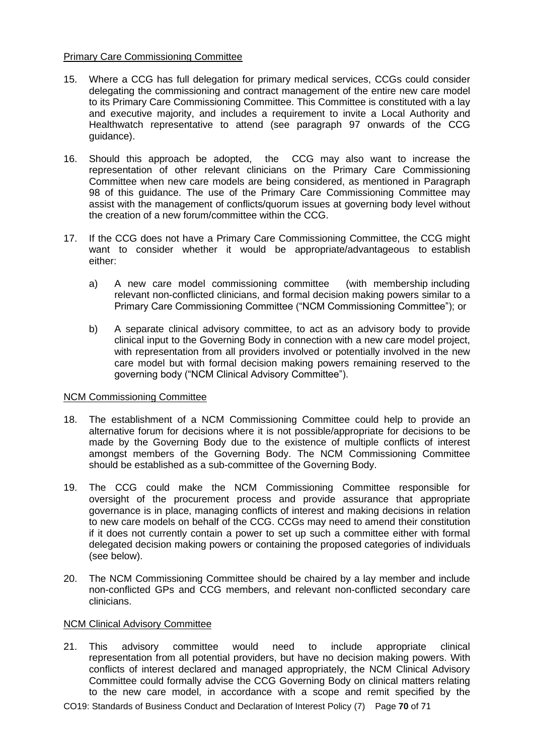Primary Care Commissioning Committee

15. Where a CCG has full delegation for primary medical services, CCGs could consider delegating the commissioning and contract management of the entire new care model to its Primary Care Commissioning Committee. This Committee is constituted with a lay and executive majority, and includes a requirement to invite a Local Authority and Healthwatch representative to attend (see paragraph 97 onwards of the CCG guidance).

16. Should this approach be adopted, the CCG may also want to increase the representation of other relevant clinicians on the Primary Care Commissioning Committee when new care models are being considered, as mentioned in Paragraph 98 of this guidance. The use of the Primary Care Commissioning Committee may assist with the management of conflicts/quorum issues at governing body level without the creation of a new forum/committee within the CCG.

17. If the CCG does not have a Primary Care Commissioning Committee, the CCG might want to consider whether it would be appropriate/advantageous to establish either:

    a) A new care model commissioning committee (with membership including relevant non-conflicted clinicians, and formal decision making powers similar to a Primary Care Commissioning Committee ("NCM Commissioning Committee"); or

    b) A separate clinical advisory committee, to act as an advisory body to provide clinical input to the Governing Body in connection with a new care model project, with representation from all providers involved or potentially involved in the new care model but with formal decision making powers remaining reserved to the governing body ("NCM Clinical Advisory Committee").

NCM Commissioning Committee

18. The establishment of a NCM Commissioning Committee could help to provide an alternative forum for decisions where it is not possible/appropriate for decisions to be made by the Governing Body due to the existence of multiple conflicts of interest amongst members of the Governing Body. The NCM Commissioning Committee should be established as a sub-committee of the Governing Body.

19. The CCG could make the NCM Commissioning Committee responsible for oversight of the procurement process and provide assurance that appropriate governance is in place, managing conflicts of interest and making decisions in relation to new care models on behalf of the CCG. CCGs may need to amend their constitution if it does not currently contain a power to set up such a committee either with formal delegated decision making powers or containing the proposed categories of individuals (see below).

20. The NCM Commissioning Committee should be chaired by a lay member and include non-conflicted GPs and CCG members, and relevant non-conflicted secondary care clinicians.

NCM Clinical Advisory Committee

21. This advisory committee would need to include appropriate clinical representation from all potential providers, but have no decision making powers. With conflicts of interest declared and managed appropriately, the NCM Clinical Advisory Committee could formally advise the CCG Governing Body on clinical matters relating to the new care model, in accordance with a scope and remit specified by the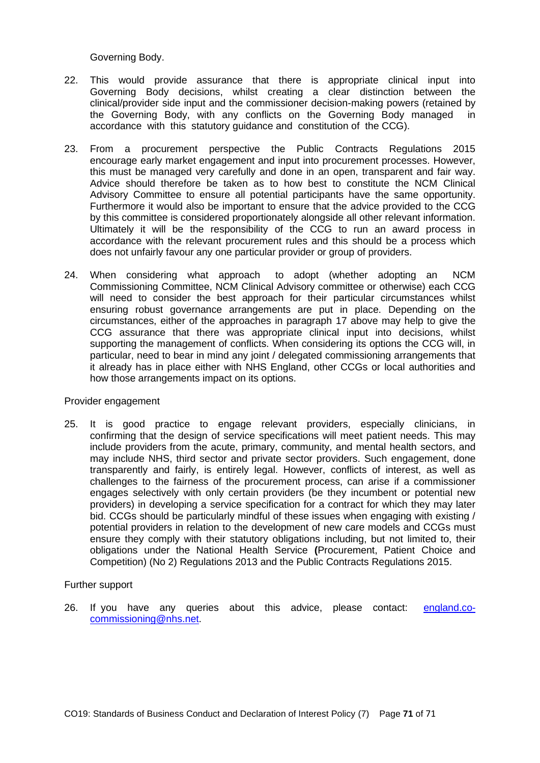Governing Body.

22. This would provide assurance that there is appropriate clinical input into Governing Body decisions, whilst creating a clear distinction between the clinical/provider side input and the commissioner decision-making powers (retained by the Governing Body, with any conflicts on the Governing Body managed in accordance with this statutory guidance and constitution of the CCG).

23. From a procurement perspective the Public Contracts Regulations 2015 encourage early market engagement and input into procurement processes. However, this must be managed very carefully and done in an open, transparent and fair way. Advice should therefore be taken as to how best to constitute the NCM Clinical Advisory Committee to ensure all potential participants have the same opportunity. Furthermore it would also be important to ensure that the advice provided to the CCG by this committee is considered proportionately alongside all other relevant information. Ultimately it will be the responsibility of the CCG to run an award process in accordance with the relevant procurement rules and this should be a process which does not unfairly favour any one particular provider or group of providers.

24. When considering what approach to adopt (whether adopting an NCM Commissioning Committee, NCM Clinical Advisory committee or otherwise) each CCG will need to consider the best approach for their particular circumstances whilst ensuring robust governance arrangements are put in place. Depending on the circumstances, either of the approaches in paragraph 17 above may help to give the CCG assurance that there was appropriate clinical input into decisions, whilst supporting the management of conflicts. When considering its options the CCG will, in particular, need to bear in mind any joint / delegated commissioning arrangements that it already has in place either with NHS England, other CCGs or local authorities and how those arrangements impact on its options.

Provider engagement

25. It is good practice to engage relevant providers, especially clinicians, in confirming that the design of service specifications will meet patient needs. This may include providers from the acute, primary, community, and mental health sectors, and may include NHS, third sector and private sector providers. Such engagement, done transparently and fairly, is entirely legal. However, conflicts of interest, as well as challenges to the fairness of the procurement process, can arise if a commissioner engages selectively with only certain providers (be they incumbent or potential new providers) in developing a service specification for a contract for which they may later bid. CCGs should be particularly mindful of these issues when engaging with existing / potential providers in relation to the development of new care models and CCGs must ensure they comply with their statutory obligations including, but not limited to, their obligations under the National Health Service **(**Procurement, Patient Choice and Competition) (No 2) Regulations 2013 and the Public Contracts Regulations 2015.

Further support

26. If you have any queries about this advice, please contact: england.co-commissioning@nhs.net.